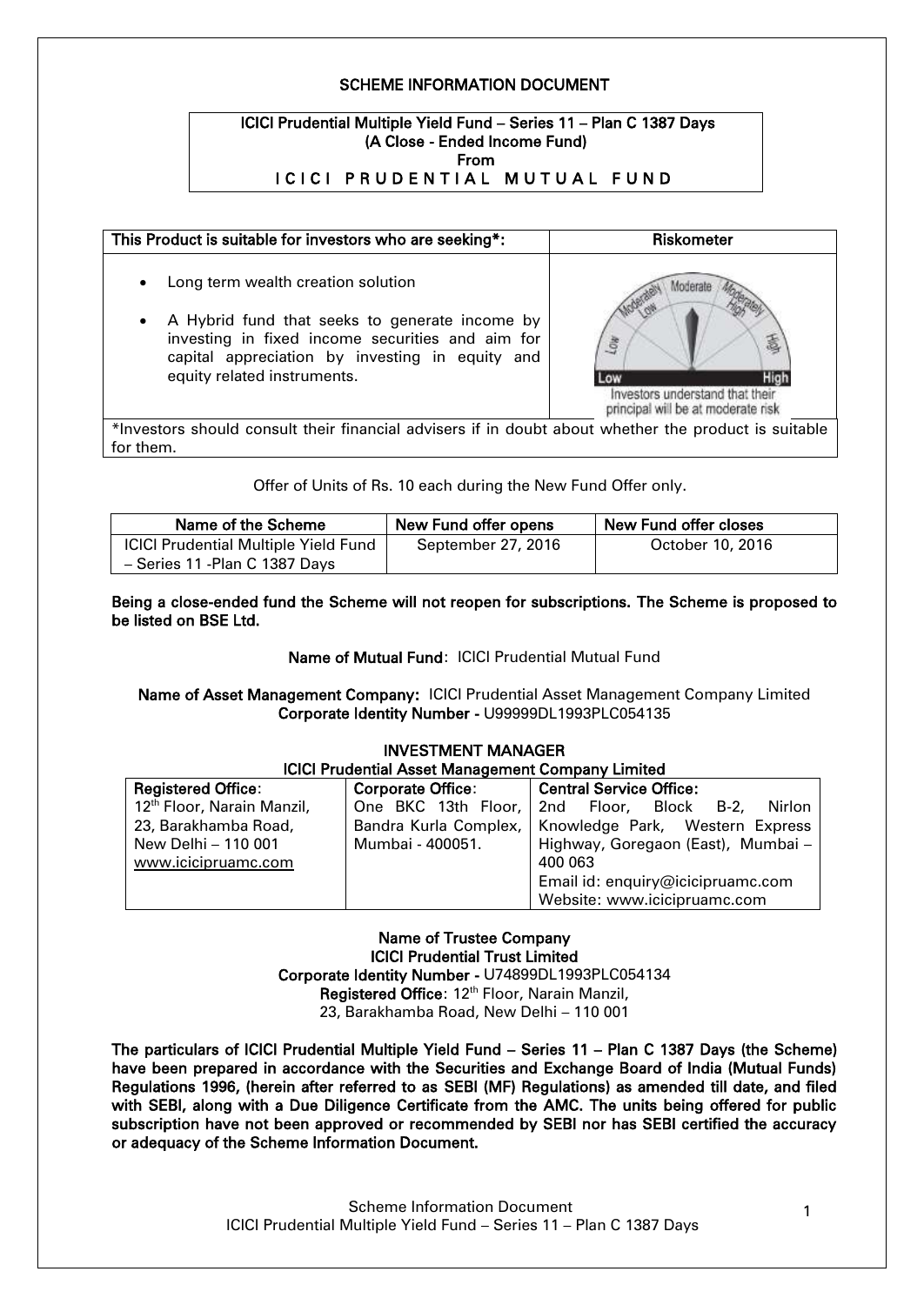# SCHEME INFORMATION DOCUMENT

**ICICI Prudential Multiple Yield Fund – Series 11 – Plan C 1387 Days**
**(A Close - Ended Income Fund)**
**From**
**I C I C I P R U D E N T I A L M U T U A L F U N D**

| This Product is suitable for investors who are seeking*: | Riskometer |
|---|---|
| • Long term wealth creation solution<br>• A Hybrid fund that seeks to generate income by investing in fixed income securities and aim for capital appreciation by investing in equity and equity related instruments. | Investors understand that their principal will be at moderate risk |

*Investors should consult their financial advisers if in doubt about whether the product is suitable for them.

Offer of Units of Rs. 10 each during the New Fund Offer only.

| Name of the Scheme | New Fund offer opens | New Fund offer closes |
|---|---|---|
| ICICI Prudential Multiple Yield Fund – Series 11 -Plan C 1387 Days | September 27, 2016 | October 10, 2016 |

**Being a close-ended fund the Scheme will not reopen for subscriptions. The Scheme is proposed to be listed on BSE Ltd.**

**Name of Mutual Fund**: ICICI Prudential Mutual Fund

**Name of Asset Management Company:** ICICI Prudential Asset Management Company Limited
**Corporate Identity Number -** U99999DL1993PLC054135

**INVESTMENT MANAGER**
**ICICI Prudential Asset Management Company Limited**

| Registered Office: | Corporate Office: | Central Service Office: |
|---|---|---|
| 12th Floor, Narain Manzil, 23, Barakhamba Road, New Delhi – 110 001 www.icicipruamc.com | One BKC 13th Floor, Bandra Kurla Complex, Mumbai - 400051. | 2nd Floor, Block B-2, Nirlon Knowledge Park, Western Express Highway, Goregaon (East), Mumbai – 400 063 Email id: enquiry@icicipruamc.com Website: www.icicipruamc.com |

**Name of Trustee Company**
**ICICI Prudential Trust Limited**
**Corporate Identity Number -** U74899DL1993PLC054134
**Registered Office**: 12th Floor, Narain Manzil,
23, Barakhamba Road, New Delhi – 110 001

**The particulars of ICICI Prudential Multiple Yield Fund – Series 11 – Plan C 1387 Days (the Scheme) have been prepared in accordance with the Securities and Exchange Board of India (Mutual Funds) Regulations 1996, (herein after referred to as SEBI (MF) Regulations) as amended till date, and filed with SEBI, along with a Due Diligence Certificate from the AMC. The units being offered for public subscription have not been approved or recommended by SEBI nor has SEBI certified the accuracy or adequacy of the Scheme Information Document.**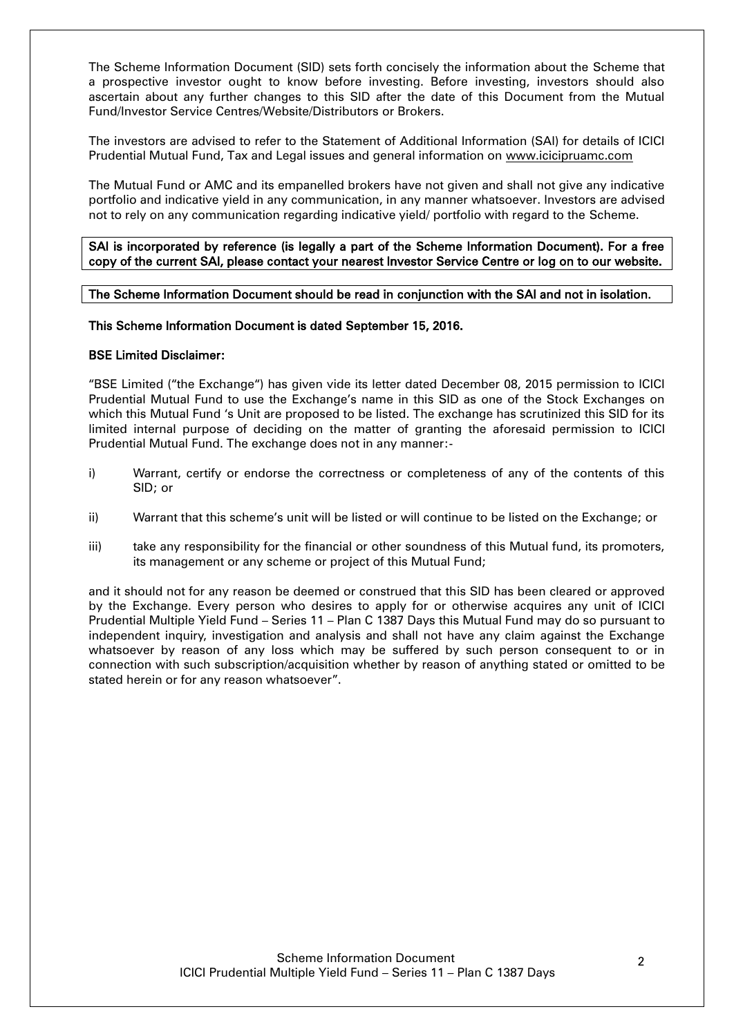The Scheme Information Document (SID) sets forth concisely the information about the Scheme that a prospective investor ought to know before investing. Before investing, investors should also ascertain about any further changes to this SID after the date of this Document from the Mutual Fund/Investor Service Centres/Website/Distributors or Brokers.

The investors are advised to refer to the Statement of Additional Information (SAI) for details of ICICI Prudential Mutual Fund, Tax and Legal issues and general information on www.icicipruamc.com

The Mutual Fund or AMC and its empanelled brokers have not given and shall not give any indicative portfolio and indicative yield in any communication, in any manner whatsoever. Investors are advised not to rely on any communication regarding indicative yield/ portfolio with regard to the Scheme.

**SAI is incorporated by reference (is legally a part of the Scheme Information Document). For a free copy of the current SAI, please contact your nearest Investor Service Centre or log on to our website.**

**The Scheme Information Document should be read in conjunction with the SAI and not in isolation.**

**This Scheme Information Document is dated September 15, 2016.**

**BSE Limited Disclaimer:**

"BSE Limited ("the Exchange") has given vide its letter dated December 08, 2015 permission to ICICI Prudential Mutual Fund to use the Exchange's name in this SID as one of the Stock Exchanges on which this Mutual Fund 's Unit are proposed to be listed. The exchange has scrutinized this SID for its limited internal purpose of deciding on the matter of granting the aforesaid permission to ICICI Prudential Mutual Fund. The exchange does not in any manner:-

i) Warrant, certify or endorse the correctness or completeness of any of the contents of this SID; or

ii) Warrant that this scheme's unit will be listed or will continue to be listed on the Exchange; or

iii) take any responsibility for the financial or other soundness of this Mutual fund, its promoters, its management or any scheme or project of this Mutual Fund;

and it should not for any reason be deemed or construed that this SID has been cleared or approved by the Exchange. Every person who desires to apply for or otherwise acquires any unit of ICICI Prudential Multiple Yield Fund – Series 11 – Plan C 1387 Days this Mutual Fund may do so pursuant to independent inquiry, investigation and analysis and shall not have any claim against the Exchange whatsoever by reason of any loss which may be suffered by such person consequent to or in connection with such subscription/acquisition whether by reason of anything stated or omitted to be stated herein or for any reason whatsoever".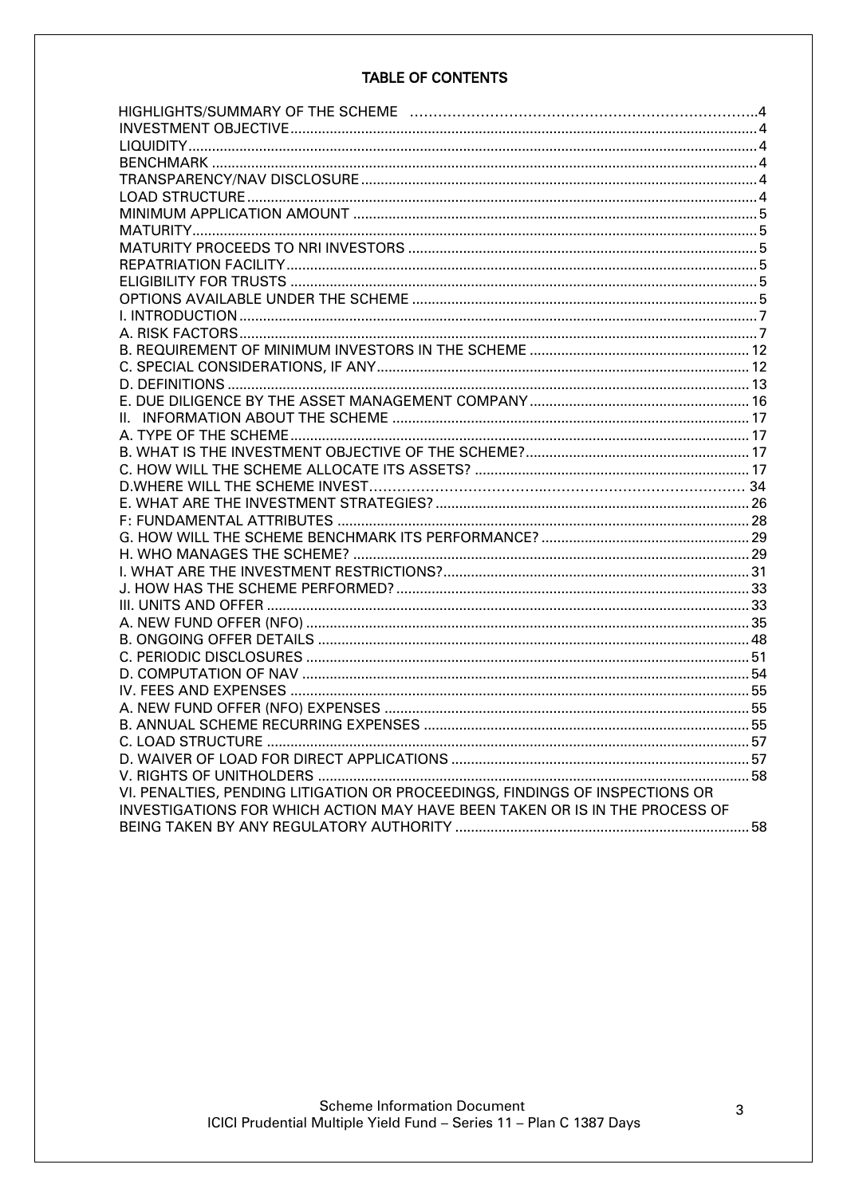## TABLE OF CONTENTS

| | |
|---|---|
| HIGHLIGHTS/SUMMARY OF THE SCHEME | 4 |
| INVESTMENT OBJECTIVE | 4 |
| LIQUIDITY | 4 |
| BENCHMARK | 4 |
| TRANSPARENCY/NAV DISCLOSURE | 4 |
| LOAD STRUCTURE | 4 |
| MINIMUM APPLICATION AMOUNT | 5 |
| MATURITY | 5 |
| MATURITY PROCEEDS TO NRI INVESTORS | 5 |
| REPATRIATION FACILITY | 5 |
| ELIGIBILITY FOR TRUSTS | 5 |
| OPTIONS AVAILABLE UNDER THE SCHEME | 5 |
| I. INTRODUCTION | 7 |
| A. RISK FACTORS | 7 |
| B. REQUIREMENT OF MINIMUM INVESTORS IN THE SCHEME | 12 |
| C. SPECIAL CONSIDERATIONS, IF ANY | 12 |
| D. DEFINITIONS | 13 |
| E. DUE DILIGENCE BY THE ASSET MANAGEMENT COMPANY | 16 |
| II. INFORMATION ABOUT THE SCHEME | 17 |
| A. TYPE OF THE SCHEME | 17 |
| B. WHAT IS THE INVESTMENT OBJECTIVE OF THE SCHEME? | 17 |
| C. HOW WILL THE SCHEME ALLOCATE ITS ASSETS? | 17 |
| D.WHERE WILL THE SCHEME INVEST | 34 |
| E. WHAT ARE THE INVESTMENT STRATEGIES? | 26 |
| F: FUNDAMENTAL ATTRIBUTES | 28 |
| G. HOW WILL THE SCHEME BENCHMARK ITS PERFORMANCE? | 29 |
| H. WHO MANAGES THE SCHEME? | 29 |
| I. WHAT ARE THE INVESTMENT RESTRICTIONS? | 31 |
| J. HOW HAS THE SCHEME PERFORMED? | 33 |
| III. UNITS AND OFFER | 33 |
| A. NEW FUND OFFER (NFO) | 35 |
| B. ONGOING OFFER DETAILS | 48 |
| C. PERIODIC DISCLOSURES | 51 |
| D. COMPUTATION OF NAV | 54 |
| IV. FEES AND EXPENSES | 55 |
| A. NEW FUND OFFER (NFO) EXPENSES | 55 |
| B. ANNUAL SCHEME RECURRING EXPENSES | 55 |
| C. LOAD STRUCTURE | 57 |
| D. WAIVER OF LOAD FOR DIRECT APPLICATIONS | 57 |
| V. RIGHTS OF UNITHOLDERS | 58 |
| VI. PENALTIES, PENDING LITIGATION OR PROCEEDINGS, FINDINGS OF INSPECTIONS OR INVESTIGATIONS FOR WHICH ACTION MAY HAVE BEEN TAKEN OR IS IN THE PROCESS OF BEING TAKEN BY ANY REGULATORY AUTHORITY | 58 |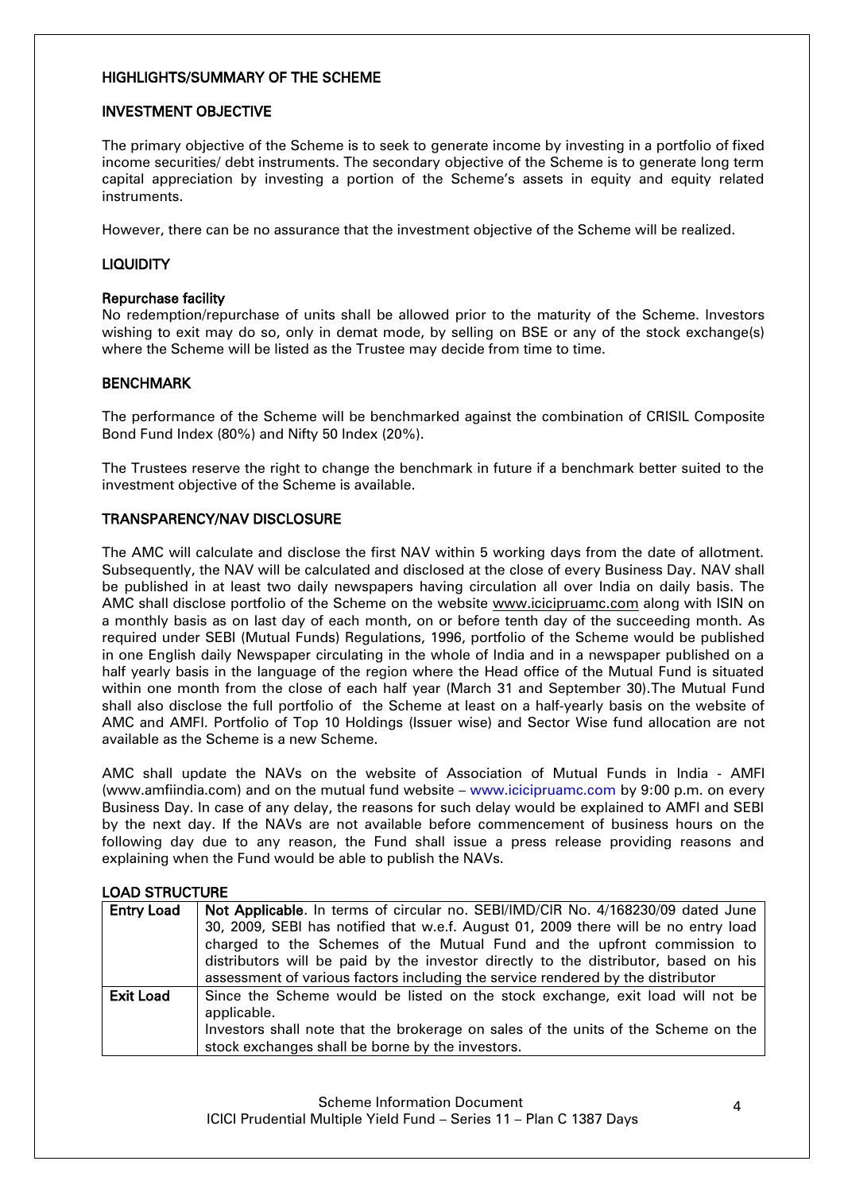## HIGHLIGHTS/SUMMARY OF THE SCHEME

### INVESTMENT OBJECTIVE

The primary objective of the Scheme is to seek to generate income by investing in a portfolio of fixed income securities/ debt instruments. The secondary objective of the Scheme is to generate long term capital appreciation by investing a portion of the Scheme's assets in equity and equity related instruments.

However, there can be no assurance that the investment objective of the Scheme will be realized.

### LIQUIDITY

**Repurchase facility**

No redemption/repurchase of units shall be allowed prior to the maturity of the Scheme. Investors wishing to exit may do so, only in demat mode, by selling on BSE or any of the stock exchange(s) where the Scheme will be listed as the Trustee may decide from time to time.

### BENCHMARK

The performance of the Scheme will be benchmarked against the combination of CRISIL Composite Bond Fund Index (80%) and Nifty 50 Index (20%).

The Trustees reserve the right to change the benchmark in future if a benchmark better suited to the investment objective of the Scheme is available.

### TRANSPARENCY/NAV DISCLOSURE

The AMC will calculate and disclose the first NAV within 5 working days from the date of allotment. Subsequently, the NAV will be calculated and disclosed at the close of every Business Day. NAV shall be published in at least two daily newspapers having circulation all over India on daily basis. The AMC shall disclose portfolio of the Scheme on the website www.icicipruamc.com along with ISIN on a monthly basis as on last day of each month, on or before tenth day of the succeeding month. As required under SEBI (Mutual Funds) Regulations, 1996, portfolio of the Scheme would be published in one English daily Newspaper circulating in the whole of India and in a newspaper published on a half yearly basis in the language of the region where the Head office of the Mutual Fund is situated within one month from the close of each half year (March 31 and September 30).The Mutual Fund shall also disclose the full portfolio of the Scheme at least on a half-yearly basis on the website of AMC and AMFI. Portfolio of Top 10 Holdings (Issuer wise) and Sector Wise fund allocation are not available as the Scheme is a new Scheme.

AMC shall update the NAVs on the website of Association of Mutual Funds in India - AMFI (www.amfiindia.com) and on the mutual fund website – www.icicipruamc.com by 9:00 p.m. on every Business Day. In case of any delay, the reasons for such delay would be explained to AMFI and SEBI by the next day. If the NAVs are not available before commencement of business hours on the following day due to any reason, the Fund shall issue a press release providing reasons and explaining when the Fund would be able to publish the NAVs.

### LOAD STRUCTURE

| | |
|---|---|
| **Entry Load** | **Not Applicable**. In terms of circular no. SEBI/IMD/CIR No. 4/168230/09 dated June 30, 2009, SEBI has notified that w.e.f. August 01, 2009 there will be no entry load charged to the Schemes of the Mutual Fund and the upfront commission to distributors will be paid by the investor directly to the distributor, based on his assessment of various factors including the service rendered by the distributor |
| **Exit Load** | Since the Scheme would be listed on the stock exchange, exit load will not be applicable.<br>Investors shall note that the brokerage on sales of the units of the Scheme on the stock exchanges shall be borne by the investors. |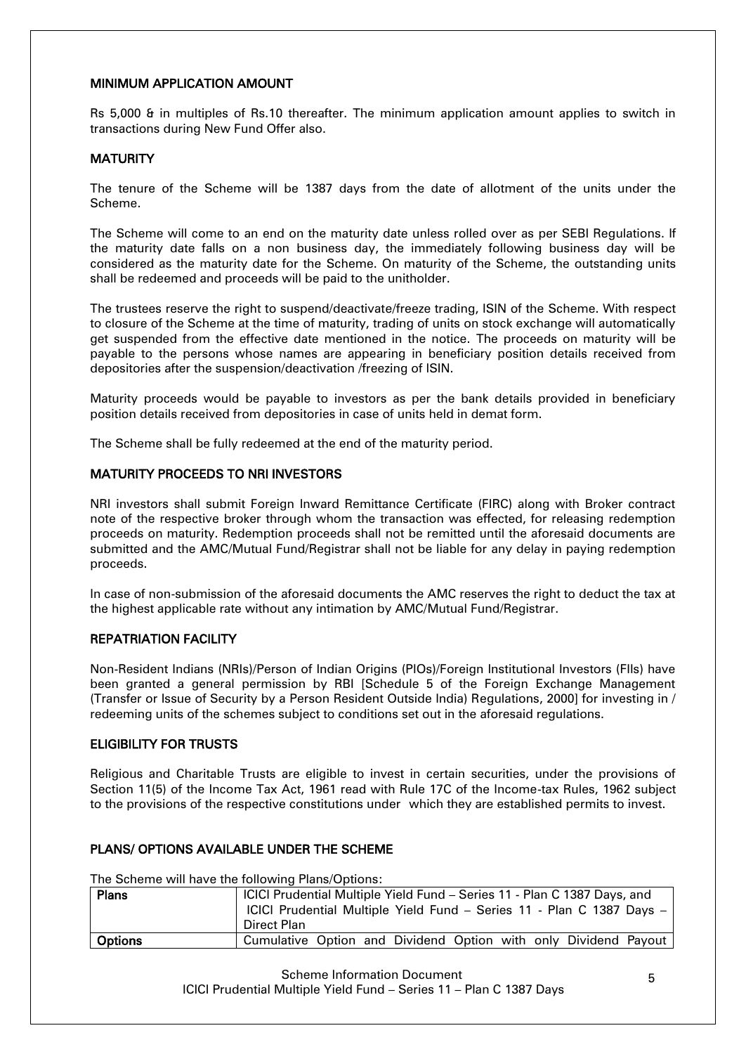## MINIMUM APPLICATION AMOUNT

Rs 5,000 & in multiples of Rs.10 thereafter. The minimum application amount applies to switch in transactions during New Fund Offer also.

## MATURITY

The tenure of the Scheme will be 1387 days from the date of allotment of the units under the Scheme.

The Scheme will come to an end on the maturity date unless rolled over as per SEBI Regulations. If the maturity date falls on a non business day, the immediately following business day will be considered as the maturity date for the Scheme. On maturity of the Scheme, the outstanding units shall be redeemed and proceeds will be paid to the unitholder.

The trustees reserve the right to suspend/deactivate/freeze trading, ISIN of the Scheme. With respect to closure of the Scheme at the time of maturity, trading of units on stock exchange will automatically get suspended from the effective date mentioned in the notice. The proceeds on maturity will be payable to the persons whose names are appearing in beneficiary position details received from depositories after the suspension/deactivation /freezing of ISIN.

Maturity proceeds would be payable to investors as per the bank details provided in beneficiary position details received from depositories in case of units held in demat form.

The Scheme shall be fully redeemed at the end of the maturity period.

## MATURITY PROCEEDS TO NRI INVESTORS

NRI investors shall submit Foreign Inward Remittance Certificate (FIRC) along with Broker contract note of the respective broker through whom the transaction was effected, for releasing redemption proceeds on maturity. Redemption proceeds shall not be remitted until the aforesaid documents are submitted and the AMC/Mutual Fund/Registrar shall not be liable for any delay in paying redemption proceeds.

In case of non-submission of the aforesaid documents the AMC reserves the right to deduct the tax at the highest applicable rate without any intimation by AMC/Mutual Fund/Registrar.

## REPATRIATION FACILITY

Non-Resident Indians (NRIs)/Person of Indian Origins (PIOs)/Foreign Institutional Investors (FIIs) have been granted a general permission by RBI [Schedule 5 of the Foreign Exchange Management (Transfer or Issue of Security by a Person Resident Outside India) Regulations, 2000] for investing in / redeeming units of the schemes subject to conditions set out in the aforesaid regulations.

## ELIGIBILITY FOR TRUSTS

Religious and Charitable Trusts are eligible to invest in certain securities, under the provisions of Section 11(5) of the Income Tax Act, 1961 read with Rule 17C of the Income-tax Rules, 1962 subject to the provisions of the respective constitutions under which they are established permits to invest.

## PLANS/ OPTIONS AVAILABLE UNDER THE SCHEME

The Scheme will have the following Plans/Options:

| | |
|---|---|
| **Plans** | ICICI Prudential Multiple Yield Fund – Series 11 - Plan C 1387 Days, and ICICI Prudential Multiple Yield Fund – Series 11 - Plan C 1387 Days – Direct Plan |
| **Options** | Cumulative Option and Dividend Option with only Dividend Payout |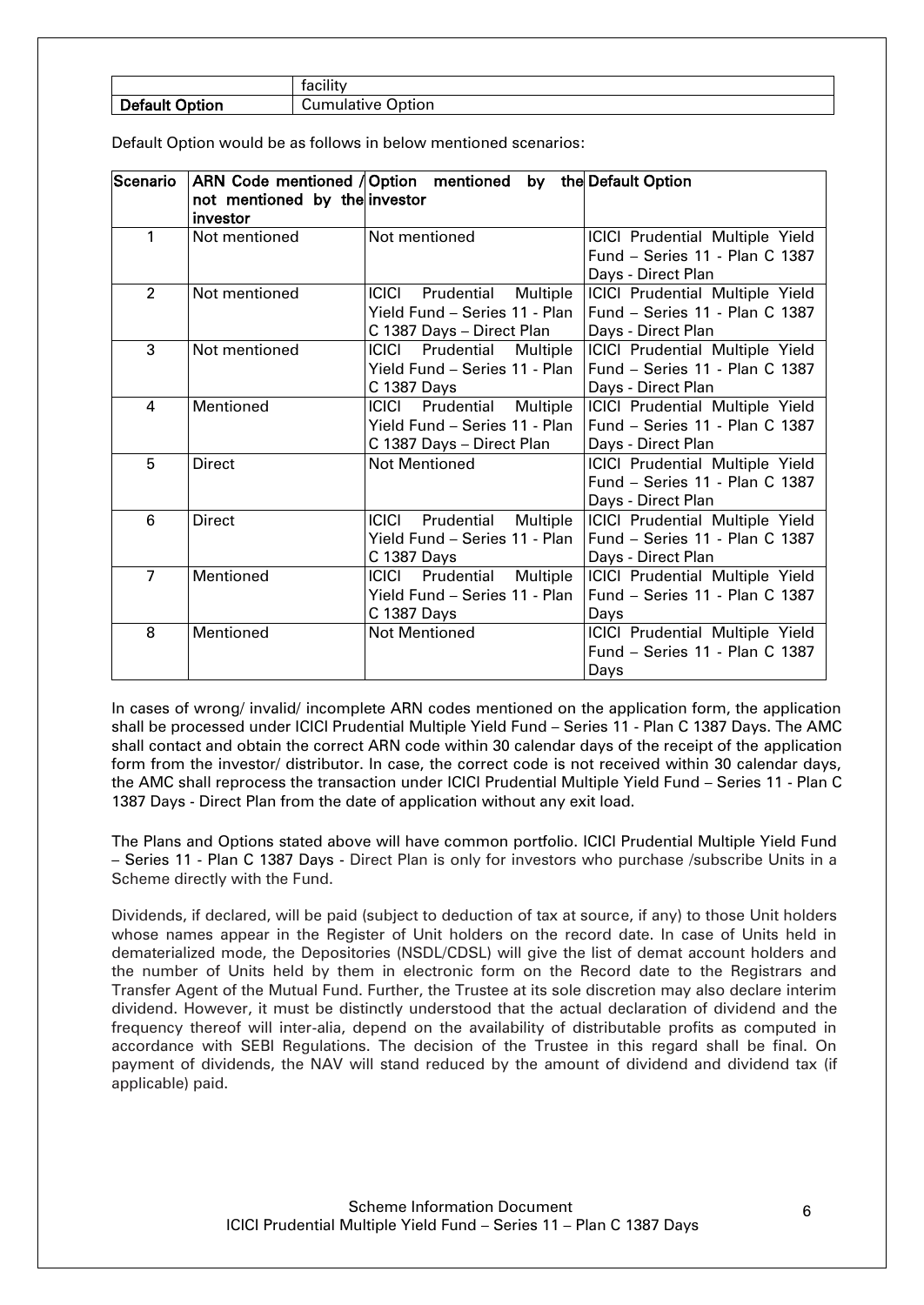| | facility |
|---|---|
| **Default Option** | Cumulative Option |

Default Option would be as follows in below mentioned scenarios:

| Scenario | ARN Code mentioned / not mentioned by the investor | Option mentioned by the investor | Default Option |
|---|---|---|---|
| 1 | Not mentioned | Not mentioned | ICICI Prudential Multiple Yield Fund – Series 11 - Plan C 1387 Days - Direct Plan |
| 2 | Not mentioned | ICICI Prudential Multiple Yield Fund – Series 11 - Plan C 1387 Days – Direct Plan | ICICI Prudential Multiple Yield Fund – Series 11 - Plan C 1387 Days - Direct Plan |
| 3 | Not mentioned | ICICI Prudential Multiple Yield Fund – Series 11 - Plan C 1387 Days | ICICI Prudential Multiple Yield Fund – Series 11 - Plan C 1387 Days - Direct Plan |
| 4 | Mentioned | ICICI Prudential Multiple Yield Fund – Series 11 - Plan C 1387 Days – Direct Plan | ICICI Prudential Multiple Yield Fund – Series 11 - Plan C 1387 Days - Direct Plan |
| 5 | Direct | Not Mentioned | ICICI Prudential Multiple Yield Fund – Series 11 - Plan C 1387 Days - Direct Plan |
| 6 | Direct | ICICI Prudential Multiple Yield Fund – Series 11 - Plan C 1387 Days | ICICI Prudential Multiple Yield Fund – Series 11 - Plan C 1387 Days - Direct Plan |
| 7 | Mentioned | ICICI Prudential Multiple Yield Fund – Series 11 - Plan C 1387 Days | ICICI Prudential Multiple Yield Fund – Series 11 - Plan C 1387 Days |
| 8 | Mentioned | Not Mentioned | ICICI Prudential Multiple Yield Fund – Series 11 - Plan C 1387 Days |

In cases of wrong/ invalid/ incomplete ARN codes mentioned on the application form, the application shall be processed under ICICI Prudential Multiple Yield Fund – Series 11 - Plan C 1387 Days. The AMC shall contact and obtain the correct ARN code within 30 calendar days of the receipt of the application form from the investor/ distributor. In case, the correct code is not received within 30 calendar days, the AMC shall reprocess the transaction under ICICI Prudential Multiple Yield Fund – Series 11 - Plan C 1387 Days - Direct Plan from the date of application without any exit load.

The Plans and Options stated above will have common portfolio. ICICI Prudential Multiple Yield Fund – Series 11 - Plan C 1387 Days - Direct Plan is only for investors who purchase /subscribe Units in a Scheme directly with the Fund.

Dividends, if declared, will be paid (subject to deduction of tax at source, if any) to those Unit holders whose names appear in the Register of Unit holders on the record date. In case of Units held in dematerialized mode, the Depositories (NSDL/CDSL) will give the list of demat account holders and the number of Units held by them in electronic form on the Record date to the Registrars and Transfer Agent of the Mutual Fund. Further, the Trustee at its sole discretion may also declare interim dividend. However, it must be distinctly understood that the actual declaration of dividend and the frequency thereof will inter-alia, depend on the availability of distributable profits as computed in accordance with SEBI Regulations. The decision of the Trustee in this regard shall be final. On payment of dividends, the NAV will stand reduced by the amount of dividend and dividend tax (if applicable) paid.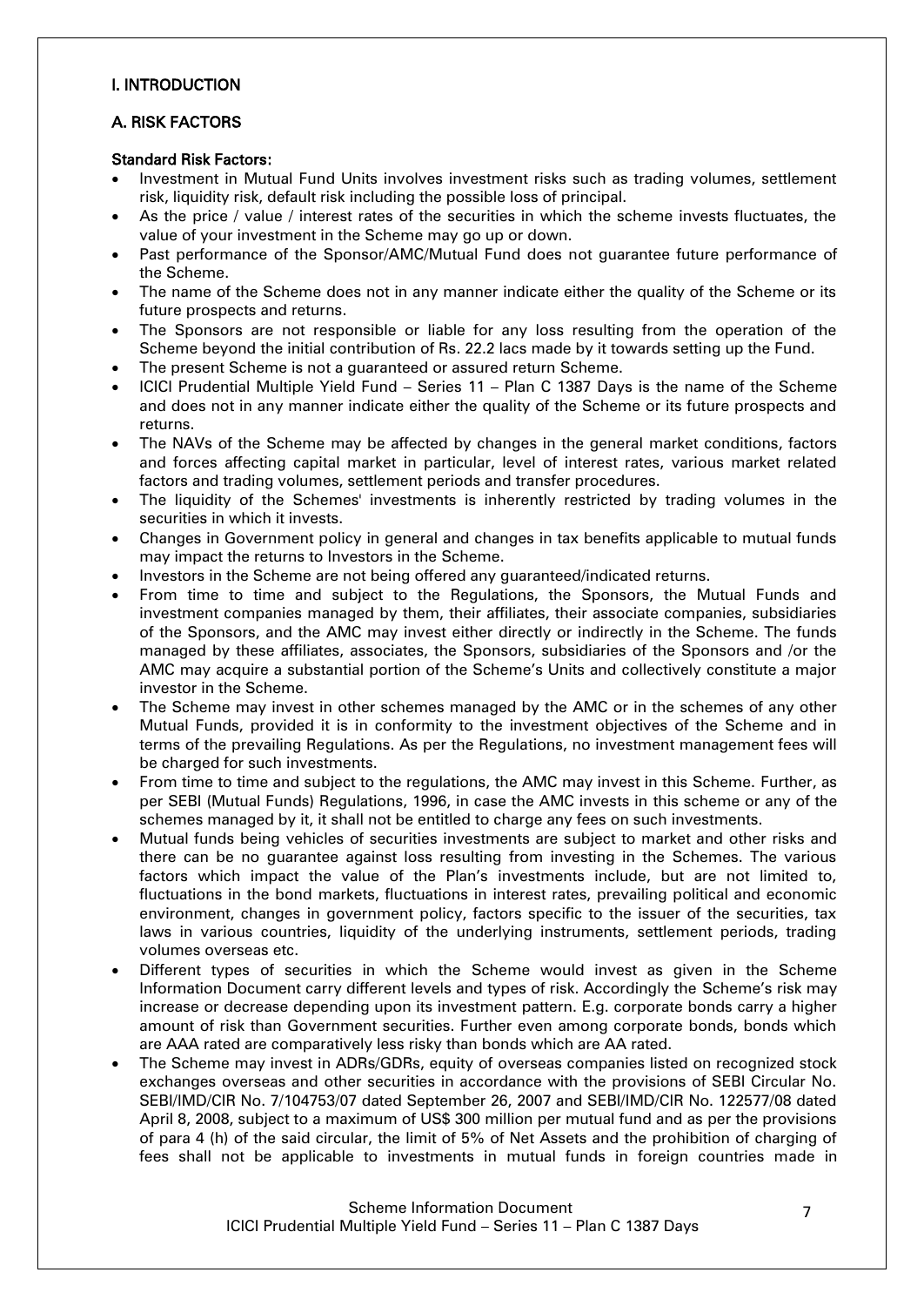# I. INTRODUCTION

## A. RISK FACTORS

### Standard Risk Factors:

- Investment in Mutual Fund Units involves investment risks such as trading volumes, settlement risk, liquidity risk, default risk including the possible loss of principal.
- As the price / value / interest rates of the securities in which the scheme invests fluctuates, the value of your investment in the Scheme may go up or down.
- Past performance of the Sponsor/AMC/Mutual Fund does not guarantee future performance of the Scheme.
- The name of the Scheme does not in any manner indicate either the quality of the Scheme or its future prospects and returns.
- The Sponsors are not responsible or liable for any loss resulting from the operation of the Scheme beyond the initial contribution of Rs. 22.2 lacs made by it towards setting up the Fund.
- The present Scheme is not a guaranteed or assured return Scheme.
- ICICI Prudential Multiple Yield Fund – Series 11 – Plan C 1387 Days is the name of the Scheme and does not in any manner indicate either the quality of the Scheme or its future prospects and returns.
- The NAVs of the Scheme may be affected by changes in the general market conditions, factors and forces affecting capital market in particular, level of interest rates, various market related factors and trading volumes, settlement periods and transfer procedures.
- The liquidity of the Schemes' investments is inherently restricted by trading volumes in the securities in which it invests.
- Changes in Government policy in general and changes in tax benefits applicable to mutual funds may impact the returns to Investors in the Scheme.
- Investors in the Scheme are not being offered any guaranteed/indicated returns.
- From time to time and subject to the Regulations, the Sponsors, the Mutual Funds and investment companies managed by them, their affiliates, their associate companies, subsidiaries of the Sponsors, and the AMC may invest either directly or indirectly in the Scheme. The funds managed by these affiliates, associates, the Sponsors, subsidiaries of the Sponsors and /or the AMC may acquire a substantial portion of the Scheme's Units and collectively constitute a major investor in the Scheme.
- The Scheme may invest in other schemes managed by the AMC or in the schemes of any other Mutual Funds, provided it is in conformity to the investment objectives of the Scheme and in terms of the prevailing Regulations. As per the Regulations, no investment management fees will be charged for such investments.
- From time to time and subject to the regulations, the AMC may invest in this Scheme. Further, as per SEBI (Mutual Funds) Regulations, 1996, in case the AMC invests in this scheme or any of the schemes managed by it, it shall not be entitled to charge any fees on such investments.
- Mutual funds being vehicles of securities investments are subject to market and other risks and there can be no guarantee against loss resulting from investing in the Schemes. The various factors which impact the value of the Plan's investments include, but are not limited to, fluctuations in the bond markets, fluctuations in interest rates, prevailing political and economic environment, changes in government policy, factors specific to the issuer of the securities, tax laws in various countries, liquidity of the underlying instruments, settlement periods, trading volumes overseas etc.
- Different types of securities in which the Scheme would invest as given in the Scheme Information Document carry different levels and types of risk. Accordingly the Scheme's risk may increase or decrease depending upon its investment pattern. E.g. corporate bonds carry a higher amount of risk than Government securities. Further even among corporate bonds, bonds which are AAA rated are comparatively less risky than bonds which are AA rated.
- The Scheme may invest in ADRs/GDRs, equity of overseas companies listed on recognized stock exchanges overseas and other securities in accordance with the provisions of SEBI Circular No. SEBI/IMD/CIR No. 7/104753/07 dated September 26, 2007 and SEBI/IMD/CIR No. 122577/08 dated April 8, 2008, subject to a maximum of US$ 300 million per mutual fund and as per the provisions of para 4 (h) of the said circular, the limit of 5% of Net Assets and the prohibition of charging of fees shall not be applicable to investments in mutual funds in foreign countries made in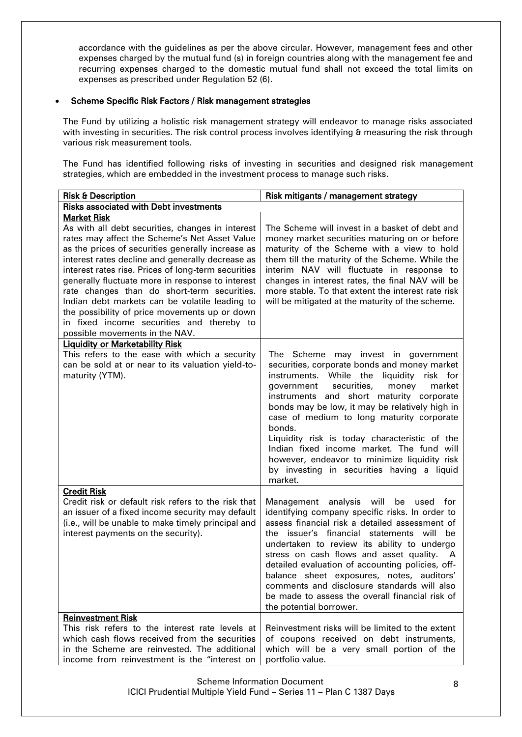accordance with the guidelines as per the above circular. However, management fees and other expenses charged by the mutual fund (s) in foreign countries along with the management fee and recurring expenses charged to the domestic mutual fund shall not exceed the total limits on expenses as prescribed under Regulation 52 (6).

- **Scheme Specific Risk Factors / Risk management strategies**

The Fund by utilizing a holistic risk management strategy will endeavor to manage risks associated with investing in securities. The risk control process involves identifying & measuring the risk through various risk measurement tools.

The Fund has identified following risks of investing in securities and designed risk management strategies, which are embedded in the investment process to manage such risks.

| Risk & Description | Risk mitigants / management strategy |
|---|---|
| **Risks associated with Debt investments** | |
| **Market Risk**<br>As with all debt securities, changes in interest rates may affect the Scheme's Net Asset Value as the prices of securities generally increase as interest rates decline and generally decrease as interest rates rise. Prices of long-term securities generally fluctuate more in response to interest rate changes than do short-term securities. Indian debt markets can be volatile leading to the possibility of price movements up or down in fixed income securities and thereby to possible movements in the NAV. | The Scheme will invest in a basket of debt and money market securities maturing on or before maturity of the Scheme with a view to hold them till the maturity of the Scheme. While the interim NAV will fluctuate in response to changes in interest rates, the final NAV will be more stable. To that extent the interest rate risk will be mitigated at the maturity of the scheme. |
| **Liquidity or Marketability Risk**<br>This refers to the ease with which a security can be sold at or near to its valuation yield-to-maturity (YTM). | The Scheme may invest in government securities, corporate bonds and money market instruments. While the liquidity risk for government securities, money market instruments and short maturity corporate bonds may be low, it may be relatively high in case of medium to long maturity corporate bonds.<br>Liquidity risk is today characteristic of the Indian fixed income market. The fund will however, endeavor to minimize liquidity risk by investing in securities having a liquid market. |
| **Credit Risk**<br>Credit risk or default risk refers to the risk that an issuer of a fixed income security may default (i.e., will be unable to make timely principal and interest payments on the security). | Management analysis will be used for identifying company specific risks. In order to assess financial risk a detailed assessment of the issuer's financial statements will be undertaken to review its ability to undergo stress on cash flows and asset quality. A detailed evaluation of accounting policies, off-balance sheet exposures, notes, auditors' comments and disclosure standards will also be made to assess the overall financial risk of the potential borrower. |
| **Reinvestment Risk**<br>This risk refers to the interest rate levels at which cash flows received from the securities in the Scheme are reinvested. The additional income from reinvestment is the "interest on | Reinvestment risks will be limited to the extent of coupons received on debt instruments, which will be a very small portion of the portfolio value. |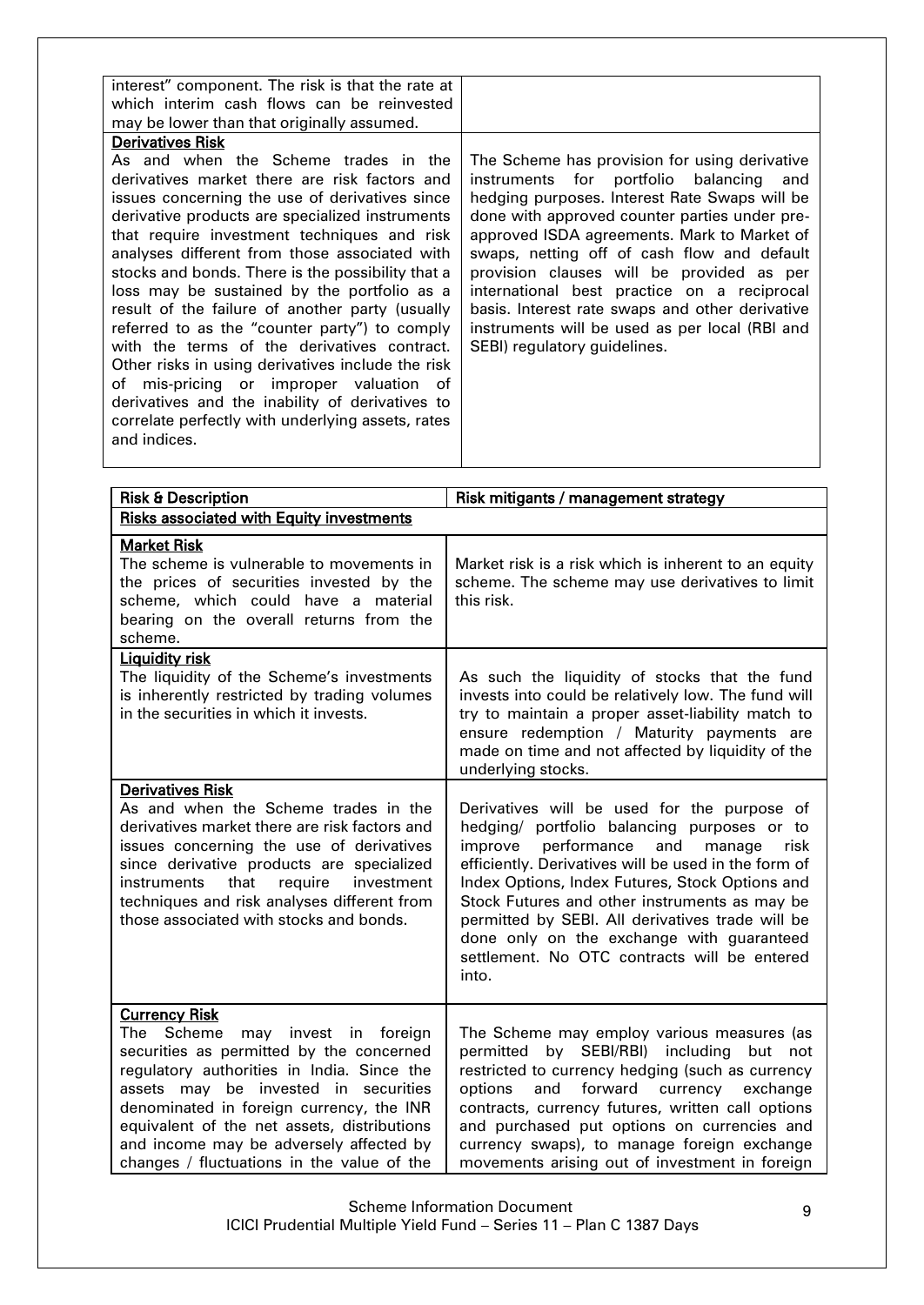| | |
|---|---|
| interest" component. The risk is that the rate at which interim cash flows can be reinvested may be lower than that originally assumed. | |
| **Derivatives Risk**<br>As and when the Scheme trades in the derivatives market there are risk factors and issues concerning the use of derivatives since derivative products are specialized instruments that require investment techniques and risk analyses different from those associated with stocks and bonds. There is the possibility that a loss may be sustained by the portfolio as a result of the failure of another party (usually referred to as the "counter party") to comply with the terms of the derivatives contract. Other risks in using derivatives include the risk of mis-pricing or improper valuation of derivatives and the inability of derivatives to correlate perfectly with underlying assets, rates and indices. | The Scheme has provision for using derivative instruments for portfolio balancing and hedging purposes. Interest Rate Swaps will be done with approved counter parties under pre-approved ISDA agreements. Mark to Market of swaps, netting off of cash flow and default provision clauses will be provided as per international best practice on a reciprocal basis. Interest rate swaps and other derivative instruments will be used as per local (RBI and SEBI) regulatory guidelines. |

| Risk & Description | Risk mitigants / management strategy |
|---|---|
| **Risks associated with Equity investments** | |
| **Market Risk**<br>The scheme is vulnerable to movements in the prices of securities invested by the scheme, which could have a material bearing on the overall returns from the scheme. | Market risk is a risk which is inherent to an equity scheme. The scheme may use derivatives to limit this risk. |
| **Liquidity risk**<br>The liquidity of the Scheme's investments is inherently restricted by trading volumes in the securities in which it invests. | As such the liquidity of stocks that the fund invests into could be relatively low. The fund will try to maintain a proper asset-liability match to ensure redemption / Maturity payments are made on time and not affected by liquidity of the underlying stocks. |
| **Derivatives Risk**<br>As and when the Scheme trades in the derivatives market there are risk factors and issues concerning the use of derivatives since derivative products are specialized instruments that require investment techniques and risk analyses different from those associated with stocks and bonds. | Derivatives will be used for the purpose of hedging/ portfolio balancing purposes or to improve performance and manage risk efficiently. Derivatives will be used in the form of Index Options, Index Futures, Stock Options and Stock Futures and other instruments as may be permitted by SEBI. All derivatives trade will be done only on the exchange with guaranteed settlement. No OTC contracts will be entered into. |
| **Currency Risk**<br>The Scheme may invest in foreign securities as permitted by the concerned regulatory authorities in India. Since the assets may be invested in securities denominated in foreign currency, the INR equivalent of the net assets, distributions and income may be adversely affected by changes / fluctuations in the value of the | The Scheme may employ various measures (as permitted by SEBI/RBI) including but not restricted to currency hedging (such as currency options and forward currency exchange contracts, currency futures, written call options and purchased put options on currencies and currency swaps), to manage foreign exchange movements arising out of investment in foreign |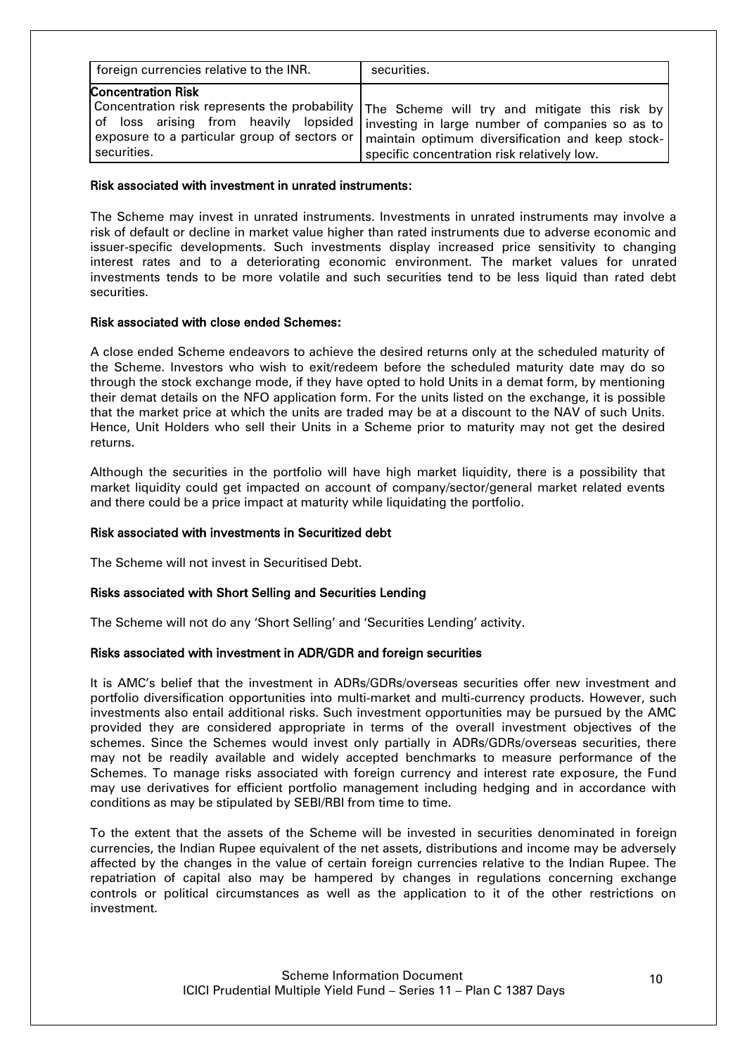| | |
|---|---|
| foreign currencies relative to the INR. | securities. |
| **Concentration Risk**<br>Concentration risk represents the probability of loss arising from heavily lopsided exposure to a particular group of sectors or securities. | The Scheme will try and mitigate this risk by investing in large number of companies so as to maintain optimum diversification and keep stock-specific concentration risk relatively low. |

**Risk associated with investment in unrated instruments:**

The Scheme may invest in unrated instruments. Investments in unrated instruments may involve a risk of default or decline in market value higher than rated instruments due to adverse economic and issuer-specific developments. Such investments display increased price sensitivity to changing interest rates and to a deteriorating economic environment. The market values for unrated investments tends to be more volatile and such securities tend to be less liquid than rated debt securities.

**Risk associated with close ended Schemes:**

A close ended Scheme endeavors to achieve the desired returns only at the scheduled maturity of the Scheme. Investors who wish to exit/redeem before the scheduled maturity date may do so through the stock exchange mode, if they have opted to hold Units in a demat form, by mentioning their demat details on the NFO application form. For the units listed on the exchange, it is possible that the market price at which the units are traded may be at a discount to the NAV of such Units. Hence, Unit Holders who sell their Units in a Scheme prior to maturity may not get the desired returns.

Although the securities in the portfolio will have high market liquidity, there is a possibility that market liquidity could get impacted on account of company/sector/general market related events and there could be a price impact at maturity while liquidating the portfolio.

**Risk associated with investments in Securitized debt**

The Scheme will not invest in Securitised Debt.

**Risks associated with Short Selling and Securities Lending**

The Scheme will not do any 'Short Selling' and 'Securities Lending' activity.

**Risks associated with investment in ADR/GDR and foreign securities**

It is AMC's belief that the investment in ADRs/GDRs/overseas securities offer new investment and portfolio diversification opportunities into multi-market and multi-currency products. However, such investments also entail additional risks. Such investment opportunities may be pursued by the AMC provided they are considered appropriate in terms of the overall investment objectives of the schemes. Since the Schemes would invest only partially in ADRs/GDRs/overseas securities, there may not be readily available and widely accepted benchmarks to measure performance of the Schemes. To manage risks associated with foreign currency and interest rate exposure, the Fund may use derivatives for efficient portfolio management including hedging and in accordance with conditions as may be stipulated by SEBI/RBI from time to time.

To the extent that the assets of the Scheme will be invested in securities denominated in foreign currencies, the Indian Rupee equivalent of the net assets, distributions and income may be adversely affected by the changes in the value of certain foreign currencies relative to the Indian Rupee. The repatriation of capital also may be hampered by changes in regulations concerning exchange controls or political circumstances as well as the application to it of the other restrictions on investment.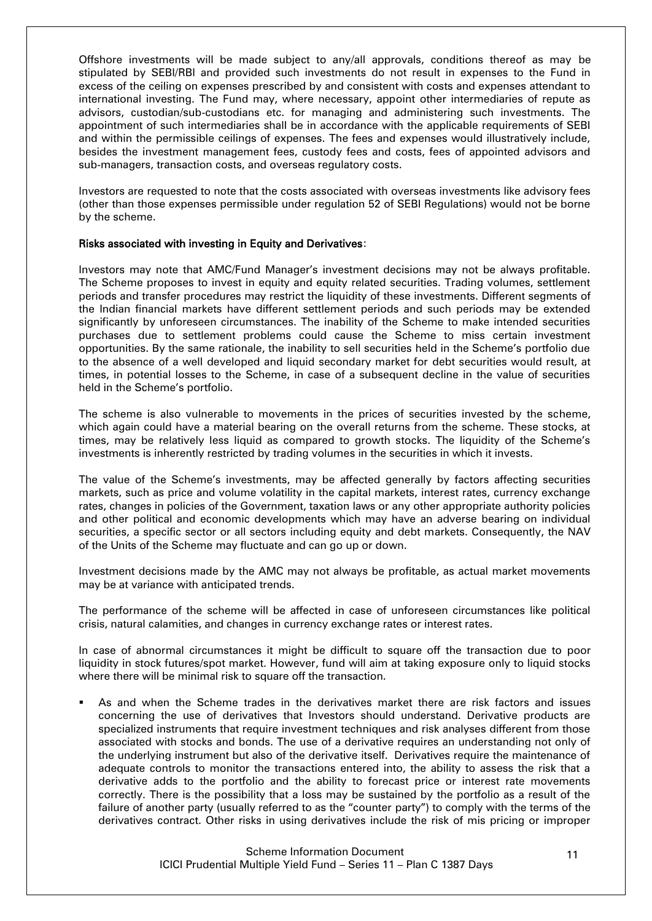Offshore investments will be made subject to any/all approvals, conditions thereof as may be stipulated by SEBI/RBI and provided such investments do not result in expenses to the Fund in excess of the ceiling on expenses prescribed by and consistent with costs and expenses attendant to international investing. The Fund may, where necessary, appoint other intermediaries of repute as advisors, custodian/sub-custodians etc. for managing and administering such investments. The appointment of such intermediaries shall be in accordance with the applicable requirements of SEBI and within the permissible ceilings of expenses. The fees and expenses would illustratively include, besides the investment management fees, custody fees and costs, fees of appointed advisors and sub-managers, transaction costs, and overseas regulatory costs.

Investors are requested to note that the costs associated with overseas investments like advisory fees (other than those expenses permissible under regulation 52 of SEBI Regulations) would not be borne by the scheme.

**Risks associated with investing in Equity and Derivatives**:

Investors may note that AMC/Fund Manager's investment decisions may not be always profitable. The Scheme proposes to invest in equity and equity related securities. Trading volumes, settlement periods and transfer procedures may restrict the liquidity of these investments. Different segments of the Indian financial markets have different settlement periods and such periods may be extended significantly by unforeseen circumstances. The inability of the Scheme to make intended securities purchases due to settlement problems could cause the Scheme to miss certain investment opportunities. By the same rationale, the inability to sell securities held in the Scheme's portfolio due to the absence of a well developed and liquid secondary market for debt securities would result, at times, in potential losses to the Scheme, in case of a subsequent decline in the value of securities held in the Scheme's portfolio.

The scheme is also vulnerable to movements in the prices of securities invested by the scheme, which again could have a material bearing on the overall returns from the scheme. These stocks, at times, may be relatively less liquid as compared to growth stocks. The liquidity of the Scheme's investments is inherently restricted by trading volumes in the securities in which it invests.

The value of the Scheme's investments, may be affected generally by factors affecting securities markets, such as price and volume volatility in the capital markets, interest rates, currency exchange rates, changes in policies of the Government, taxation laws or any other appropriate authority policies and other political and economic developments which may have an adverse bearing on individual securities, a specific sector or all sectors including equity and debt markets. Consequently, the NAV of the Units of the Scheme may fluctuate and can go up or down.

Investment decisions made by the AMC may not always be profitable, as actual market movements may be at variance with anticipated trends.

The performance of the scheme will be affected in case of unforeseen circumstances like political crisis, natural calamities, and changes in currency exchange rates or interest rates.

In case of abnormal circumstances it might be difficult to square off the transaction due to poor liquidity in stock futures/spot market. However, fund will aim at taking exposure only to liquid stocks where there will be minimal risk to square off the transaction.

- As and when the Scheme trades in the derivatives market there are risk factors and issues concerning the use of derivatives that Investors should understand. Derivative products are specialized instruments that require investment techniques and risk analyses different from those associated with stocks and bonds. The use of a derivative requires an understanding not only of the underlying instrument but also of the derivative itself. Derivatives require the maintenance of adequate controls to monitor the transactions entered into, the ability to assess the risk that a derivative adds to the portfolio and the ability to forecast price or interest rate movements correctly. There is the possibility that a loss may be sustained by the portfolio as a result of the failure of another party (usually referred to as the "counter party") to comply with the terms of the derivatives contract. Other risks in using derivatives include the risk of mis pricing or improper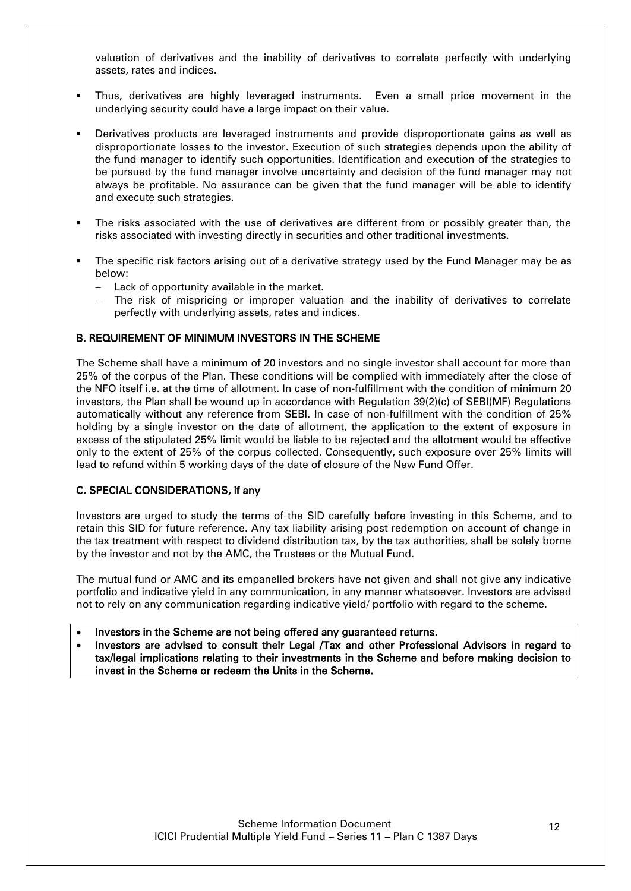valuation of derivatives and the inability of derivatives to correlate perfectly with underlying assets, rates and indices.

- Thus, derivatives are highly leveraged instruments. Even a small price movement in the underlying security could have a large impact on their value.
- Derivatives products are leveraged instruments and provide disproportionate gains as well as disproportionate losses to the investor. Execution of such strategies depends upon the ability of the fund manager to identify such opportunities. Identification and execution of the strategies to be pursued by the fund manager involve uncertainty and decision of the fund manager may not always be profitable. No assurance can be given that the fund manager will be able to identify and execute such strategies.
- The risks associated with the use of derivatives are different from or possibly greater than, the risks associated with investing directly in securities and other traditional investments.
- The specific risk factors arising out of a derivative strategy used by the Fund Manager may be as below:
  - Lack of opportunity available in the market.
  - The risk of mispricing or improper valuation and the inability of derivatives to correlate perfectly with underlying assets, rates and indices.

## B. REQUIREMENT OF MINIMUM INVESTORS IN THE SCHEME

The Scheme shall have a minimum of 20 investors and no single investor shall account for more than 25% of the corpus of the Plan. These conditions will be complied with immediately after the close of the NFO itself i.e. at the time of allotment. In case of non-fulfillment with the condition of minimum 20 investors, the Plan shall be wound up in accordance with Regulation 39(2)(c) of SEBI(MF) Regulations automatically without any reference from SEBI. In case of non-fulfillment with the condition of 25% holding by a single investor on the date of allotment, the application to the extent of exposure in excess of the stipulated 25% limit would be liable to be rejected and the allotment would be effective only to the extent of 25% of the corpus collected. Consequently, such exposure over 25% limits will lead to refund within 5 working days of the date of closure of the New Fund Offer.

## C. SPECIAL CONSIDERATIONS, if any

Investors are urged to study the terms of the SID carefully before investing in this Scheme, and to retain this SID for future reference. Any tax liability arising post redemption on account of change in the tax treatment with respect to dividend distribution tax, by the tax authorities, shall be solely borne by the investor and not by the AMC, the Trustees or the Mutual Fund.

The mutual fund or AMC and its empanelled brokers have not given and shall not give any indicative portfolio and indicative yield in any communication, in any manner whatsoever. Investors are advised not to rely on any communication regarding indicative yield/ portfolio with regard to the scheme.

- **Investors in the Scheme are not being offered any guaranteed returns.**
- **Investors are advised to consult their Legal /Tax and other Professional Advisors in regard to tax/legal implications relating to their investments in the Scheme and before making decision to invest in the Scheme or redeem the Units in the Scheme.**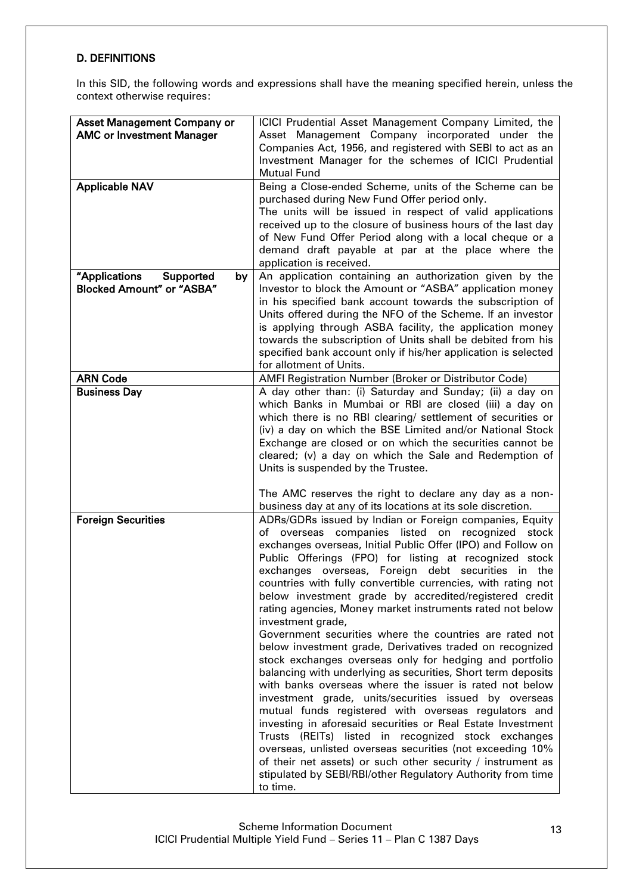## D. DEFINITIONS

In this SID, the following words and expressions shall have the meaning specified herein, unless the context otherwise requires:

| Term | Definition |
|---|---|
| **Asset Management Company or AMC or Investment Manager** | ICICI Prudential Asset Management Company Limited, the Asset Management Company incorporated under the Companies Act, 1956, and registered with SEBI to act as an Investment Manager for the schemes of ICICI Prudential Mutual Fund |
| **Applicable NAV** | Being a Close-ended Scheme, units of the Scheme can be purchased during New Fund Offer period only.<br>The units will be issued in respect of valid applications received up to the closure of business hours of the last day of New Fund Offer Period along with a local cheque or a demand draft payable at par at the place where the application is received. |
| **"Applications Supported by Blocked Amount" or "ASBA"** | An application containing an authorization given by the Investor to block the Amount or "ASBA" application money in his specified bank account towards the subscription of Units offered during the NFO of the Scheme. If an investor is applying through ASBA facility, the application money towards the subscription of Units shall be debited from his specified bank account only if his/her application is selected for allotment of Units. |
| **ARN Code** | AMFI Registration Number (Broker or Distributor Code) |
| **Business Day** | A day other than: (i) Saturday and Sunday; (ii) a day on which Banks in Mumbai or RBI are closed (iii) a day on which there is no RBI clearing/ settlement of securities or (iv) a day on which the BSE Limited and/or National Stock Exchange are closed or on which the securities cannot be cleared; (v) a day on which the Sale and Redemption of Units is suspended by the Trustee.<br><br>The AMC reserves the right to declare any day as a non-business day at any of its locations at its sole discretion. |
| **Foreign Securities** | ADRs/GDRs issued by Indian or Foreign companies, Equity of overseas companies listed on recognized stock exchanges overseas, Initial Public Offer (IPO) and Follow on Public Offerings (FPO) for listing at recognized stock exchanges overseas, Foreign debt securities in the countries with fully convertible currencies, with rating not below investment grade by accredited/registered credit rating agencies, Money market instruments rated not below investment grade,<br>Government securities where the countries are rated not below investment grade, Derivatives traded on recognized stock exchanges overseas only for hedging and portfolio balancing with underlying as securities, Short term deposits with banks overseas where the issuer is rated not below investment grade, units/securities issued by overseas mutual funds registered with overseas regulators and investing in aforesaid securities or Real Estate Investment Trusts (REITs) listed in recognized stock exchanges overseas, unlisted overseas securities (not exceeding 10% of their net assets) or such other security / instrument as stipulated by SEBI/RBI/other Regulatory Authority from time to time. |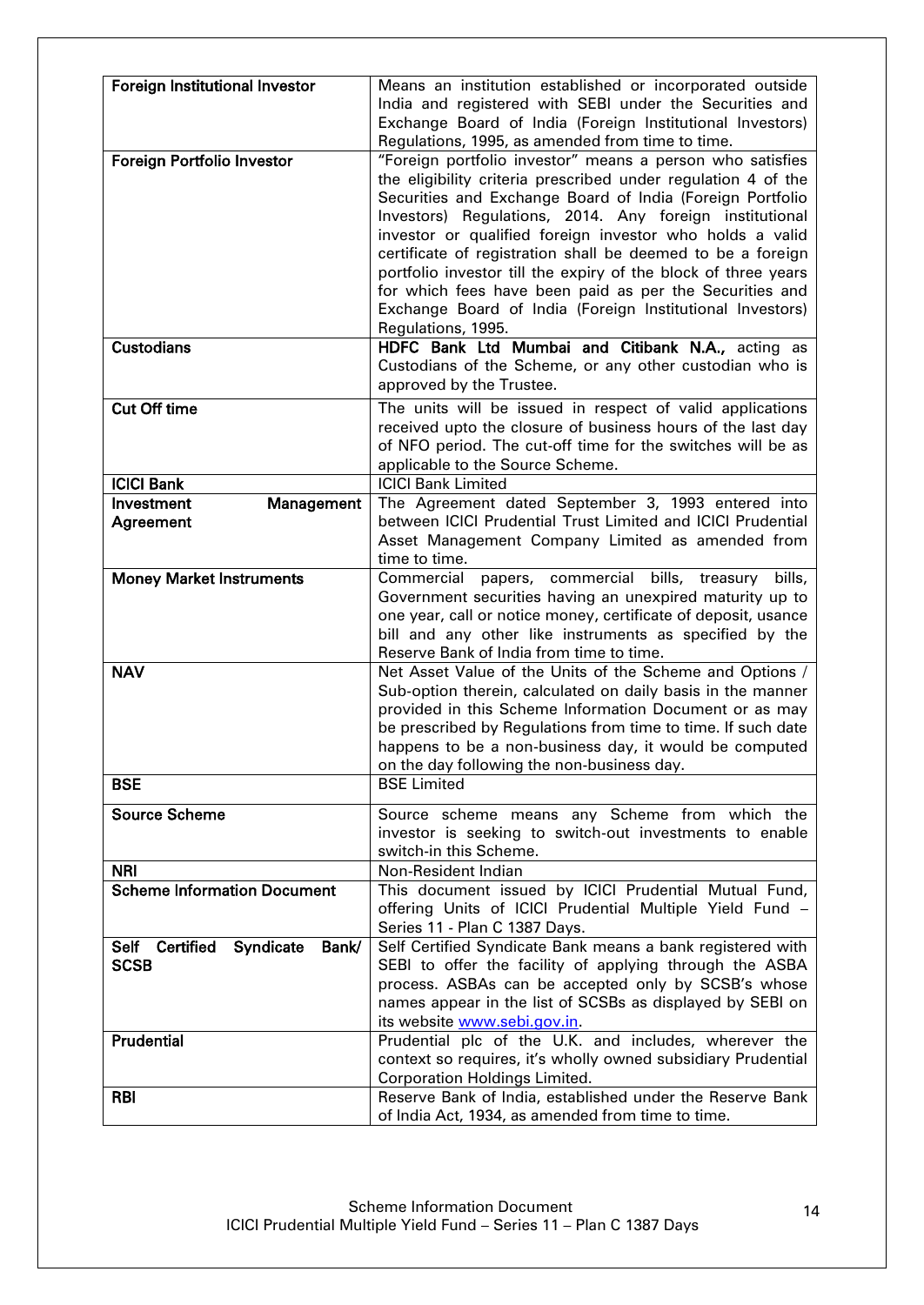| | |
|---|---|
| **Foreign Institutional Investor** | Means an institution established or incorporated outside India and registered with SEBI under the Securities and Exchange Board of India (Foreign Institutional Investors) Regulations, 1995, as amended from time to time. |
| **Foreign Portfolio Investor** | "Foreign portfolio investor" means a person who satisfies the eligibility criteria prescribed under regulation 4 of the Securities and Exchange Board of India (Foreign Portfolio Investors) Regulations, 2014. Any foreign institutional investor or qualified foreign investor who holds a valid certificate of registration shall be deemed to be a foreign portfolio investor till the expiry of the block of three years for which fees have been paid as per the Securities and Exchange Board of India (Foreign Institutional Investors) Regulations, 1995. |
| **Custodians** | **HDFC Bank Ltd Mumbai and Citibank N.A.,** acting as Custodians of the Scheme, or any other custodian who is approved by the Trustee. |
| **Cut Off time** | The units will be issued in respect of valid applications received upto the closure of business hours of the last day of NFO period. The cut-off time for the switches will be as applicable to the Source Scheme. |
| **ICICI Bank** | ICICI Bank Limited |
| **Investment Management Agreement** | The Agreement dated September 3, 1993 entered into between ICICI Prudential Trust Limited and ICICI Prudential Asset Management Company Limited as amended from time to time. |
| **Money Market Instruments** | Commercial papers, commercial bills, treasury bills, Government securities having an unexpired maturity up to one year, call or notice money, certificate of deposit, usance bill and any other like instruments as specified by the Reserve Bank of India from time to time. |
| **NAV** | Net Asset Value of the Units of the Scheme and Options / Sub-option therein, calculated on daily basis in the manner provided in this Scheme Information Document or as may be prescribed by Regulations from time to time. If such date happens to be a non-business day, it would be computed on the day following the non-business day. |
| **BSE** | BSE Limited |
| **Source Scheme** | Source scheme means any Scheme from which the investor is seeking to switch-out investments to enable switch-in this Scheme. |
| **NRI** | Non-Resident Indian |
| **Scheme Information Document** | This document issued by ICICI Prudential Mutual Fund, offering Units of ICICI Prudential Multiple Yield Fund – Series 11 - Plan C 1387 Days. |
| **Self Certified Syndicate Bank/ SCSB** | Self Certified Syndicate Bank means a bank registered with SEBI to offer the facility of applying through the ASBA process. ASBAs can be accepted only by SCSB's whose names appear in the list of SCSBs as displayed by SEBI on its website www.sebi.gov.in. |
| **Prudential** | Prudential plc of the U.K. and includes, wherever the context so requires, it's wholly owned subsidiary Prudential Corporation Holdings Limited. |
| **RBI** | Reserve Bank of India, established under the Reserve Bank of India Act, 1934, as amended from time to time. |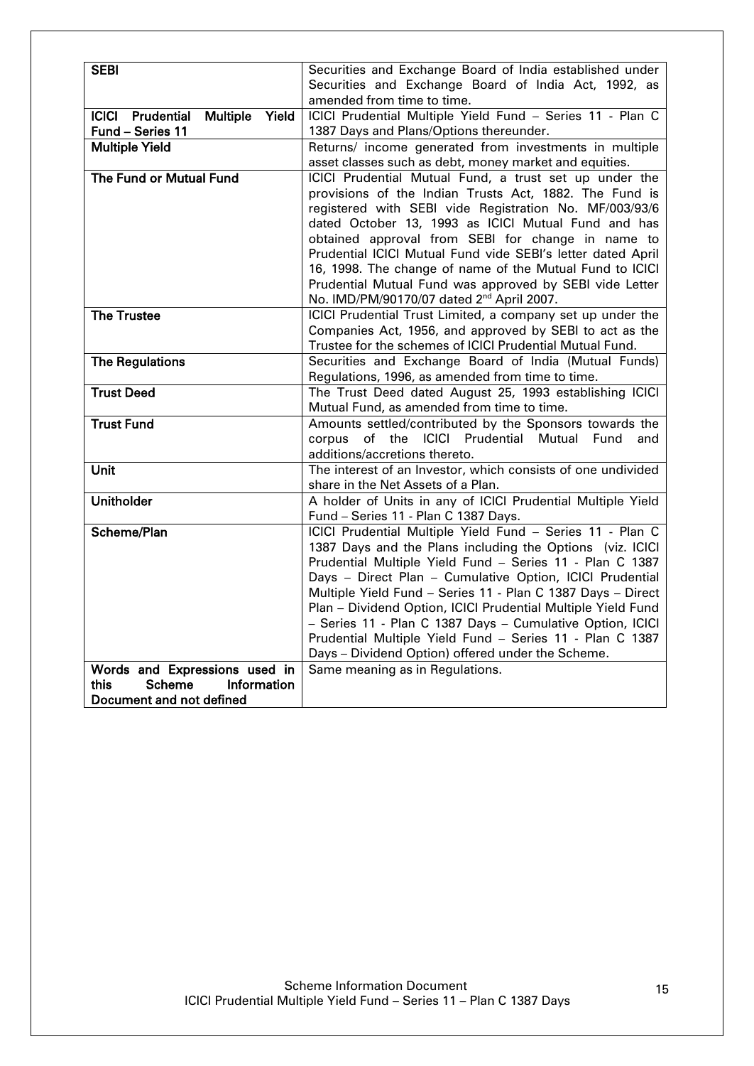| | |
|---|---|
| **SEBI** | Securities and Exchange Board of India established under Securities and Exchange Board of India Act, 1992, as amended from time to time. |
| **ICICI Prudential Multiple Yield Fund – Series 11** | ICICI Prudential Multiple Yield Fund – Series 11 - Plan C 1387 Days and Plans/Options thereunder. |
| **Multiple Yield** | Returns/ income generated from investments in multiple asset classes such as debt, money market and equities. |
| **The Fund or Mutual Fund** | ICICI Prudential Mutual Fund, a trust set up under the provisions of the Indian Trusts Act, 1882. The Fund is registered with SEBI vide Registration No. MF/003/93/6 dated October 13, 1993 as ICICI Mutual Fund and has obtained approval from SEBI for change in name to Prudential ICICI Mutual Fund vide SEBI's letter dated April 16, 1998. The change of name of the Mutual Fund to ICICI Prudential Mutual Fund was approved by SEBI vide Letter No. IMD/PM/90170/07 dated 2nd April 2007. |
| **The Trustee** | ICICI Prudential Trust Limited, a company set up under the Companies Act, 1956, and approved by SEBI to act as the Trustee for the schemes of ICICI Prudential Mutual Fund. |
| **The Regulations** | Securities and Exchange Board of India (Mutual Funds) Regulations, 1996, as amended from time to time. |
| **Trust Deed** | The Trust Deed dated August 25, 1993 establishing ICICI Mutual Fund, as amended from time to time. |
| **Trust Fund** | Amounts settled/contributed by the Sponsors towards the corpus of the ICICI Prudential Mutual Fund and additions/accretions thereto. |
| **Unit** | The interest of an Investor, which consists of one undivided share in the Net Assets of a Plan. |
| **Unitholder** | A holder of Units in any of ICICI Prudential Multiple Yield Fund – Series 11 - Plan C 1387 Days. |
| **Scheme/Plan** | ICICI Prudential Multiple Yield Fund – Series 11 - Plan C 1387 Days and the Plans including the Options (viz. ICICI Prudential Multiple Yield Fund – Series 11 - Plan C 1387 Days – Direct Plan – Cumulative Option, ICICI Prudential Multiple Yield Fund – Series 11 - Plan C 1387 Days – Direct Plan – Dividend Option, ICICI Prudential Multiple Yield Fund – Series 11 - Plan C 1387 Days – Cumulative Option, ICICI Prudential Multiple Yield Fund – Series 11 - Plan C 1387 Days – Dividend Option) offered under the Scheme. |
| **Words and Expressions used in this Scheme Information Document and not defined** | Same meaning as in Regulations. |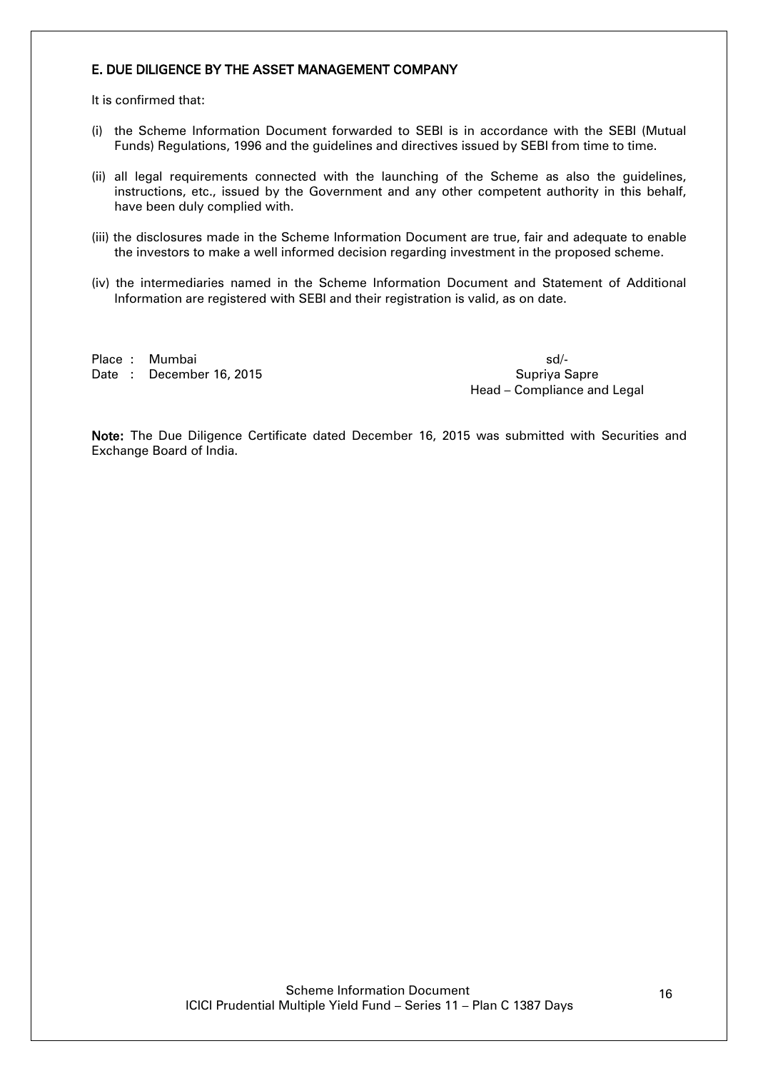## E. DUE DILIGENCE BY THE ASSET MANAGEMENT COMPANY

It is confirmed that:

(i) the Scheme Information Document forwarded to SEBI is in accordance with the SEBI (Mutual Funds) Regulations, 1996 and the guidelines and directives issued by SEBI from time to time.

(ii) all legal requirements connected with the launching of the Scheme as also the guidelines, instructions, etc., issued by the Government and any other competent authority in this behalf, have been duly complied with.

(iii) the disclosures made in the Scheme Information Document are true, fair and adequate to enable the investors to make a well informed decision regarding investment in the proposed scheme.

(iv) the intermediaries named in the Scheme Information Document and Statement of Additional Information are registered with SEBI and their registration is valid, as on date.

Place : Mumbai
Date : December 16, 2015

sd/-
Supriya Sapre
Head – Compliance and Legal

**Note:** The Due Diligence Certificate dated December 16, 2015 was submitted with Securities and Exchange Board of India.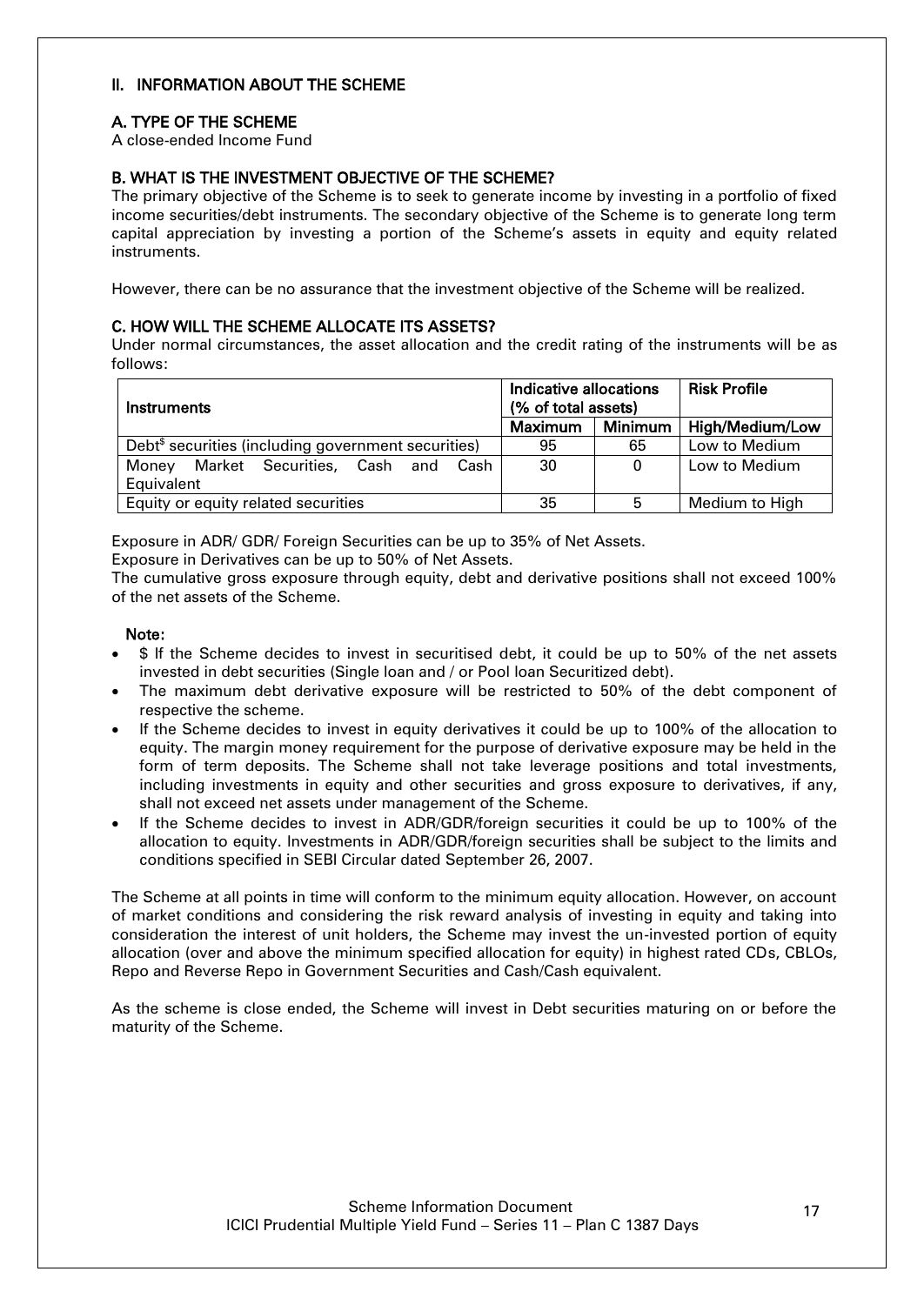## II. INFORMATION ABOUT THE SCHEME

### A. TYPE OF THE SCHEME

A close-ended Income Fund

### B. WHAT IS THE INVESTMENT OBJECTIVE OF THE SCHEME?

The primary objective of the Scheme is to seek to generate income by investing in a portfolio of fixed income securities/debt instruments. The secondary objective of the Scheme is to generate long term capital appreciation by investing a portion of the Scheme's assets in equity and equity related instruments.

However, there can be no assurance that the investment objective of the Scheme will be realized.

### C. HOW WILL THE SCHEME ALLOCATE ITS ASSETS?

Under normal circumstances, the asset allocation and the credit rating of the instruments will be as follows:

| Instruments | Indicative allocations (% of total assets) | | Risk Profile |
|---|---|---|---|
| | Maximum | Minimum | High/Medium/Low |
| Debt$ securities (including government securities) | 95 | 65 | Low to Medium |
| Money Market Securities, Cash and Cash Equivalent | 30 | 0 | Low to Medium |
| Equity or equity related securities | 35 | 5 | Medium to High |

Exposure in ADR/ GDR/ Foreign Securities can be up to 35% of Net Assets.

Exposure in Derivatives can be up to 50% of Net Assets.

The cumulative gross exposure through equity, debt and derivative positions shall not exceed 100% of the net assets of the Scheme.

**Note:**

- $ If the Scheme decides to invest in securitised debt, it could be up to 50% of the net assets invested in debt securities (Single loan and / or Pool loan Securitized debt).
- The maximum debt derivative exposure will be restricted to 50% of the debt component of respective the scheme.
- If the Scheme decides to invest in equity derivatives it could be up to 100% of the allocation to equity. The margin money requirement for the purpose of derivative exposure may be held in the form of term deposits. The Scheme shall not take leverage positions and total investments, including investments in equity and other securities and gross exposure to derivatives, if any, shall not exceed net assets under management of the Scheme.
- If the Scheme decides to invest in ADR/GDR/foreign securities it could be up to 100% of the allocation to equity. Investments in ADR/GDR/foreign securities shall be subject to the limits and conditions specified in SEBI Circular dated September 26, 2007.

The Scheme at all points in time will conform to the minimum equity allocation. However, on account of market conditions and considering the risk reward analysis of investing in equity and taking into consideration the interest of unit holders, the Scheme may invest the un-invested portion of equity allocation (over and above the minimum specified allocation for equity) in highest rated CDs, CBLOs, Repo and Reverse Repo in Government Securities and Cash/Cash equivalent.

As the scheme is close ended, the Scheme will invest in Debt securities maturing on or before the maturity of the Scheme.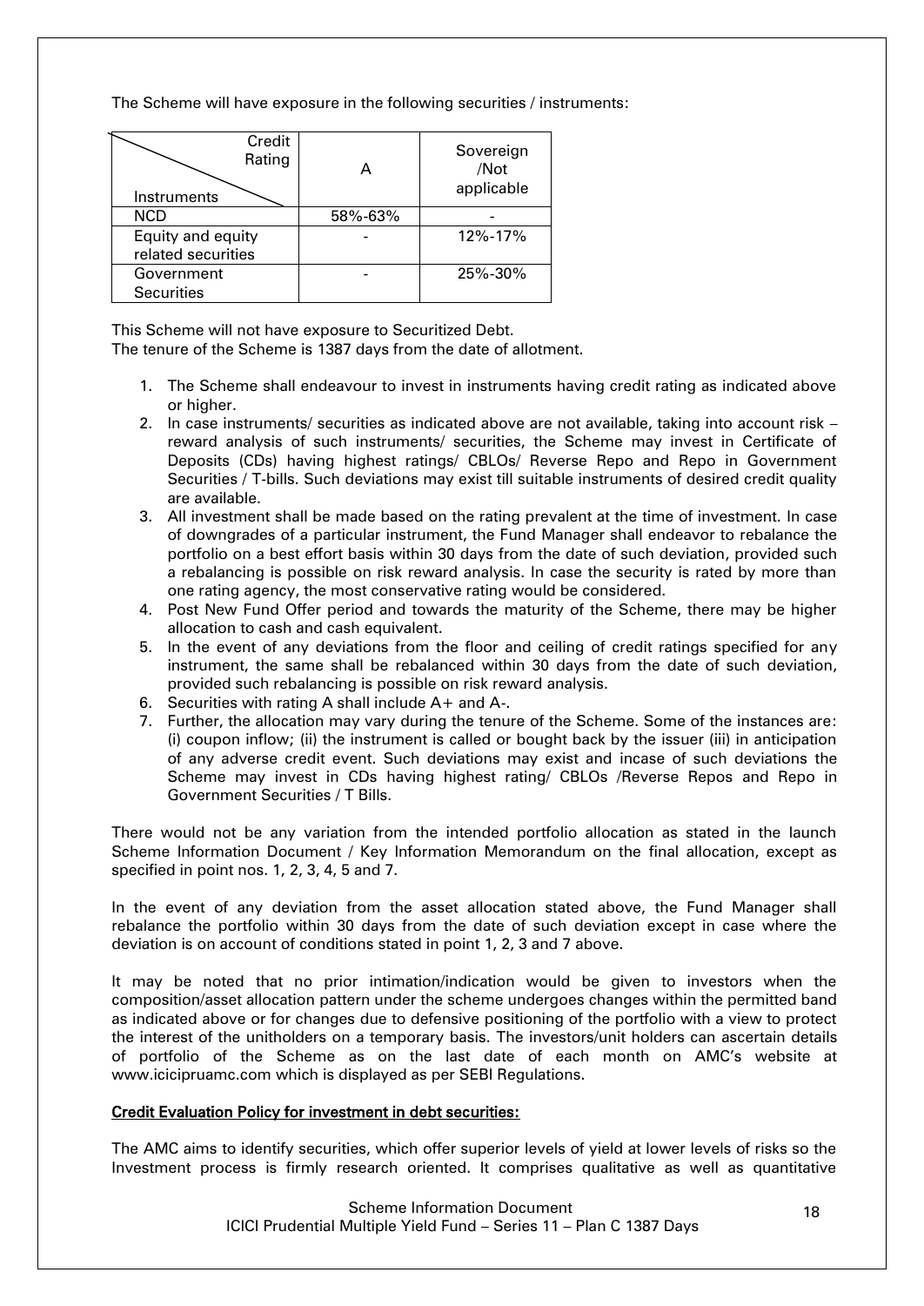The Scheme will have exposure in the following securities / instruments:

| Instruments \ Credit Rating | A | Sovereign /Not applicable |
|---|---|---|
| NCD | 58%-63% | - |
| Equity and equity related securities | - | 12%-17% |
| Government Securities | - | 25%-30% |

This Scheme will not have exposure to Securitized Debt.
The tenure of the Scheme is 1387 days from the date of allotment.

1. The Scheme shall endeavour to invest in instruments having credit rating as indicated above or higher.
2. In case instruments/ securities as indicated above are not available, taking into account risk – reward analysis of such instruments/ securities, the Scheme may invest in Certificate of Deposits (CDs) having highest ratings/ CBLOs/ Reverse Repo and Repo in Government Securities / T-bills. Such deviations may exist till suitable instruments of desired credit quality are available.
3. All investment shall be made based on the rating prevalent at the time of investment. In case of downgrades of a particular instrument, the Fund Manager shall endeavor to rebalance the portfolio on a best effort basis within 30 days from the date of such deviation, provided such a rebalancing is possible on risk reward analysis. In case the security is rated by more than one rating agency, the most conservative rating would be considered.
4. Post New Fund Offer period and towards the maturity of the Scheme, there may be higher allocation to cash and cash equivalent.
5. In the event of any deviations from the floor and ceiling of credit ratings specified for any instrument, the same shall be rebalanced within 30 days from the date of such deviation, provided such rebalancing is possible on risk reward analysis.
6. Securities with rating A shall include A+ and A-.
7. Further, the allocation may vary during the tenure of the Scheme. Some of the instances are: (i) coupon inflow; (ii) the instrument is called or bought back by the issuer (iii) in anticipation of any adverse credit event. Such deviations may exist and incase of such deviations the Scheme may invest in CDs having highest rating/ CBLOs /Reverse Repos and Repo in Government Securities / T Bills.

There would not be any variation from the intended portfolio allocation as stated in the launch Scheme Information Document / Key Information Memorandum on the final allocation, except as specified in point nos. 1, 2, 3, 4, 5 and 7.

In the event of any deviation from the asset allocation stated above, the Fund Manager shall rebalance the portfolio within 30 days from the date of such deviation except in case where the deviation is on account of conditions stated in point 1, 2, 3 and 7 above.

It may be noted that no prior intimation/indication would be given to investors when the composition/asset allocation pattern under the scheme undergoes changes within the permitted band as indicated above or for changes due to defensive positioning of the portfolio with a view to protect the interest of the unitholders on a temporary basis. The investors/unit holders can ascertain details of portfolio of the Scheme as on the last date of each month on AMC's website at www.icicipruamc.com which is displayed as per SEBI Regulations.

**Credit Evaluation Policy for investment in debt securities:**

The AMC aims to identify securities, which offer superior levels of yield at lower levels of risks so the Investment process is firmly research oriented. It comprises qualitative as well as quantitative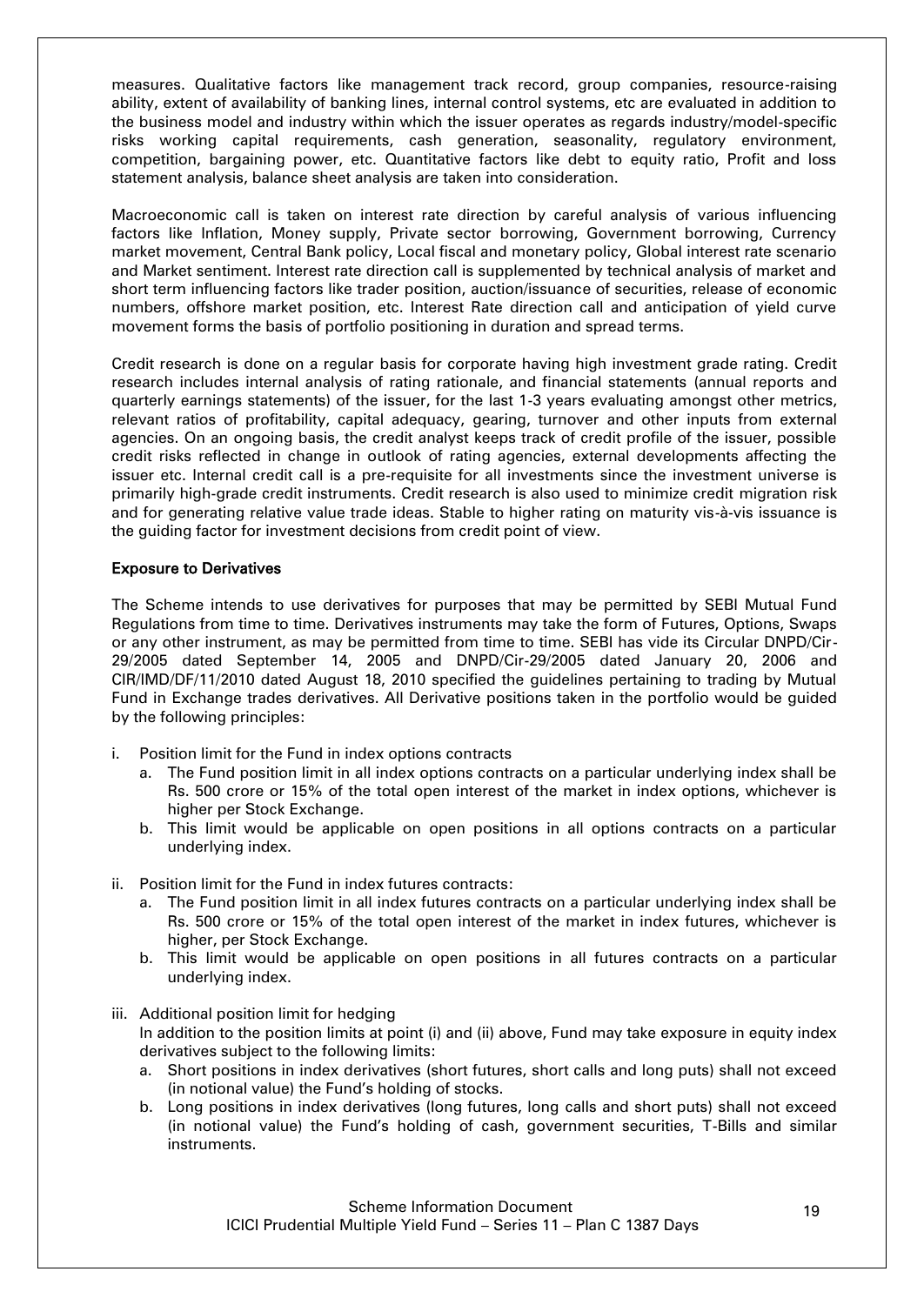measures. Qualitative factors like management track record, group companies, resource-raising ability, extent of availability of banking lines, internal control systems, etc are evaluated in addition to the business model and industry within which the issuer operates as regards industry/model-specific risks working capital requirements, cash generation, seasonality, regulatory environment, competition, bargaining power, etc. Quantitative factors like debt to equity ratio, Profit and loss statement analysis, balance sheet analysis are taken into consideration.

Macroeconomic call is taken on interest rate direction by careful analysis of various influencing factors like Inflation, Money supply, Private sector borrowing, Government borrowing, Currency market movement, Central Bank policy, Local fiscal and monetary policy, Global interest rate scenario and Market sentiment. Interest rate direction call is supplemented by technical analysis of market and short term influencing factors like trader position, auction/issuance of securities, release of economic numbers, offshore market position, etc. Interest Rate direction call and anticipation of yield curve movement forms the basis of portfolio positioning in duration and spread terms.

Credit research is done on a regular basis for corporate having high investment grade rating. Credit research includes internal analysis of rating rationale, and financial statements (annual reports and quarterly earnings statements) of the issuer, for the last 1-3 years evaluating amongst other metrics, relevant ratios of profitability, capital adequacy, gearing, turnover and other inputs from external agencies. On an ongoing basis, the credit analyst keeps track of credit profile of the issuer, possible credit risks reflected in change in outlook of rating agencies, external developments affecting the issuer etc. Internal credit call is a pre-requisite for all investments since the investment universe is primarily high-grade credit instruments. Credit research is also used to minimize credit migration risk and for generating relative value trade ideas. Stable to higher rating on maturity vis-à-vis issuance is the guiding factor for investment decisions from credit point of view.

**Exposure to Derivatives**

The Scheme intends to use derivatives for purposes that may be permitted by SEBI Mutual Fund Regulations from time to time. Derivatives instruments may take the form of Futures, Options, Swaps or any other instrument, as may be permitted from time to time. SEBI has vide its Circular DNPD/Cir-29/2005 dated September 14, 2005 and DNPD/Cir-29/2005 dated January 20, 2006 and CIR/IMD/DF/11/2010 dated August 18, 2010 specified the guidelines pertaining to trading by Mutual Fund in Exchange trades derivatives. All Derivative positions taken in the portfolio would be guided by the following principles:

i. Position limit for the Fund in index options contracts
   a. The Fund position limit in all index options contracts on a particular underlying index shall be Rs. 500 crore or 15% of the total open interest of the market in index options, whichever is higher per Stock Exchange.
   b. This limit would be applicable on open positions in all options contracts on a particular underlying index.

ii. Position limit for the Fund in index futures contracts:
   a. The Fund position limit in all index futures contracts on a particular underlying index shall be Rs. 500 crore or 15% of the total open interest of the market in index futures, whichever is higher, per Stock Exchange.
   b. This limit would be applicable on open positions in all futures contracts on a particular underlying index.

iii. Additional position limit for hedging
   In addition to the position limits at point (i) and (ii) above, Fund may take exposure in equity index derivatives subject to the following limits:
   a. Short positions in index derivatives (short futures, short calls and long puts) shall not exceed (in notional value) the Fund's holding of stocks.
   b. Long positions in index derivatives (long futures, long calls and short puts) shall not exceed (in notional value) the Fund's holding of cash, government securities, T-Bills and similar instruments.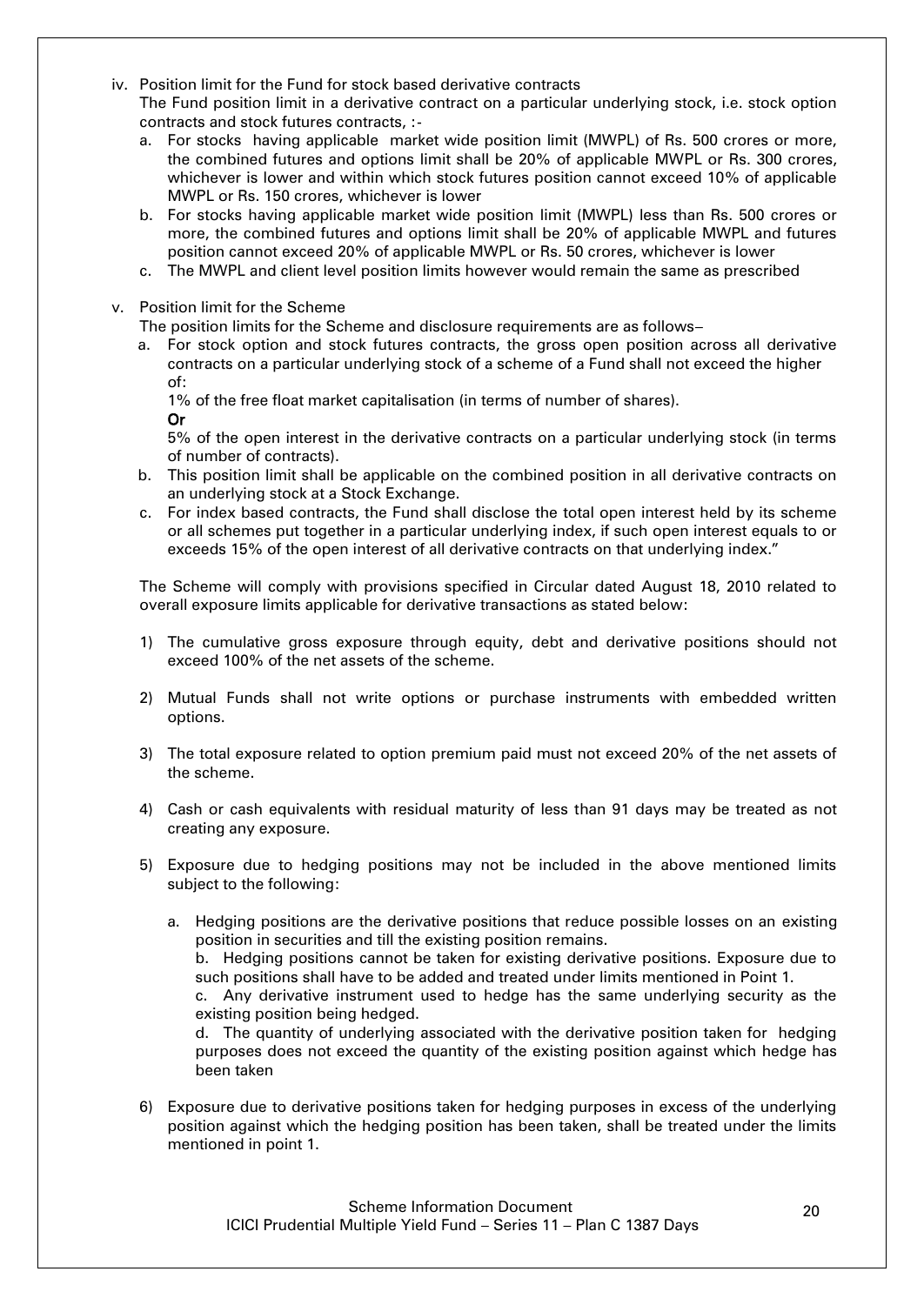iv. Position limit for the Fund for stock based derivative contracts

The Fund position limit in a derivative contract on a particular underlying stock, i.e. stock option contracts and stock futures contracts, :-

a. For stocks having applicable market wide position limit (MWPL) of Rs. 500 crores or more, the combined futures and options limit shall be 20% of applicable MWPL or Rs. 300 crores, whichever is lower and within which stock futures position cannot exceed 10% of applicable MWPL or Rs. 150 crores, whichever is lower

b. For stocks having applicable market wide position limit (MWPL) less than Rs. 500 crores or more, the combined futures and options limit shall be 20% of applicable MWPL and futures position cannot exceed 20% of applicable MWPL or Rs. 50 crores, whichever is lower

c. The MWPL and client level position limits however would remain the same as prescribed

v. Position limit for the Scheme

The position limits for the Scheme and disclosure requirements are as follows–

a. For stock option and stock futures contracts, the gross open position across all derivative contracts on a particular underlying stock of a scheme of a Fund shall not exceed the higher of:

1% of the free float market capitalisation (in terms of number of shares).

**Or**

5% of the open interest in the derivative contracts on a particular underlying stock (in terms of number of contracts).

b. This position limit shall be applicable on the combined position in all derivative contracts on an underlying stock at a Stock Exchange.

c. For index based contracts, the Fund shall disclose the total open interest held by its scheme or all schemes put together in a particular underlying index, if such open interest equals to or exceeds 15% of the open interest of all derivative contracts on that underlying index."

The Scheme will comply with provisions specified in Circular dated August 18, 2010 related to overall exposure limits applicable for derivative transactions as stated below:

1) The cumulative gross exposure through equity, debt and derivative positions should not exceed 100% of the net assets of the scheme.

2) Mutual Funds shall not write options or purchase instruments with embedded written options.

3) The total exposure related to option premium paid must not exceed 20% of the net assets of the scheme.

4) Cash or cash equivalents with residual maturity of less than 91 days may be treated as not creating any exposure.

5) Exposure due to hedging positions may not be included in the above mentioned limits subject to the following:

   a. Hedging positions are the derivative positions that reduce possible losses on an existing position in securities and till the existing position remains.

   b. Hedging positions cannot be taken for existing derivative positions. Exposure due to such positions shall have to be added and treated under limits mentioned in Point 1.

   c. Any derivative instrument used to hedge has the same underlying security as the existing position being hedged.

   d. The quantity of underlying associated with the derivative position taken for hedging purposes does not exceed the quantity of the existing position against which hedge has been taken

6) Exposure due to derivative positions taken for hedging purposes in excess of the underlying position against which the hedging position has been taken, shall be treated under the limits mentioned in point 1.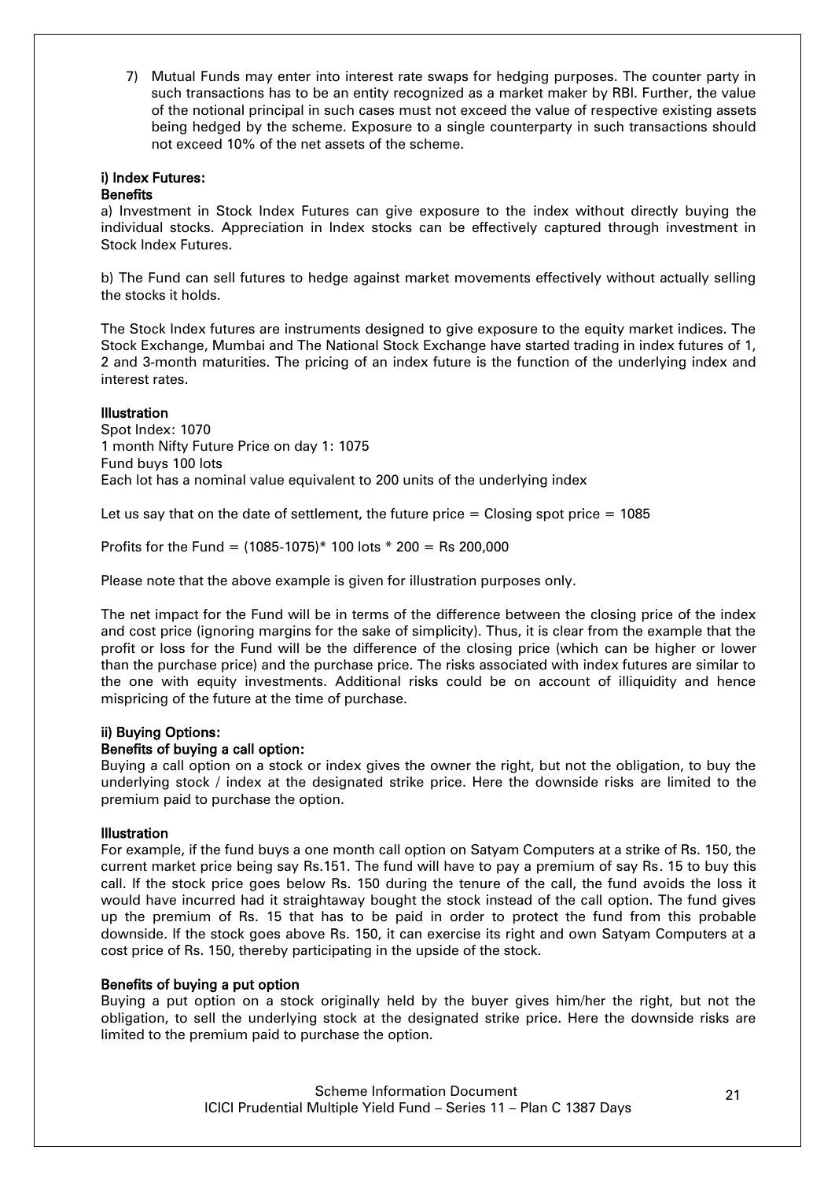7) Mutual Funds may enter into interest rate swaps for hedging purposes. The counter party in such transactions has to be an entity recognized as a market maker by RBI. Further, the value of the notional principal in such cases must not exceed the value of respective existing assets being hedged by the scheme. Exposure to a single counterparty in such transactions should not exceed 10% of the net assets of the scheme.

**i) Index Futures:**

**Benefits**

a) Investment in Stock Index Futures can give exposure to the index without directly buying the individual stocks. Appreciation in Index stocks can be effectively captured through investment in Stock Index Futures.

b) The Fund can sell futures to hedge against market movements effectively without actually selling the stocks it holds.

The Stock Index futures are instruments designed to give exposure to the equity market indices. The Stock Exchange, Mumbai and The National Stock Exchange have started trading in index futures of 1, 2 and 3-month maturities. The pricing of an index future is the function of the underlying index and interest rates.

**Illustration**

Spot Index: 1070
1 month Nifty Future Price on day 1: 1075
Fund buys 100 lots
Each lot has a nominal value equivalent to 200 units of the underlying index

Let us say that on the date of settlement, the future price = Closing spot price = 1085

Profits for the Fund = (1085-1075)* 100 lots * 200 = Rs 200,000

Please note that the above example is given for illustration purposes only.

The net impact for the Fund will be in terms of the difference between the closing price of the index and cost price (ignoring margins for the sake of simplicity). Thus, it is clear from the example that the profit or loss for the Fund will be the difference of the closing price (which can be higher or lower than the purchase price) and the purchase price. The risks associated with index futures are similar to the one with equity investments. Additional risks could be on account of illiquidity and hence mispricing of the future at the time of purchase.

**ii) Buying Options:**

**Benefits of buying a call option:**

Buying a call option on a stock or index gives the owner the right, but not the obligation, to buy the underlying stock / index at the designated strike price. Here the downside risks are limited to the premium paid to purchase the option.

**Illustration**

For example, if the fund buys a one month call option on Satyam Computers at a strike of Rs. 150, the current market price being say Rs.151. The fund will have to pay a premium of say Rs. 15 to buy this call. If the stock price goes below Rs. 150 during the tenure of the call, the fund avoids the loss it would have incurred had it straightaway bought the stock instead of the call option. The fund gives up the premium of Rs. 15 that has to be paid in order to protect the fund from this probable downside. If the stock goes above Rs. 150, it can exercise its right and own Satyam Computers at a cost price of Rs. 150, thereby participating in the upside of the stock.

**Benefits of buying a put option**

Buying a put option on a stock originally held by the buyer gives him/her the right, but not the obligation, to sell the underlying stock at the designated strike price. Here the downside risks are limited to the premium paid to purchase the option.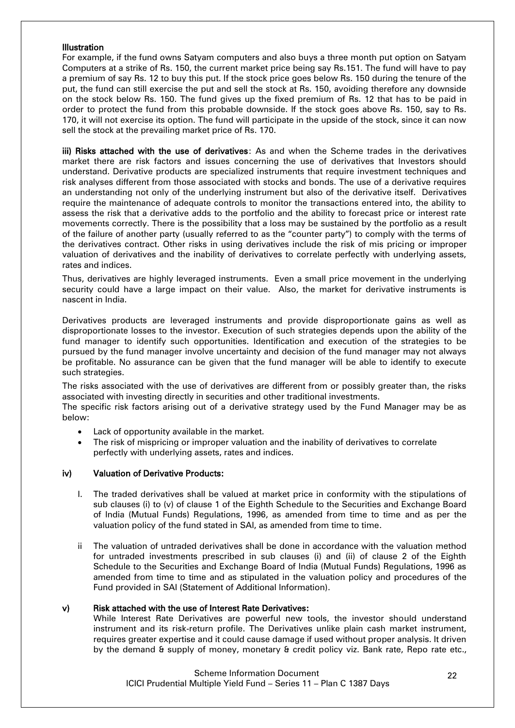**Illustration**

For example, if the fund owns Satyam computers and also buys a three month put option on Satyam Computers at a strike of Rs. 150, the current market price being say Rs.151. The fund will have to pay a premium of say Rs. 12 to buy this put. If the stock price goes below Rs. 150 during the tenure of the put, the fund can still exercise the put and sell the stock at Rs. 150, avoiding therefore any downside on the stock below Rs. 150. The fund gives up the fixed premium of Rs. 12 that has to be paid in order to protect the fund from this probable downside. If the stock goes above Rs. 150, say to Rs. 170, it will not exercise its option. The fund will participate in the upside of the stock, since it can now sell the stock at the prevailing market price of Rs. 170.

**iii) Risks attached with the use of derivatives**: As and when the Scheme trades in the derivatives market there are risk factors and issues concerning the use of derivatives that Investors should understand. Derivative products are specialized instruments that require investment techniques and risk analyses different from those associated with stocks and bonds. The use of a derivative requires an understanding not only of the underlying instrument but also of the derivative itself. Derivatives require the maintenance of adequate controls to monitor the transactions entered into, the ability to assess the risk that a derivative adds to the portfolio and the ability to forecast price or interest rate movements correctly. There is the possibility that a loss may be sustained by the portfolio as a result of the failure of another party (usually referred to as the "counter party") to comply with the terms of the derivatives contract. Other risks in using derivatives include the risk of mis pricing or improper valuation of derivatives and the inability of derivatives to correlate perfectly with underlying assets, rates and indices.

Thus, derivatives are highly leveraged instruments. Even a small price movement in the underlying security could have a large impact on their value. Also, the market for derivative instruments is nascent in India.

Derivatives products are leveraged instruments and provide disproportionate gains as well as disproportionate losses to the investor. Execution of such strategies depends upon the ability of the fund manager to identify such opportunities. Identification and execution of the strategies to be pursued by the fund manager involve uncertainty and decision of the fund manager may not always be profitable. No assurance can be given that the fund manager will be able to identify to execute such strategies.

The risks associated with the use of derivatives are different from or possibly greater than, the risks associated with investing directly in securities and other traditional investments.

The specific risk factors arising out of a derivative strategy used by the Fund Manager may be as below:

- Lack of opportunity available in the market.
- The risk of mispricing or improper valuation and the inability of derivatives to correlate perfectly with underlying assets, rates and indices.

**iv) Valuation of Derivative Products:**

I. The traded derivatives shall be valued at market price in conformity with the stipulations of sub clauses (i) to (v) of clause 1 of the Eighth Schedule to the Securities and Exchange Board of India (Mutual Funds) Regulations, 1996, as amended from time to time and as per the valuation policy of the fund stated in SAI, as amended from time to time.

ii The valuation of untraded derivatives shall be done in accordance with the valuation method for untraded investments prescribed in sub clauses (i) and (ii) of clause 2 of the Eighth Schedule to the Securities and Exchange Board of India (Mutual Funds) Regulations, 1996 as amended from time to time and as stipulated in the valuation policy and procedures of the Fund provided in SAI (Statement of Additional Information).

**v) Risk attached with the use of Interest Rate Derivatives:**

While Interest Rate Derivatives are powerful new tools, the investor should understand instrument and its risk-return profile. The Derivatives unlike plain cash market instrument, requires greater expertise and it could cause damage if used without proper analysis. It driven by the demand & supply of money, monetary & credit policy viz. Bank rate, Repo rate etc.,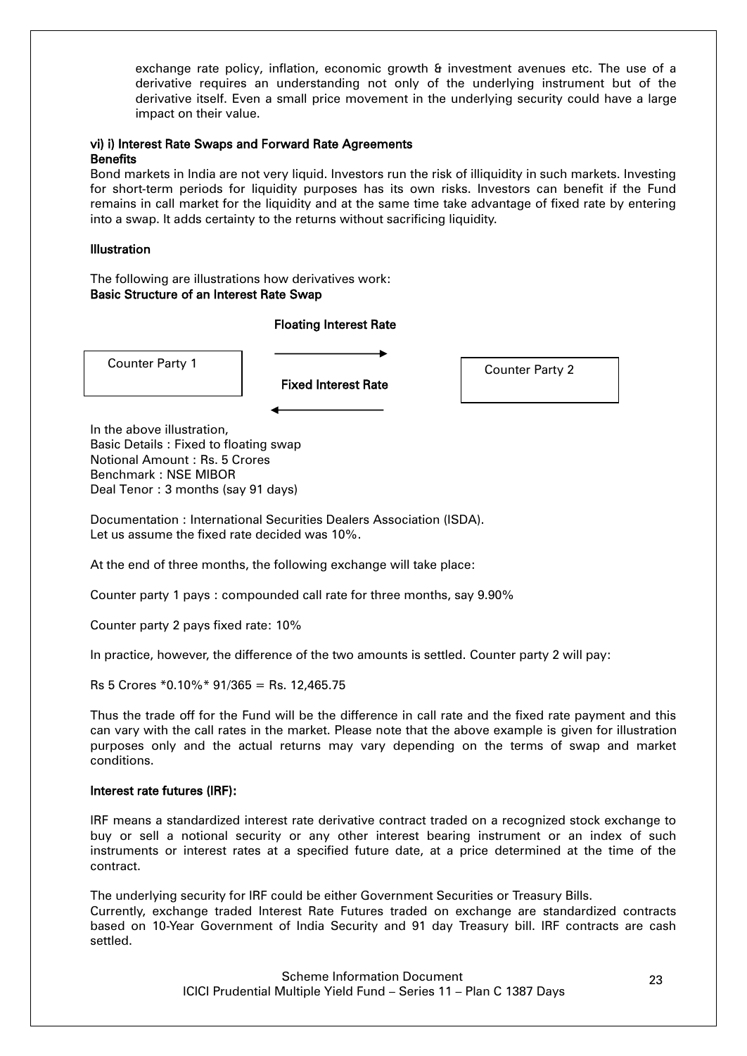exchange rate policy, inflation, economic growth & investment avenues etc. The use of a derivative requires an understanding not only of the underlying instrument but of the derivative itself. Even a small price movement in the underlying security could have a large impact on their value.

**vi) i) Interest Rate Swaps and Forward Rate Agreements**

**Benefits**

Bond markets in India are not very liquid. Investors run the risk of illiquidity in such markets. Investing for short-term periods for liquidity purposes has its own risks. Investors can benefit if the Fund remains in call market for the liquidity and at the same time take advantage of fixed rate by entering into a swap. It adds certainty to the returns without sacrificing liquidity.

**Illustration**

The following are illustrations how derivatives work:

**Basic Structure of an Interest Rate Swap**

Counter Party 1 —— **Floating Interest Rate** ——→ Counter Party 2

Counter Party 1 ←—— **Fixed Interest Rate** —— Counter Party 2

In the above illustration,
Basic Details : Fixed to floating swap
Notional Amount : Rs. 5 Crores
Benchmark : NSE MIBOR
Deal Tenor : 3 months (say 91 days)

Documentation : International Securities Dealers Association (ISDA).
Let us assume the fixed rate decided was 10%.

At the end of three months, the following exchange will take place:

Counter party 1 pays : compounded call rate for three months, say 9.90%

Counter party 2 pays fixed rate: 10%

In practice, however, the difference of the two amounts is settled. Counter party 2 will pay:

Rs 5 Crores *0.10%* 91/365 = Rs. 12,465.75

Thus the trade off for the Fund will be the difference in call rate and the fixed rate payment and this can vary with the call rates in the market. Please note that the above example is given for illustration purposes only and the actual returns may vary depending on the terms of swap and market conditions.

**Interest rate futures (IRF):**

IRF means a standardized interest rate derivative contract traded on a recognized stock exchange to buy or sell a notional security or any other interest bearing instrument or an index of such instruments or interest rates at a specified future date, at a price determined at the time of the contract.

The underlying security for IRF could be either Government Securities or Treasury Bills.
Currently, exchange traded Interest Rate Futures traded on exchange are standardized contracts based on 10-Year Government of India Security and 91 day Treasury bill. IRF contracts are cash settled.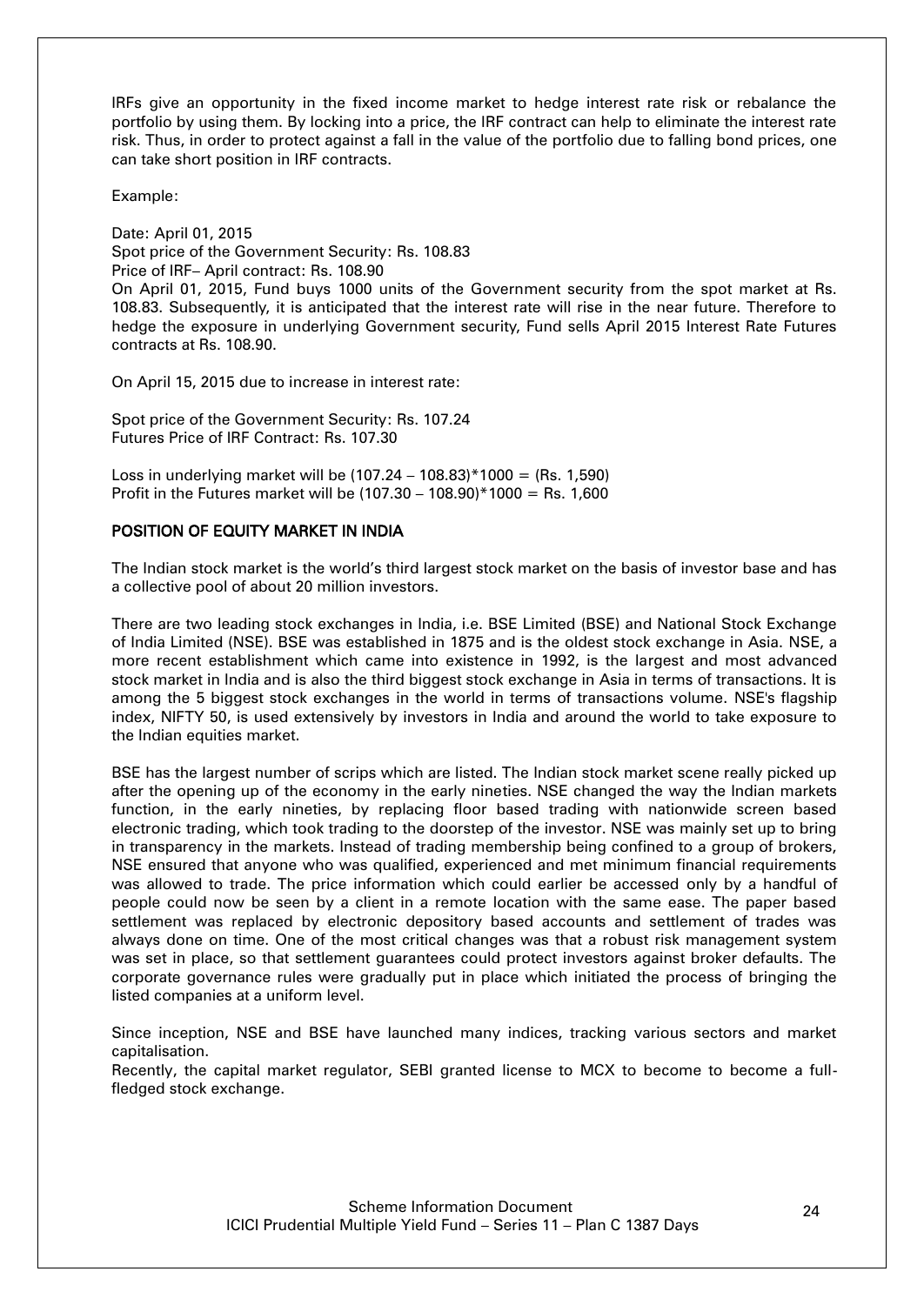IRFs give an opportunity in the fixed income market to hedge interest rate risk or rebalance the portfolio by using them. By locking into a price, the IRF contract can help to eliminate the interest rate risk. Thus, in order to protect against a fall in the value of the portfolio due to falling bond prices, one can take short position in IRF contracts.

Example:

Date: April 01, 2015
Spot price of the Government Security: Rs. 108.83
Price of IRF– April contract: Rs. 108.90
On April 01, 2015, Fund buys 1000 units of the Government security from the spot market at Rs. 108.83. Subsequently, it is anticipated that the interest rate will rise in the near future. Therefore to hedge the exposure in underlying Government security, Fund sells April 2015 Interest Rate Futures contracts at Rs. 108.90.

On April 15, 2015 due to increase in interest rate:

Spot price of the Government Security: Rs. 107.24
Futures Price of IRF Contract: Rs. 107.30

Loss in underlying market will be (107.24 – 108.83)*1000 = (Rs. 1,590)
Profit in the Futures market will be (107.30 – 108.90)*1000 = Rs. 1,600

## POSITION OF EQUITY MARKET IN INDIA

The Indian stock market is the world's third largest stock market on the basis of investor base and has a collective pool of about 20 million investors.

There are two leading stock exchanges in India, i.e. BSE Limited (BSE) and National Stock Exchange of India Limited (NSE). BSE was established in 1875 and is the oldest stock exchange in Asia. NSE, a more recent establishment which came into existence in 1992, is the largest and most advanced stock market in India and is also the third biggest stock exchange in Asia in terms of transactions. It is among the 5 biggest stock exchanges in the world in terms of transactions volume. NSE's flagship index, NIFTY 50, is used extensively by investors in India and around the world to take exposure to the Indian equities market.

BSE has the largest number of scrips which are listed. The Indian stock market scene really picked up after the opening up of the economy in the early nineties. NSE changed the way the Indian markets function, in the early nineties, by replacing floor based trading with nationwide screen based electronic trading, which took trading to the doorstep of the investor. NSE was mainly set up to bring in transparency in the markets. Instead of trading membership being confined to a group of brokers, NSE ensured that anyone who was qualified, experienced and met minimum financial requirements was allowed to trade. The price information which could earlier be accessed only by a handful of people could now be seen by a client in a remote location with the same ease. The paper based settlement was replaced by electronic depository based accounts and settlement of trades was always done on time. One of the most critical changes was that a robust risk management system was set in place, so that settlement guarantees could protect investors against broker defaults. The corporate governance rules were gradually put in place which initiated the process of bringing the listed companies at a uniform level.

Since inception, NSE and BSE have launched many indices, tracking various sectors and market capitalisation.
Recently, the capital market regulator, SEBI granted license to MCX to become to become a full-fledged stock exchange.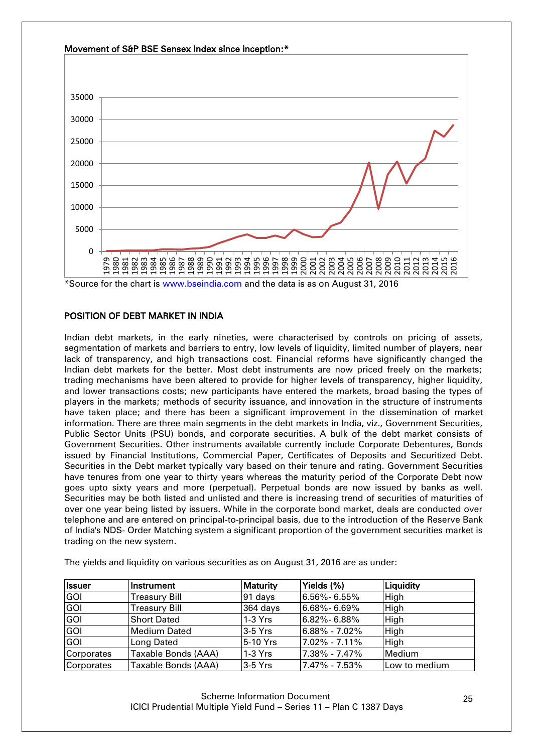**Movement of S&P BSE Sensex Index since inception:***

*Source for the chart is www.bseindia.com and the data is as on August 31, 2016

**POSITION OF DEBT MARKET IN INDIA**

Indian debt markets, in the early nineties, were characterised by controls on pricing of assets, segmentation of markets and barriers to entry, low levels of liquidity, limited number of players, near lack of transparency, and high transactions cost. Financial reforms have significantly changed the Indian debt markets for the better. Most debt instruments are now priced freely on the markets; trading mechanisms have been altered to provide for higher levels of transparency, higher liquidity, and lower transactions costs; new participants have entered the markets, broad basing the types of players in the markets; methods of security issuance, and innovation in the structure of instruments have taken place; and there has been a significant improvement in the dissemination of market information. There are three main segments in the debt markets in India, viz., Government Securities, Public Sector Units (PSU) bonds, and corporate securities. A bulk of the debt market consists of Government Securities. Other instruments available currently include Corporate Debentures, Bonds issued by Financial Institutions, Commercial Paper, Certificates of Deposits and Securitized Debt. Securities in the Debt market typically vary based on their tenure and rating. Government Securities have tenures from one year to thirty years whereas the maturity period of the Corporate Debt now goes upto sixty years and more (perpetual). Perpetual bonds are now issued by banks as well. Securities may be both listed and unlisted and there is increasing trend of securities of maturities of over one year being listed by issuers. While in the corporate bond market, deals are conducted over telephone and are entered on principal-to-principal basis, due to the introduction of the Reserve Bank of India's NDS- Order Matching system a significant proportion of the government securities market is trading on the new system.

The yields and liquidity on various securities as on August 31, 2016 are as under:

| Issuer | Instrument | Maturity | Yields (%) | Liquidity |
|---|---|---|---|---|
| GOI | Treasury Bill | 91 days | 6.56%- 6.55% | High |
| GOI | Treasury Bill | 364 days | 6.68%- 6.69% | High |
| GOI | Short Dated | 1-3 Yrs | 6.82%- 6.88% | High |
| GOI | Medium Dated | 3-5 Yrs | 6.88% - 7.02% | High |
| GOI | Long Dated | 5-10 Yrs | 7.02% - 7.11% | High |
| Corporates | Taxable Bonds (AAA) | 1-3 Yrs | 7.38% - 7.47% | Medium |
| Corporates | Taxable Bonds (AAA) | 3-5 Yrs | 7.47% - 7.53% | Low to medium |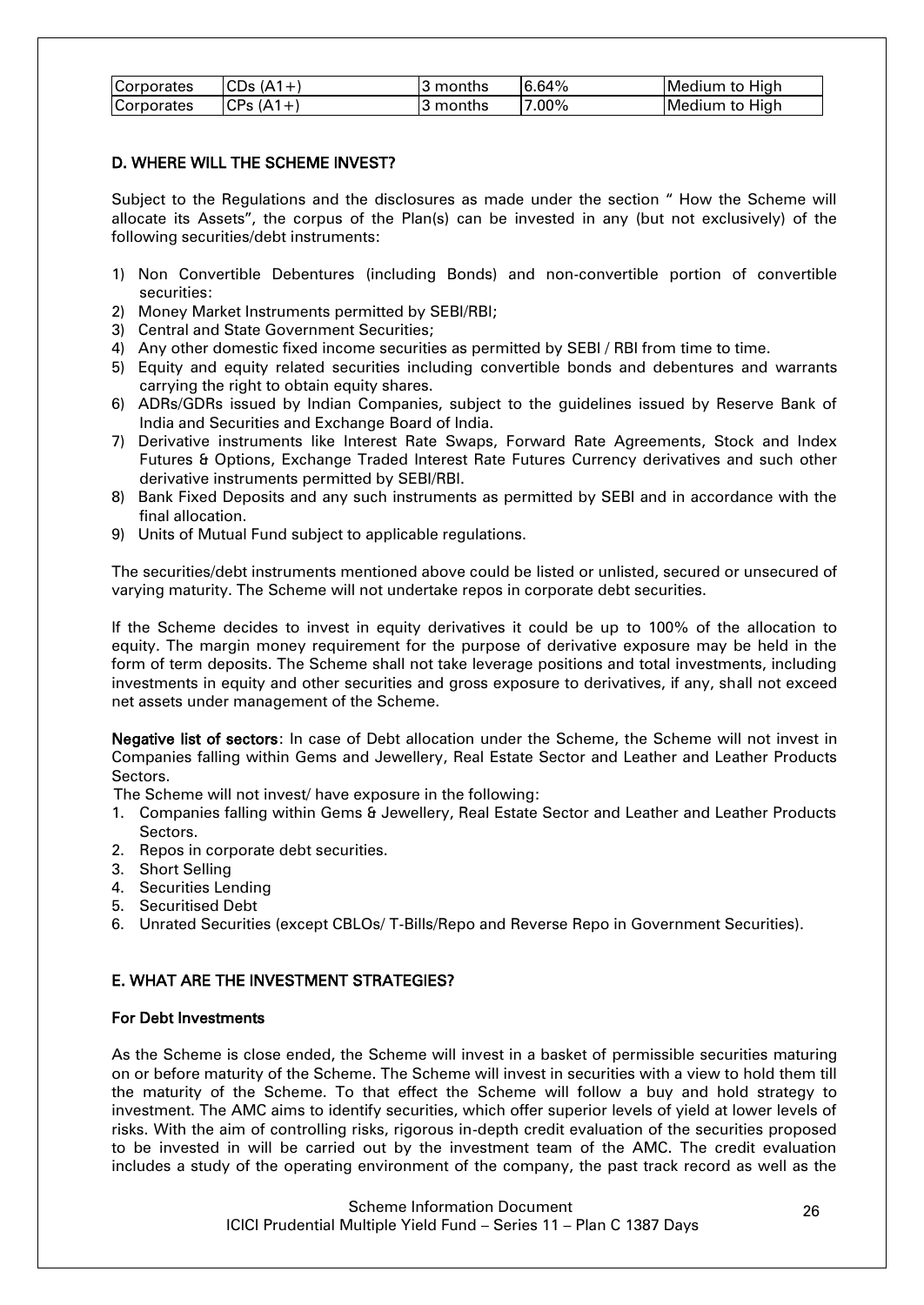| Corporates | CDs (A1+) | 3 months | 6.64% | Medium to High |
|---|---|---|---|---|
| Corporates | CPs (A1+) | 3 months | 7.00% | Medium to High |

## D. WHERE WILL THE SCHEME INVEST?

Subject to the Regulations and the disclosures as made under the section " How the Scheme will allocate its Assets", the corpus of the Plan(s) can be invested in any (but not exclusively) of the following securities/debt instruments:

1) Non Convertible Debentures (including Bonds) and non-convertible portion of convertible securities:
2) Money Market Instruments permitted by SEBI/RBI;
3) Central and State Government Securities;
4) Any other domestic fixed income securities as permitted by SEBI / RBI from time to time.
5) Equity and equity related securities including convertible bonds and debentures and warrants carrying the right to obtain equity shares.
6) ADRs/GDRs issued by Indian Companies, subject to the guidelines issued by Reserve Bank of India and Securities and Exchange Board of India.
7) Derivative instruments like Interest Rate Swaps, Forward Rate Agreements, Stock and Index Futures & Options, Exchange Traded Interest Rate Futures Currency derivatives and such other derivative instruments permitted by SEBI/RBI.
8) Bank Fixed Deposits and any such instruments as permitted by SEBI and in accordance with the final allocation.
9) Units of Mutual Fund subject to applicable regulations.

The securities/debt instruments mentioned above could be listed or unlisted, secured or unsecured of varying maturity. The Scheme will not undertake repos in corporate debt securities.

If the Scheme decides to invest in equity derivatives it could be up to 100% of the allocation to equity. The margin money requirement for the purpose of derivative exposure may be held in the form of term deposits. The Scheme shall not take leverage positions and total investments, including investments in equity and other securities and gross exposure to derivatives, if any, shall not exceed net assets under management of the Scheme.

**Negative list of sectors**: In case of Debt allocation under the Scheme, the Scheme will not invest in Companies falling within Gems and Jewellery, Real Estate Sector and Leather and Leather Products Sectors.

The Scheme will not invest/ have exposure in the following:

1. Companies falling within Gems & Jewellery, Real Estate Sector and Leather and Leather Products Sectors.
2. Repos in corporate debt securities.
3. Short Selling
4. Securities Lending
5. Securitised Debt
6. Unrated Securities (except CBLOs/ T-Bills/Repo and Reverse Repo in Government Securities).

## E. WHAT ARE THE INVESTMENT STRATEGIES?

### For Debt Investments

As the Scheme is close ended, the Scheme will invest in a basket of permissible securities maturing on or before maturity of the Scheme. The Scheme will invest in securities with a view to hold them till the maturity of the Scheme. To that effect the Scheme will follow a buy and hold strategy to investment. The AMC aims to identify securities, which offer superior levels of yield at lower levels of risks. With the aim of controlling risks, rigorous in-depth credit evaluation of the securities proposed to be invested in will be carried out by the investment team of the AMC. The credit evaluation includes a study of the operating environment of the company, the past track record as well as the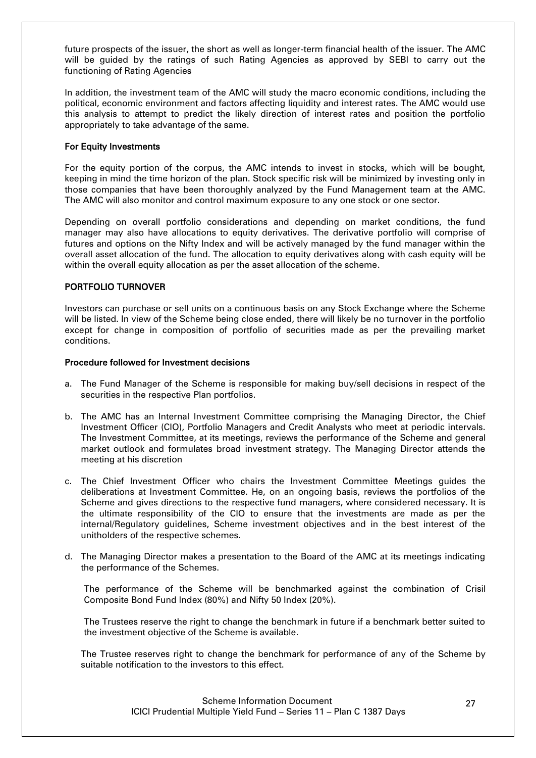future prospects of the issuer, the short as well as longer-term financial health of the issuer. The AMC will be guided by the ratings of such Rating Agencies as approved by SEBI to carry out the functioning of Rating Agencies

In addition, the investment team of the AMC will study the macro economic conditions, including the political, economic environment and factors affecting liquidity and interest rates. The AMC would use this analysis to attempt to predict the likely direction of interest rates and position the portfolio appropriately to take advantage of the same.

**For Equity Investments**

For the equity portion of the corpus, the AMC intends to invest in stocks, which will be bought, keeping in mind the time horizon of the plan. Stock specific risk will be minimized by investing only in those companies that have been thoroughly analyzed by the Fund Management team at the AMC. The AMC will also monitor and control maximum exposure to any one stock or one sector.

Depending on overall portfolio considerations and depending on market conditions, the fund manager may also have allocations to equity derivatives. The derivative portfolio will comprise of futures and options on the Nifty Index and will be actively managed by the fund manager within the overall asset allocation of the fund. The allocation to equity derivatives along with cash equity will be within the overall equity allocation as per the asset allocation of the scheme.

**PORTFOLIO TURNOVER**

Investors can purchase or sell units on a continuous basis on any Stock Exchange where the Scheme will be listed. In view of the Scheme being close ended, there will likely be no turnover in the portfolio except for change in composition of portfolio of securities made as per the prevailing market conditions.

**Procedure followed for Investment decisions**

a. The Fund Manager of the Scheme is responsible for making buy/sell decisions in respect of the securities in the respective Plan portfolios.

b. The AMC has an Internal Investment Committee comprising the Managing Director, the Chief Investment Officer (CIO), Portfolio Managers and Credit Analysts who meet at periodic intervals. The Investment Committee, at its meetings, reviews the performance of the Scheme and general market outlook and formulates broad investment strategy. The Managing Director attends the meeting at his discretion

c. The Chief Investment Officer who chairs the Investment Committee Meetings guides the deliberations at Investment Committee. He, on an ongoing basis, reviews the portfolios of the Scheme and gives directions to the respective fund managers, where considered necessary. It is the ultimate responsibility of the CIO to ensure that the investments are made as per the internal/Regulatory guidelines, Scheme investment objectives and in the best interest of the unitholders of the respective schemes.

d. The Managing Director makes a presentation to the Board of the AMC at its meetings indicating the performance of the Schemes.

   The performance of the Scheme will be benchmarked against the combination of Crisil Composite Bond Fund Index (80%) and Nifty 50 Index (20%).

   The Trustees reserve the right to change the benchmark in future if a benchmark better suited to the investment objective of the Scheme is available.

   The Trustee reserves right to change the benchmark for performance of any of the Scheme by suitable notification to the investors to this effect.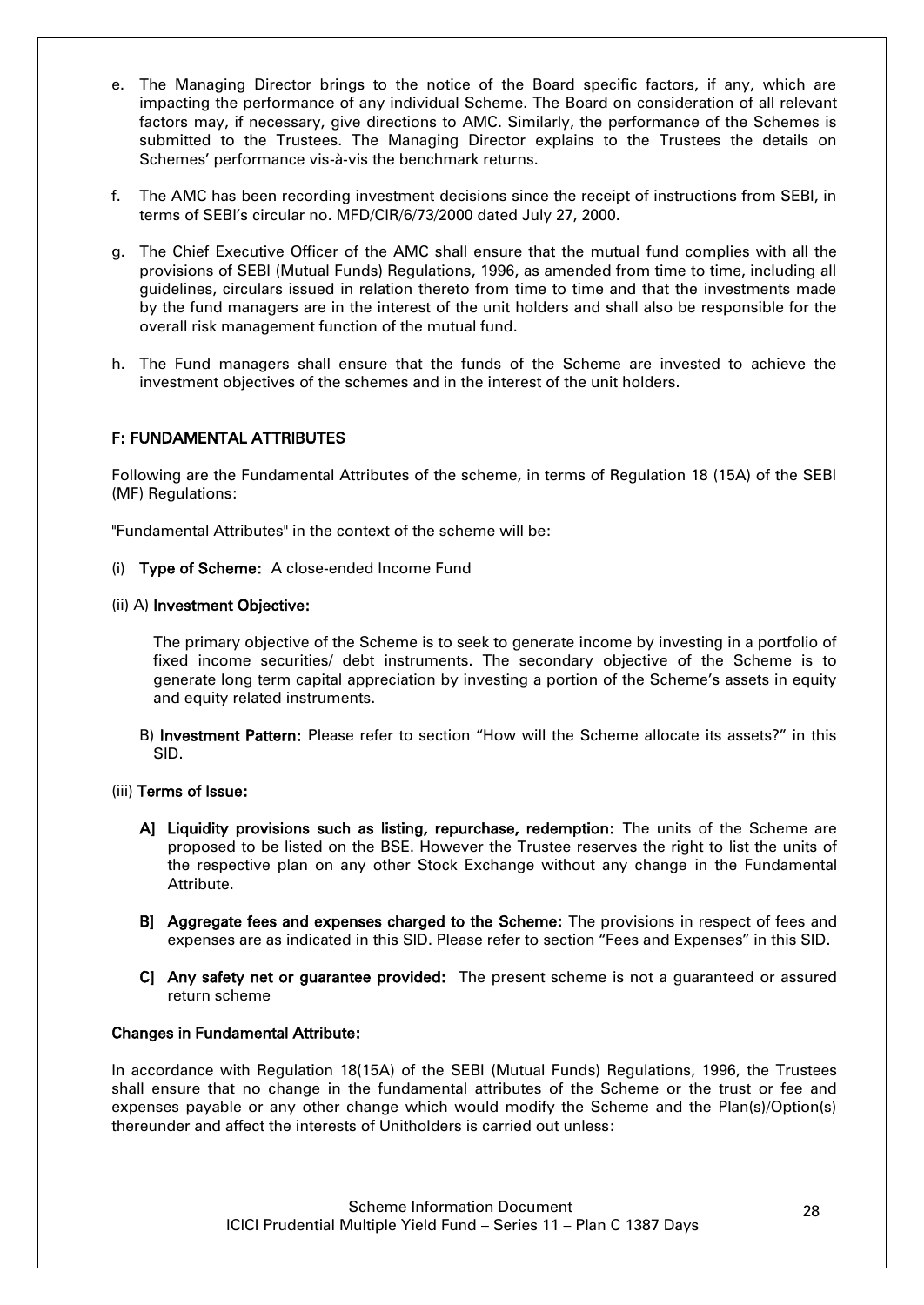e. The Managing Director brings to the notice of the Board specific factors, if any, which are impacting the performance of any individual Scheme. The Board on consideration of all relevant factors may, if necessary, give directions to AMC. Similarly, the performance of the Schemes is submitted to the Trustees. The Managing Director explains to the Trustees the details on Schemes' performance vis-à-vis the benchmark returns.

f. The AMC has been recording investment decisions since the receipt of instructions from SEBI, in terms of SEBI's circular no. MFD/CIR/6/73/2000 dated July 27, 2000.

g. The Chief Executive Officer of the AMC shall ensure that the mutual fund complies with all the provisions of SEBI (Mutual Funds) Regulations, 1996, as amended from time to time, including all guidelines, circulars issued in relation thereto from time to time and that the investments made by the fund managers are in the interest of the unit holders and shall also be responsible for the overall risk management function of the mutual fund.

h. The Fund managers shall ensure that the funds of the Scheme are invested to achieve the investment objectives of the schemes and in the interest of the unit holders.

## F: FUNDAMENTAL ATTRIBUTES

Following are the Fundamental Attributes of the scheme, in terms of Regulation 18 (15A) of the SEBI (MF) Regulations:

"Fundamental Attributes" in the context of the scheme will be:

(i) **Type of Scheme:** A close-ended Income Fund

(ii) A) **Investment Objective:**

The primary objective of the Scheme is to seek to generate income by investing in a portfolio of fixed income securities/ debt instruments. The secondary objective of the Scheme is to generate long term capital appreciation by investing a portion of the Scheme's assets in equity and equity related instruments.

B) **Investment Pattern:** Please refer to section "How will the Scheme allocate its assets?" in this SID.

(iii) **Terms of Issue:**

**A] Liquidity provisions such as listing, repurchase, redemption:** The units of the Scheme are proposed to be listed on the BSE. However the Trustee reserves the right to list the units of the respective plan on any other Stock Exchange without any change in the Fundamental Attribute.

**B] Aggregate fees and expenses charged to the Scheme:** The provisions in respect of fees and expenses are as indicated in this SID. Please refer to section "Fees and Expenses" in this SID.

**C] Any safety net or guarantee provided:** The present scheme is not a guaranteed or assured return scheme

**Changes in Fundamental Attribute:**

In accordance with Regulation 18(15A) of the SEBI (Mutual Funds) Regulations, 1996, the Trustees shall ensure that no change in the fundamental attributes of the Scheme or the trust or fee and expenses payable or any other change which would modify the Scheme and the Plan(s)/Option(s) thereunder and affect the interests of Unitholders is carried out unless: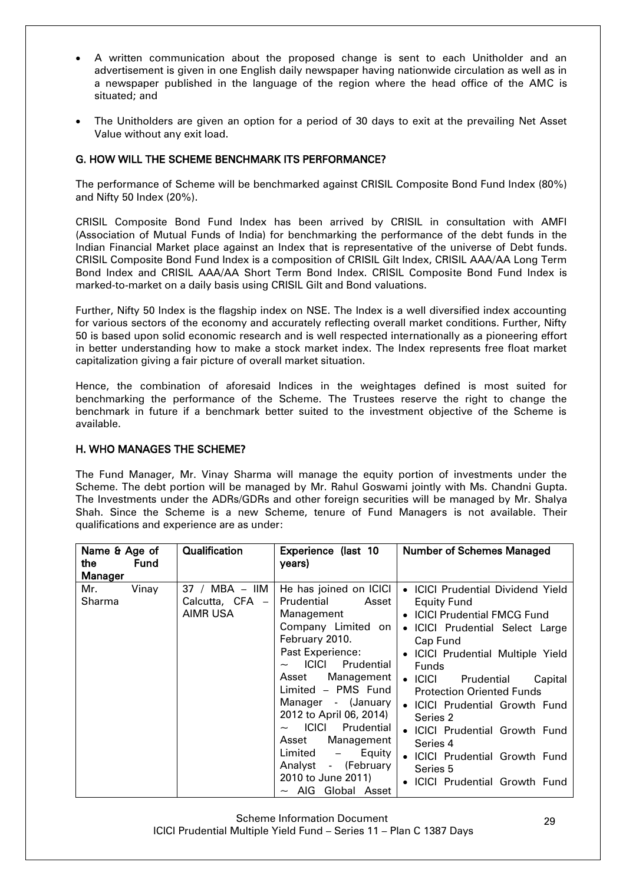- A written communication about the proposed change is sent to each Unitholder and an advertisement is given in one English daily newspaper having nationwide circulation as well as in a newspaper published in the language of the region where the head office of the AMC is situated; and
- The Unitholders are given an option for a period of 30 days to exit at the prevailing Net Asset Value without any exit load.

## G. HOW WILL THE SCHEME BENCHMARK ITS PERFORMANCE?

The performance of Scheme will be benchmarked against CRISIL Composite Bond Fund Index (80%) and Nifty 50 Index (20%).

CRISIL Composite Bond Fund Index has been arrived by CRISIL in consultation with AMFI (Association of Mutual Funds of India) for benchmarking the performance of the debt funds in the Indian Financial Market place against an Index that is representative of the universe of Debt funds. CRISIL Composite Bond Fund Index is a composition of CRISIL Gilt Index, CRISIL AAA/AA Long Term Bond Index and CRISIL AAA/AA Short Term Bond Index. CRISIL Composite Bond Fund Index is marked-to-market on a daily basis using CRISIL Gilt and Bond valuations.

Further, Nifty 50 Index is the flagship index on NSE. The Index is a well diversified index accounting for various sectors of the economy and accurately reflecting overall market conditions. Further, Nifty 50 is based upon solid economic research and is well respected internationally as a pioneering effort in better understanding how to make a stock market index. The Index represents free float market capitalization giving a fair picture of overall market situation.

Hence, the combination of aforesaid Indices in the weightages defined is most suited for benchmarking the performance of the Scheme. The Trustees reserve the right to change the benchmark in future if a benchmark better suited to the investment objective of the Scheme is available.

## H. WHO MANAGES THE SCHEME?

The Fund Manager, Mr. Vinay Sharma will manage the equity portion of investments under the Scheme. The debt portion will be managed by Mr. Rahul Goswami jointly with Ms. Chandni Gupta. The Investments under the ADRs/GDRs and other foreign securities will be managed by Mr. Shalya Shah. Since the Scheme is a new Scheme, tenure of Fund Managers is not available. Their qualifications and experience are as under:

| Name & Age of the Fund Manager | Qualification | Experience (last 10 years) | Number of Schemes Managed |
|---|---|---|---|
| Mr. Vinay Sharma | 37 / MBA – IIM Calcutta, CFA – AIMR USA | He has joined on ICICI Prudential Asset Management Company Limited on February 2010.<br>Past Experience:<br>~ ICICI Prudential Asset Management Limited – PMS Fund Manager - (January 2012 to April 06, 2014)<br>~ ICICI Prudential Asset Management Limited – Equity Analyst - (February 2010 to June 2011)<br>~ AIG Global Asset | • ICICI Prudential Dividend Yield Equity Fund<br>• ICICI Prudential FMCG Fund<br>• ICICI Prudential Select Large Cap Fund<br>• ICICI Prudential Multiple Yield Funds<br>• ICICI Prudential Capital Protection Oriented Funds<br>• ICICI Prudential Growth Fund Series 2<br>• ICICI Prudential Growth Fund Series 4<br>• ICICI Prudential Growth Fund Series 5<br>• ICICI Prudential Growth Fund |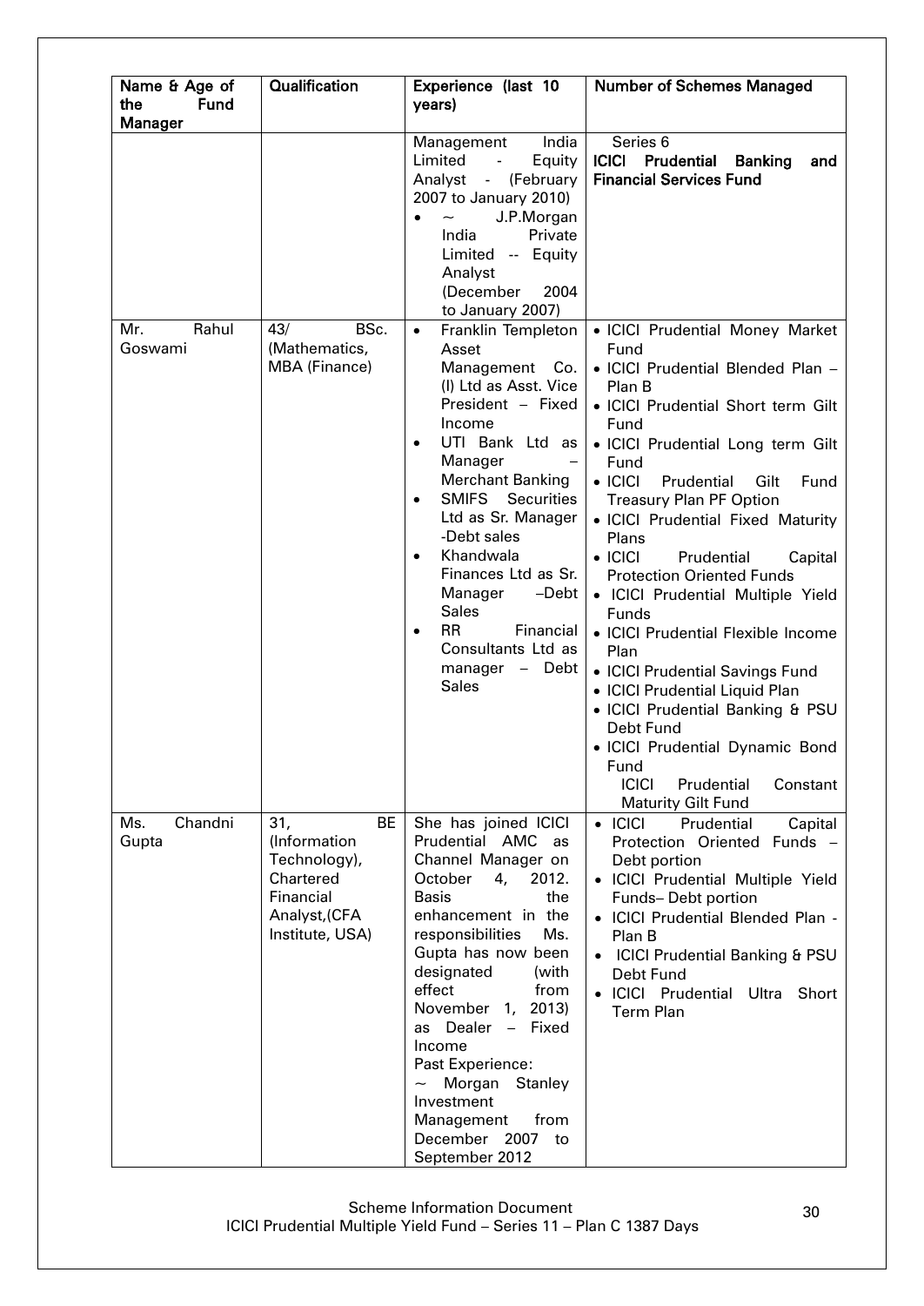| Name & Age of the Fund Manager | Qualification | Experience (last 10 years) | Number of Schemes Managed |
|---|---|---|---|
| | | Management India Limited - Equity Analyst - (February 2007 to January 2010)<br>• ~ J.P.Morgan India Private Limited -- Equity Analyst (December 2004 to January 2007) | Series 6<br>**ICICI Prudential Banking and Financial Services Fund** |
| Mr. Rahul Goswami | 43/ BSc. (Mathematics, MBA (Finance) | • Franklin Templeton Asset Management Co. (I) Ltd as Asst. Vice President – Fixed Income<br>• UTI Bank Ltd as Manager – Merchant Banking<br>• SMIFS Securities Ltd as Sr. Manager -Debt sales<br>• Khandwala Finances Ltd as Sr. Manager –Debt Sales<br>• RR Financial Consultants Ltd as manager – Debt Sales | • ICICI Prudential Money Market Fund<br>• ICICI Prudential Blended Plan – Plan B<br>• ICICI Prudential Short term Gilt Fund<br>• ICICI Prudential Long term Gilt Fund<br>• ICICI Prudential Gilt Fund Treasury Plan PF Option<br>• ICICI Prudential Fixed Maturity Plans<br>• ICICI Prudential Capital Protection Oriented Funds<br>• ICICI Prudential Multiple Yield Funds<br>• ICICI Prudential Flexible Income Plan<br>• ICICI Prudential Savings Fund<br>• ICICI Prudential Liquid Plan<br>• ICICI Prudential Banking & PSU Debt Fund<br>• ICICI Prudential Dynamic Bond Fund<br>ICICI Prudential Constant Maturity Gilt Fund |
| Ms. Chandni Gupta | 31, BE (Information Technology), Chartered Financial Analyst,(CFA Institute, USA) | She has joined ICICI Prudential AMC as Channel Manager on October 4, 2012. Basis the enhancement in the responsibilities Ms. Gupta has now been designated (with effect from November 1, 2013) as Dealer – Fixed Income<br>Past Experience:<br>~ Morgan Stanley Investment Management from December 2007 to September 2012 | • ICICI Prudential Capital Protection Oriented Funds – Debt portion<br>• ICICI Prudential Multiple Yield Funds– Debt portion<br>• ICICI Prudential Blended Plan - Plan B<br>• ICICI Prudential Banking & PSU Debt Fund<br>• ICICI Prudential Ultra Short Term Plan |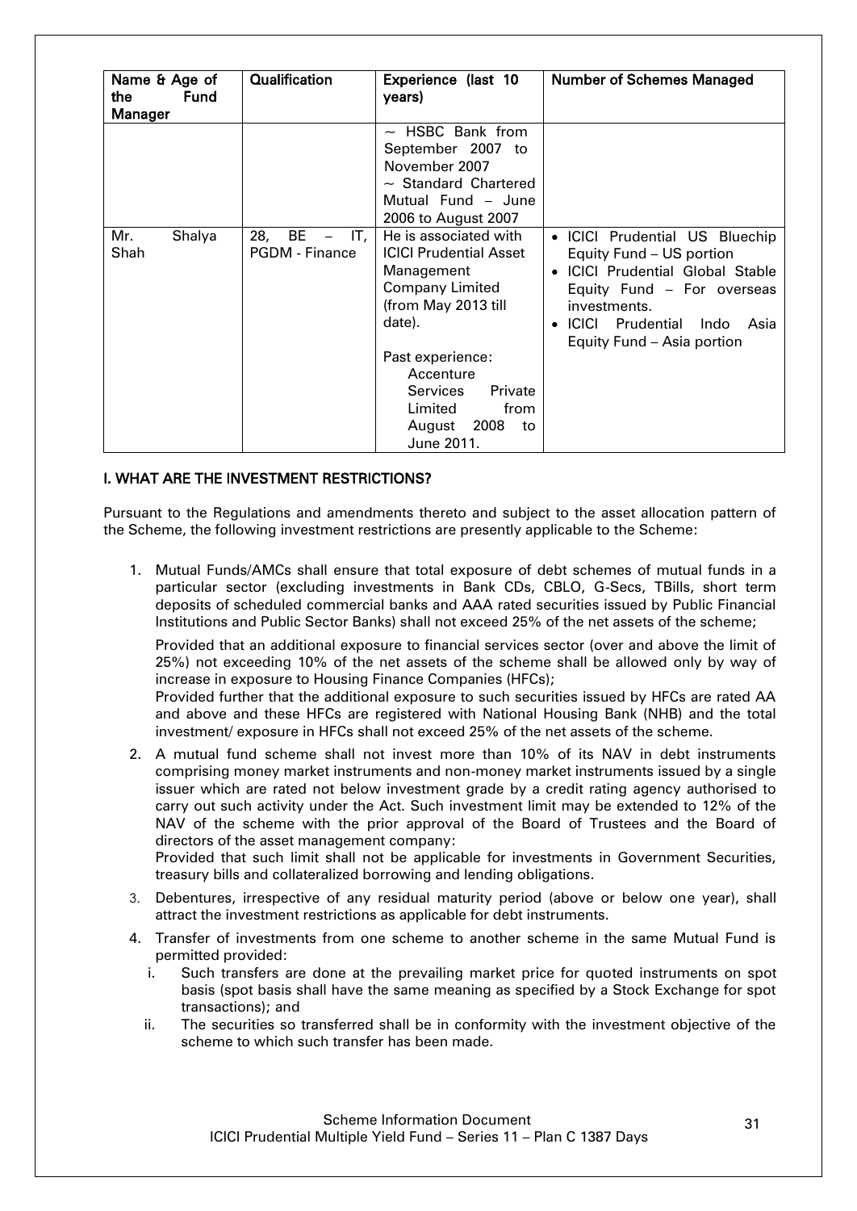| Name & Age of the Fund Manager | Qualification | Experience (last 10 years) | Number of Schemes Managed |
|---|---|---|---|
| | | ~ HSBC Bank from September 2007 to November 2007<br>~ Standard Chartered Mutual Fund – June 2006 to August 2007 | |
| Mr. Shalya Shah | 28, BE – IT, PGDM - Finance | He is associated with ICICI Prudential Asset Management Company Limited (from May 2013 till date).<br><br>Past experience:<br>Accenture Services Private Limited from August 2008 to June 2011. | • ICICI Prudential US Bluechip Equity Fund – US portion<br>• ICICI Prudential Global Stable Equity Fund – For overseas investments.<br>• ICICI Prudential Indo Asia Equity Fund – Asia portion |

## I. WHAT ARE THE INVESTMENT RESTRICTIONS?

Pursuant to the Regulations and amendments thereto and subject to the asset allocation pattern of the Scheme, the following investment restrictions are presently applicable to the Scheme:

1. Mutual Funds/AMCs shall ensure that total exposure of debt schemes of mutual funds in a particular sector (excluding investments in Bank CDs, CBLO, G-Secs, TBills, short term deposits of scheduled commercial banks and AAA rated securities issued by Public Financial Institutions and Public Sector Banks) shall not exceed 25% of the net assets of the scheme;

   Provided that an additional exposure to financial services sector (over and above the limit of 25%) not exceeding 10% of the net assets of the scheme shall be allowed only by way of increase in exposure to Housing Finance Companies (HFCs);
   Provided further that the additional exposure to such securities issued by HFCs are rated AA and above and these HFCs are registered with National Housing Bank (NHB) and the total investment/ exposure in HFCs shall not exceed 25% of the net assets of the scheme.

2. A mutual fund scheme shall not invest more than 10% of its NAV in debt instruments comprising money market instruments and non-money market instruments issued by a single issuer which are rated not below investment grade by a credit rating agency authorised to carry out such activity under the Act. Such investment limit may be extended to 12% of the NAV of the scheme with the prior approval of the Board of Trustees and the Board of directors of the asset management company:
   Provided that such limit shall not be applicable for investments in Government Securities, treasury bills and collateralized borrowing and lending obligations.

3. Debentures, irrespective of any residual maturity period (above or below one year), shall attract the investment restrictions as applicable for debt instruments.

4. Transfer of investments from one scheme to another scheme in the same Mutual Fund is permitted provided:
   i. Such transfers are done at the prevailing market price for quoted instruments on spot basis (spot basis shall have the same meaning as specified by a Stock Exchange for spot transactions); and
   ii. The securities so transferred shall be in conformity with the investment objective of the scheme to which such transfer has been made.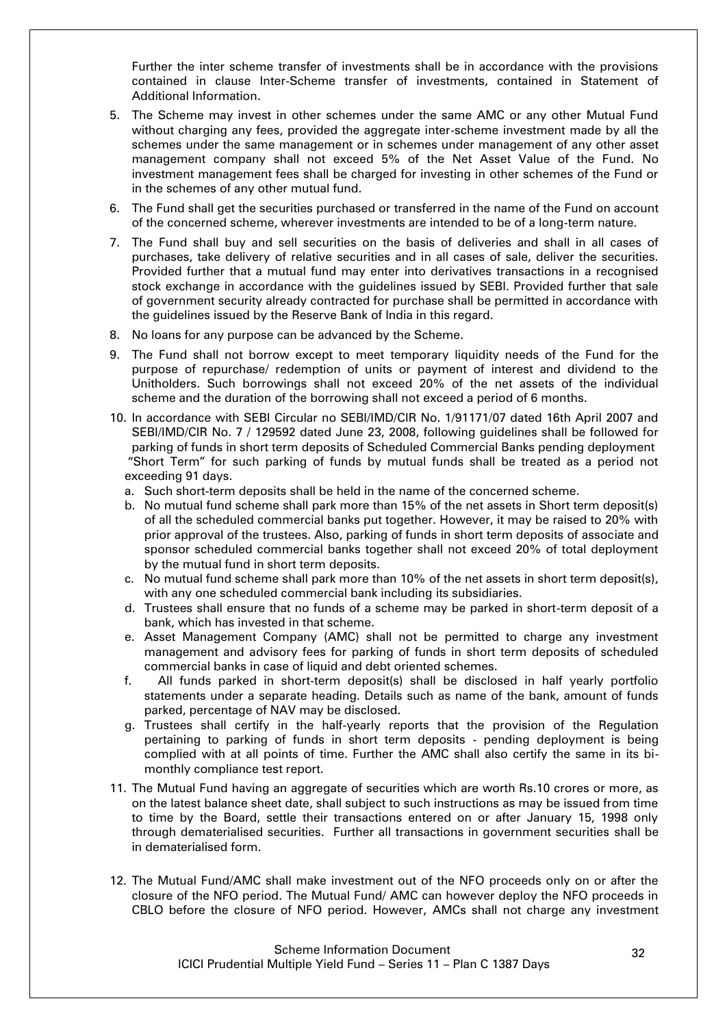Further the inter scheme transfer of investments shall be in accordance with the provisions contained in clause Inter-Scheme transfer of investments, contained in Statement of Additional Information.

5. The Scheme may invest in other schemes under the same AMC or any other Mutual Fund without charging any fees, provided the aggregate inter-scheme investment made by all the schemes under the same management or in schemes under management of any other asset management company shall not exceed 5% of the Net Asset Value of the Fund. No investment management fees shall be charged for investing in other schemes of the Fund or in the schemes of any other mutual fund.

6. The Fund shall get the securities purchased or transferred in the name of the Fund on account of the concerned scheme, wherever investments are intended to be of a long-term nature.

7. The Fund shall buy and sell securities on the basis of deliveries and shall in all cases of purchases, take delivery of relative securities and in all cases of sale, deliver the securities. Provided further that a mutual fund may enter into derivatives transactions in a recognised stock exchange in accordance with the guidelines issued by SEBI. Provided further that sale of government security already contracted for purchase shall be permitted in accordance with the guidelines issued by the Reserve Bank of India in this regard.

8. No loans for any purpose can be advanced by the Scheme.

9. The Fund shall not borrow except to meet temporary liquidity needs of the Fund for the purpose of repurchase/ redemption of units or payment of interest and dividend to the Unitholders. Such borrowings shall not exceed 20% of the net assets of the individual scheme and the duration of the borrowing shall not exceed a period of 6 months.

10. In accordance with SEBI Circular no SEBI/IMD/CIR No. 1/91171/07 dated 16th April 2007 and SEBI/IMD/CIR No. 7 / 129592 dated June 23, 2008, following guidelines shall be followed for parking of funds in short term deposits of Scheduled Commercial Banks pending deployment "Short Term" for such parking of funds by mutual funds shall be treated as a period not exceeding 91 days.
    a. Such short-term deposits shall be held in the name of the concerned scheme.
    b. No mutual fund scheme shall park more than 15% of the net assets in Short term deposit(s) of all the scheduled commercial banks put together. However, it may be raised to 20% with prior approval of the trustees. Also, parking of funds in short term deposits of associate and sponsor scheduled commercial banks together shall not exceed 20% of total deployment by the mutual fund in short term deposits.
    c. No mutual fund scheme shall park more than 10% of the net assets in short term deposit(s), with any one scheduled commercial bank including its subsidiaries.
    d. Trustees shall ensure that no funds of a scheme may be parked in short-term deposit of a bank, which has invested in that scheme.
    e. Asset Management Company (AMC) shall not be permitted to charge any investment management and advisory fees for parking of funds in short term deposits of scheduled commercial banks in case of liquid and debt oriented schemes.
    f. All funds parked in short-term deposit(s) shall be disclosed in half yearly portfolio statements under a separate heading. Details such as name of the bank, amount of funds parked, percentage of NAV may be disclosed.
    g. Trustees shall certify in the half-yearly reports that the provision of the Regulation pertaining to parking of funds in short term deposits - pending deployment is being complied with at all points of time. Further the AMC shall also certify the same in its bi-monthly compliance test report.

11. The Mutual Fund having an aggregate of securities which are worth Rs.10 crores or more, as on the latest balance sheet date, shall subject to such instructions as may be issued from time to time by the Board, settle their transactions entered on or after January 15, 1998 only through dematerialised securities. Further all transactions in government securities shall be in dematerialised form.

12. The Mutual Fund/AMC shall make investment out of the NFO proceeds only on or after the closure of the NFO period. The Mutual Fund/ AMC can however deploy the NFO proceeds in CBLO before the closure of NFO period. However, AMCs shall not charge any investment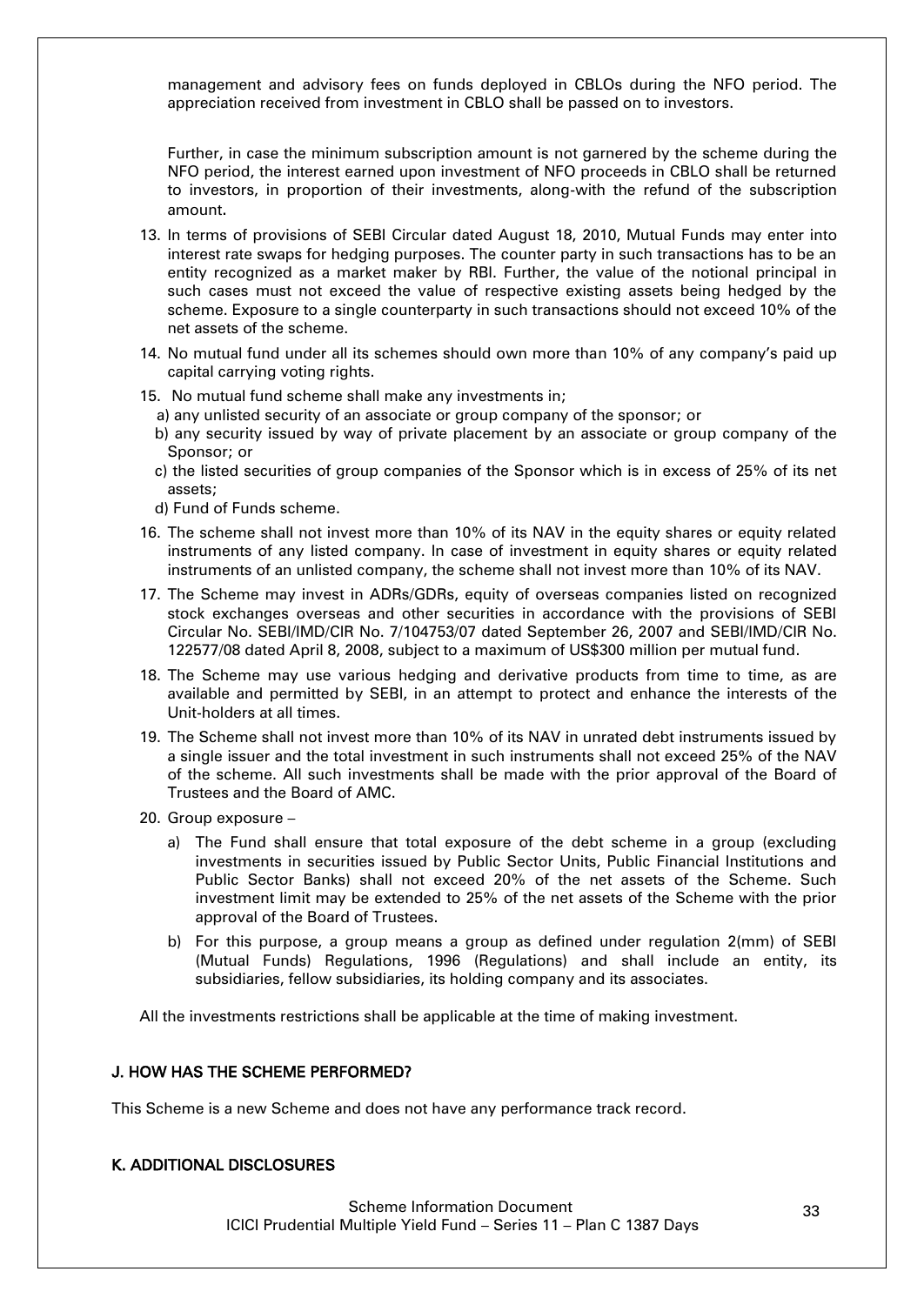management and advisory fees on funds deployed in CBLOs during the NFO period. The appreciation received from investment in CBLO shall be passed on to investors.

Further, in case the minimum subscription amount is not garnered by the scheme during the NFO period, the interest earned upon investment of NFO proceeds in CBLO shall be returned to investors, in proportion of their investments, along-with the refund of the subscription amount.

13. In terms of provisions of SEBI Circular dated August 18, 2010, Mutual Funds may enter into interest rate swaps for hedging purposes. The counter party in such transactions has to be an entity recognized as a market maker by RBI. Further, the value of the notional principal in such cases must not exceed the value of respective existing assets being hedged by the scheme. Exposure to a single counterparty in such transactions should not exceed 10% of the net assets of the scheme.
14. No mutual fund under all its schemes should own more than 10% of any company's paid up capital carrying voting rights.
15. No mutual fund scheme shall make any investments in;
    a) any unlisted security of an associate or group company of the sponsor; or
    b) any security issued by way of private placement by an associate or group company of the Sponsor; or
    c) the listed securities of group companies of the Sponsor which is in excess of 25% of its net assets;
    d) Fund of Funds scheme.
16. The scheme shall not invest more than 10% of its NAV in the equity shares or equity related instruments of any listed company. In case of investment in equity shares or equity related instruments of an unlisted company, the scheme shall not invest more than 10% of its NAV.
17. The Scheme may invest in ADRs/GDRs, equity of overseas companies listed on recognized stock exchanges overseas and other securities in accordance with the provisions of SEBI Circular No. SEBI/IMD/CIR No. 7/104753/07 dated September 26, 2007 and SEBI/IMD/CIR No. 122577/08 dated April 8, 2008, subject to a maximum of US$300 million per mutual fund.
18. The Scheme may use various hedging and derivative products from time to time, as are available and permitted by SEBI, in an attempt to protect and enhance the interests of the Unit-holders at all times.
19. The Scheme shall not invest more than 10% of its NAV in unrated debt instruments issued by a single issuer and the total investment in such instruments shall not exceed 25% of the NAV of the scheme. All such investments shall be made with the prior approval of the Board of Trustees and the Board of AMC.
20. Group exposure –
    a) The Fund shall ensure that total exposure of the debt scheme in a group (excluding investments in securities issued by Public Sector Units, Public Financial Institutions and Public Sector Banks) shall not exceed 20% of the net assets of the Scheme. Such investment limit may be extended to 25% of the net assets of the Scheme with the prior approval of the Board of Trustees.
    b) For this purpose, a group means a group as defined under regulation 2(mm) of SEBI (Mutual Funds) Regulations, 1996 (Regulations) and shall include an entity, its subsidiaries, fellow subsidiaries, its holding company and its associates.

All the investments restrictions shall be applicable at the time of making investment.

## J. HOW HAS THE SCHEME PERFORMED?

This Scheme is a new Scheme and does not have any performance track record.

## K. ADDITIONAL DISCLOSURES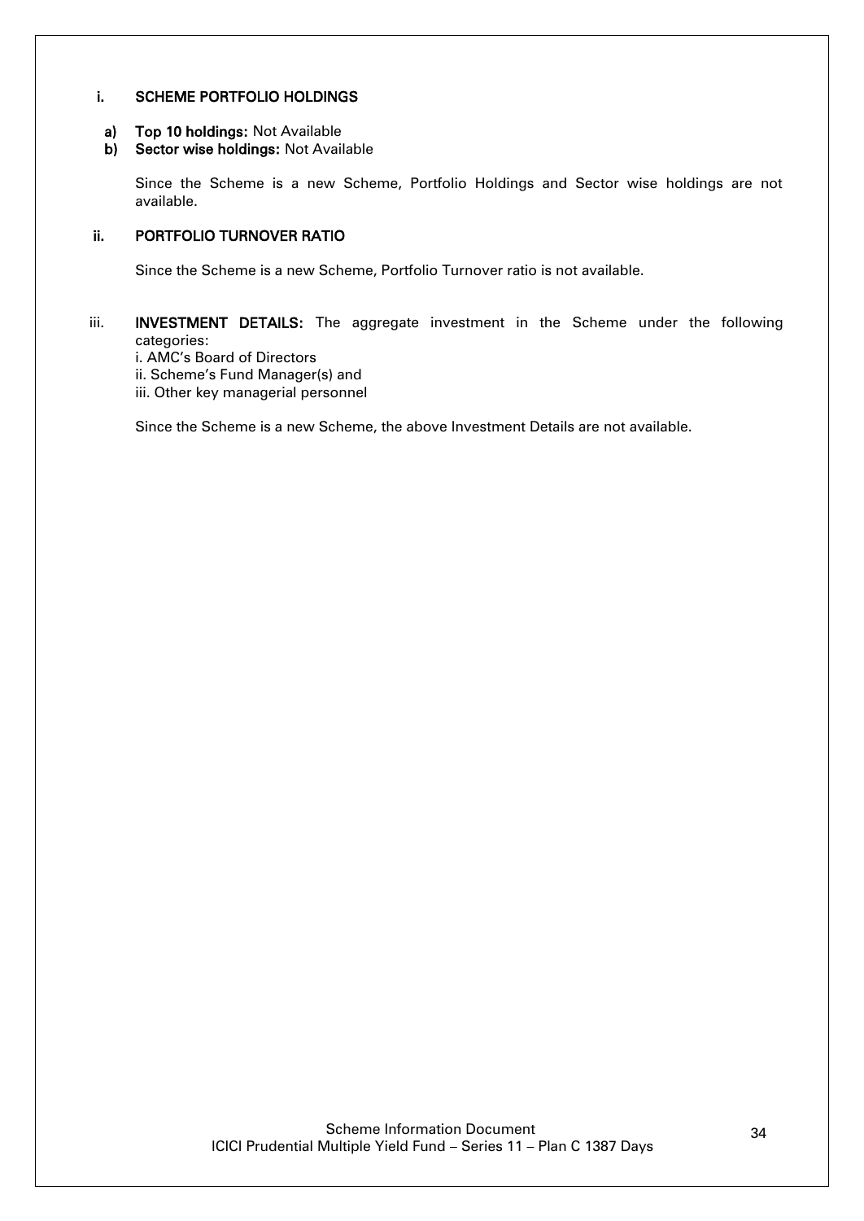## i. SCHEME PORTFOLIO HOLDINGS

**a) Top 10 holdings:** Not Available
**b) Sector wise holdings:** Not Available

Since the Scheme is a new Scheme, Portfolio Holdings and Sector wise holdings are not available.

## ii. PORTFOLIO TURNOVER RATIO

Since the Scheme is a new Scheme, Portfolio Turnover ratio is not available.

## iii. INVESTMENT DETAILS:

The aggregate investment in the Scheme under the following categories:

i. AMC's Board of Directors
ii. Scheme's Fund Manager(s) and
iii. Other key managerial personnel

Since the Scheme is a new Scheme, the above Investment Details are not available.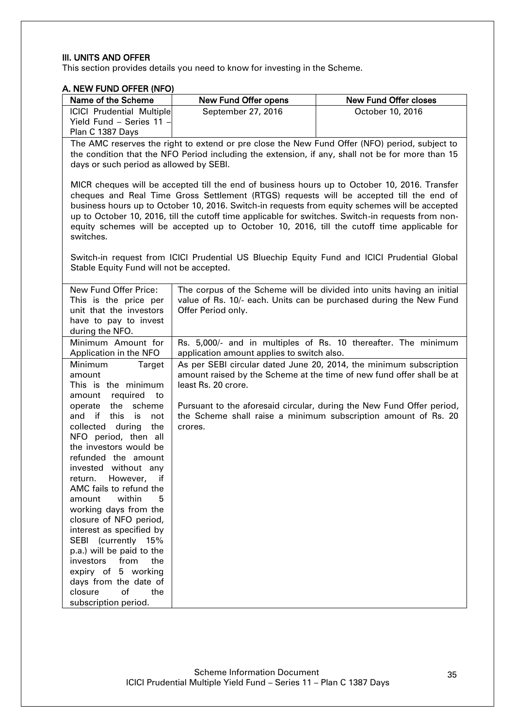### III. UNITS AND OFFER

This section provides details you need to know for investing in the Scheme.

#### A. NEW FUND OFFER (NFO)

| Name of the Scheme | New Fund Offer opens | New Fund Offer closes |
|---|---|---|
| ICICI Prudential Multiple Yield Fund – Series 11 – Plan C 1387 Days | September 27, 2016 | October 10, 2016 |

The AMC reserves the right to extend or pre close the New Fund Offer (NFO) period, subject to the condition that the NFO Period including the extension, if any, shall not be for more than 15 days or such period as allowed by SEBI.

MICR cheques will be accepted till the end of business hours up to October 10, 2016. Transfer cheques and Real Time Gross Settlement (RTGS) requests will be accepted till the end of business hours up to October 10, 2016. Switch-in requests from equity schemes will be accepted up to October 10, 2016, till the cutoff time applicable for switches. Switch-in requests from non-equity schemes will be accepted up to October 10, 2016, till the cutoff time applicable for switches.

Switch-in request from ICICI Prudential US Bluechip Equity Fund and ICICI Prudential Global Stable Equity Fund will not be accepted.

| | |
|---|---|
| New Fund Offer Price: This is the price per unit that the investors have to pay to invest during the NFO. | The corpus of the Scheme will be divided into units having an initial value of Rs. 10/- each. Units can be purchased during the New Fund Offer Period only. |
| Minimum Amount for Application in the NFO | Rs. 5,000/- and in multiples of Rs. 10 thereafter. The minimum application amount applies to switch also. |
| Minimum Target amount This is the minimum amount required to operate the scheme and if this is not collected during the NFO period, then all the investors would be refunded the amount invested without any return. However, if AMC fails to refund the amount within 5 working days from the closure of NFO period, interest as specified by SEBI (currently 15% p.a.) will be paid to the investors from the expiry of 5 working days from the date of closure of the subscription period. | As per SEBI circular dated June 20, 2014, the minimum subscription amount raised by the Scheme at the time of new fund offer shall be at least Rs. 20 crore.<br><br>Pursuant to the aforesaid circular, during the New Fund Offer period, the Scheme shall raise a minimum subscription amount of Rs. 20 crores. |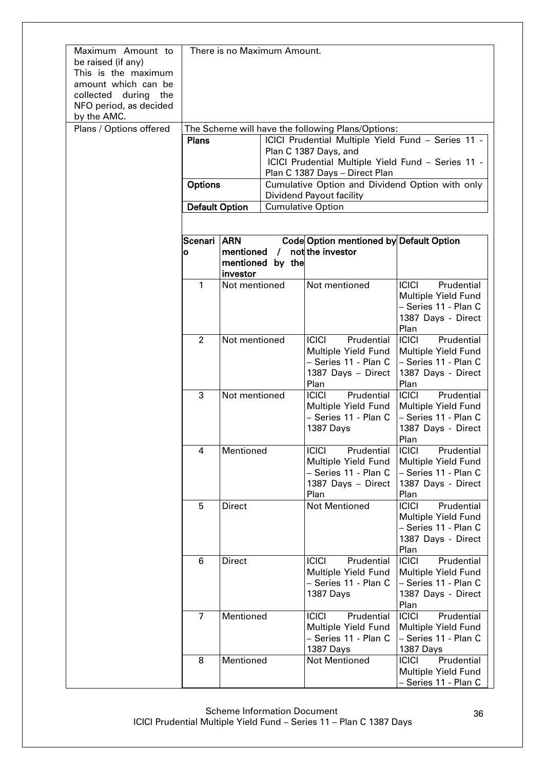| | |
|---|---|
| Maximum Amount to be raised (if any)<br>This is the maximum amount which can be collected during the NFO period, as decided by the AMC. | There is no Maximum Amount. |
| Plans / Options offered | The Scheme will have the following Plans/Options: |

| | |
|---|---|
| **Plans** | ICICI Prudential Multiple Yield Fund – Series 11 - Plan C 1387 Days, and<br>ICICI Prudential Multiple Yield Fund – Series 11 - Plan C 1387 Days – Direct Plan |
| **Options** | Cumulative Option and Dividend Option with only Dividend Payout facility |
| **Default Option** | Cumulative Option |

| Scenario | ARN Code mentioned / not mentioned by the investor | Option mentioned by the investor | Default Option |
|---|---|---|---|
| 1 | Not mentioned | Not mentioned | ICICI Prudential Multiple Yield Fund – Series 11 - Plan C 1387 Days - Direct Plan |
| 2 | Not mentioned | ICICI Prudential Multiple Yield Fund – Series 11 - Plan C 1387 Days – Direct Plan | ICICI Prudential Multiple Yield Fund – Series 11 - Plan C 1387 Days - Direct Plan |
| 3 | Not mentioned | ICICI Prudential Multiple Yield Fund – Series 11 - Plan C 1387 Days | ICICI Prudential Multiple Yield Fund – Series 11 - Plan C 1387 Days - Direct Plan |
| 4 | Mentioned | ICICI Prudential Multiple Yield Fund – Series 11 - Plan C 1387 Days – Direct Plan | ICICI Prudential Multiple Yield Fund – Series 11 - Plan C 1387 Days - Direct Plan |
| 5 | Direct | Not Mentioned | ICICI Prudential Multiple Yield Fund – Series 11 - Plan C 1387 Days - Direct Plan |
| 6 | Direct | ICICI Prudential Multiple Yield Fund – Series 11 - Plan C 1387 Days | ICICI Prudential Multiple Yield Fund – Series 11 - Plan C 1387 Days - Direct Plan |
| 7 | Mentioned | ICICI Prudential Multiple Yield Fund – Series 11 - Plan C 1387 Days | ICICI Prudential Multiple Yield Fund – Series 11 - Plan C 1387 Days |
| 8 | Mentioned | Not Mentioned | ICICI Prudential Multiple Yield Fund – Series 11 - Plan C |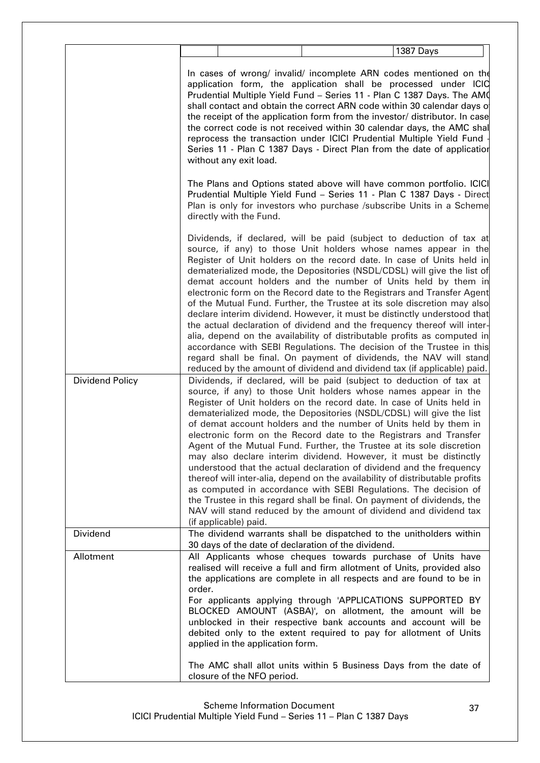| | |
|---|---|
| | | | | 1387 Days |<br><br>In cases of wrong/ invalid/ incomplete ARN codes mentioned on the application form, the application shall be processed under ICICI Prudential Multiple Yield Fund – Series 11 - Plan C 1387 Days. The AMC shall contact and obtain the correct ARN code within 30 calendar days of the receipt of the application form from the investor/ distributor. In case the correct code is not received within 30 calendar days, the AMC shall reprocess the transaction under ICICI Prudential Multiple Yield Fund - Series 11 - Plan C 1387 Days - Direct Plan from the date of application without any exit load.<br><br>The Plans and Options stated above will have common portfolio. ICICI Prudential Multiple Yield Fund – Series 11 - Plan C 1387 Days - Direct Plan is only for investors who purchase /subscribe Units in a Scheme directly with the Fund.<br><br>Dividends, if declared, will be paid (subject to deduction of tax at source, if any) to those Unit holders whose names appear in the Register of Unit holders on the record date. In case of Units held in dematerialized mode, the Depositories (NSDL/CDSL) will give the list of demat account holders and the number of Units held by them in electronic form on the Record date to the Registrars and Transfer Agent of the Mutual Fund. Further, the Trustee at its sole discretion may also declare interim dividend. However, it must be distinctly understood that the actual declaration of dividend and the frequency thereof will inter-alia, depend on the availability of distributable profits as computed in accordance with SEBI Regulations. The decision of the Trustee in this regard shall be final. On payment of dividends, the NAV will stand reduced by the amount of dividend and dividend tax (if applicable) paid. |
| Dividend Policy | Dividends, if declared, will be paid (subject to deduction of tax at source, if any) to those Unit holders whose names appear in the Register of Unit holders on the record date. In case of Units held in dematerialized mode, the Depositories (NSDL/CDSL) will give the list of demat account holders and the number of Units held by them in electronic form on the Record date to the Registrars and Transfer Agent of the Mutual Fund. Further, the Trustee at its sole discretion may also declare interim dividend. However, it must be distinctly understood that the actual declaration of dividend and the frequency thereof will inter-alia, depend on the availability of distributable profits as computed in accordance with SEBI Regulations. The decision of the Trustee in this regard shall be final. On payment of dividends, the NAV will stand reduced by the amount of dividend and dividend tax (if applicable) paid. |
| Dividend | The dividend warrants shall be dispatched to the unitholders within 30 days of the date of declaration of the dividend. |
| Allotment | All Applicants whose cheques towards purchase of Units have realised will receive a full and firm allotment of Units, provided also the applications are complete in all respects and are found to be in order.<br>For applicants applying through 'APPLICATIONS SUPPORTED BY BLOCKED AMOUNT (ASBA)', on allotment, the amount will be unblocked in their respective bank accounts and account will be debited only to the extent required to pay for allotment of Units applied in the application form.<br><br>The AMC shall allot units within 5 Business Days from the date of closure of the NFO period. |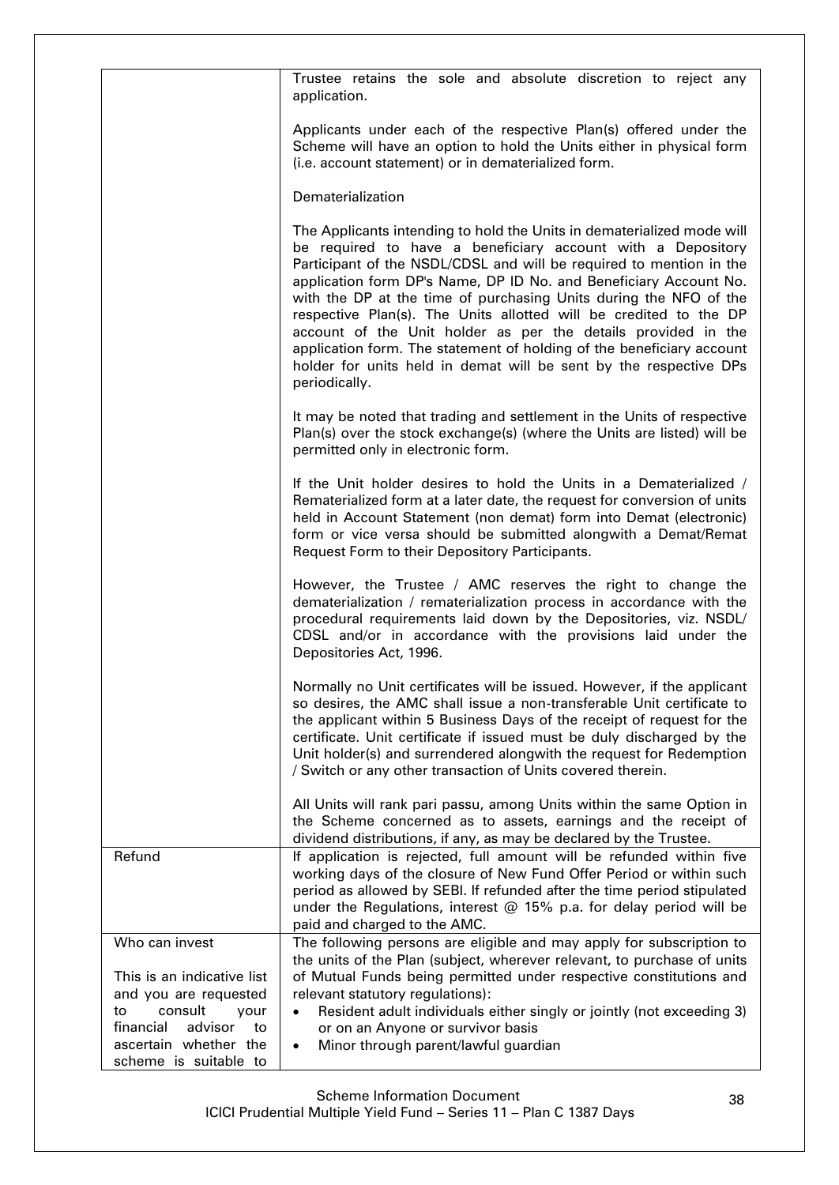| | |
|---|---|
| | Trustee retains the sole and absolute discretion to reject any application.<br><br>Applicants under each of the respective Plan(s) offered under the Scheme will have an option to hold the Units either in physical form (i.e. account statement) or in dematerialized form.<br><br>Dematerialization<br><br>The Applicants intending to hold the Units in dematerialized mode will be required to have a beneficiary account with a Depository Participant of the NSDL/CDSL and will be required to mention in the application form DP's Name, DP ID No. and Beneficiary Account No. with the DP at the time of purchasing Units during the NFO of the respective Plan(s). The Units allotted will be credited to the DP account of the Unit holder as per the details provided in the application form. The statement of holding of the beneficiary account holder for units held in demat will be sent by the respective DPs periodically.<br><br>It may be noted that trading and settlement in the Units of respective Plan(s) over the stock exchange(s) (where the Units are listed) will be permitted only in electronic form.<br><br>If the Unit holder desires to hold the Units in a Dematerialized / Rematerialized form at a later date, the request for conversion of units held in Account Statement (non demat) form into Demat (electronic) form or vice versa should be submitted alongwith a Demat/Remat Request Form to their Depository Participants.<br><br>However, the Trustee / AMC reserves the right to change the dematerialization / rematerialization process in accordance with the procedural requirements laid down by the Depositories, viz. NSDL/ CDSL and/or in accordance with the provisions laid under the Depositories Act, 1996.<br><br>Normally no Unit certificates will be issued. However, if the applicant so desires, the AMC shall issue a non-transferable Unit certificate to the applicant within 5 Business Days of the receipt of request for the certificate. Unit certificate if issued must be duly discharged by the Unit holder(s) and surrendered alongwith the request for Redemption / Switch or any other transaction of Units covered therein.<br><br>All Units will rank pari passu, among Units within the same Option in the Scheme concerned as to assets, earnings and the receipt of dividend distributions, if any, as may be declared by the Trustee. |
| Refund | If application is rejected, full amount will be refunded within five working days of the closure of New Fund Offer Period or within such period as allowed by SEBI. If refunded after the time period stipulated under the Regulations, interest @ 15% p.a. for delay period will be paid and charged to the AMC. |
| Who can invest<br><br>This is an indicative list and you are requested to consult your financial advisor to ascertain whether the scheme is suitable to | The following persons are eligible and may apply for subscription to the units of the Plan (subject, wherever relevant, to purchase of units of Mutual Funds being permitted under respective constitutions and relevant statutory regulations):<br>• Resident adult individuals either singly or jointly (not exceeding 3) or on an Anyone or survivor basis<br>• Minor through parent/lawful guardian |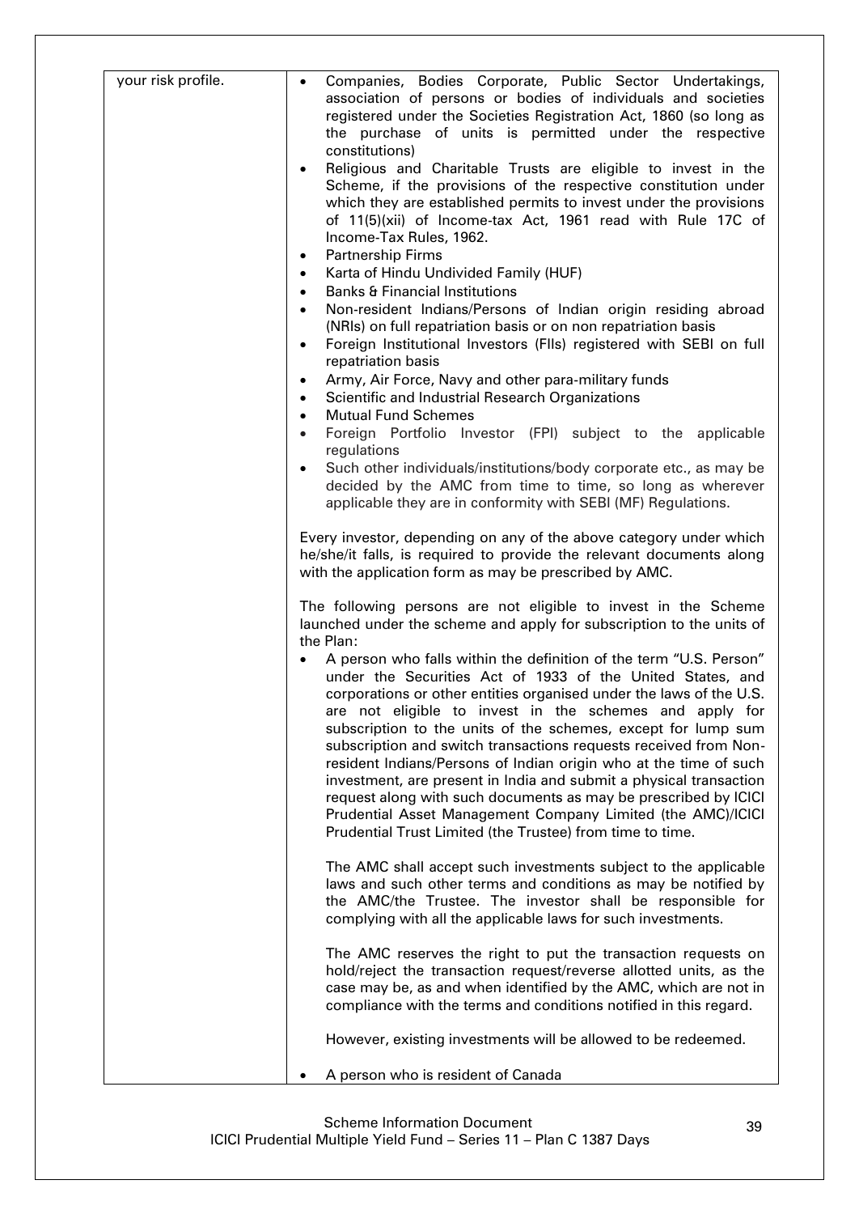| | |
|---|---|
| your risk profile. | • Companies, Bodies Corporate, Public Sector Undertakings, association of persons or bodies of individuals and societies registered under the Societies Registration Act, 1860 (so long as the purchase of units is permitted under the respective constitutions)<br>• Religious and Charitable Trusts are eligible to invest in the Scheme, if the provisions of the respective constitution under which they are established permits to invest under the provisions of 11(5)(xii) of Income-tax Act, 1961 read with Rule 17C of Income-Tax Rules, 1962.<br>• Partnership Firms<br>• Karta of Hindu Undivided Family (HUF)<br>• Banks & Financial Institutions<br>• Non-resident Indians/Persons of Indian origin residing abroad (NRIs) on full repatriation basis or on non repatriation basis<br>• Foreign Institutional Investors (FIIs) registered with SEBI on full repatriation basis<br>• Army, Air Force, Navy and other para-military funds<br>• Scientific and Industrial Research Organizations<br>• Mutual Fund Schemes<br>• Foreign Portfolio Investor (FPI) subject to the applicable regulations<br>• Such other individuals/institutions/body corporate etc., as may be decided by the AMC from time to time, so long as wherever applicable they are in conformity with SEBI (MF) Regulations.<br><br>Every investor, depending on any of the above category under which he/she/it falls, is required to provide the relevant documents along with the application form as may be prescribed by AMC.<br><br>The following persons are not eligible to invest in the Scheme launched under the scheme and apply for subscription to the units of the Plan:<br>• A person who falls within the definition of the term "U.S. Person" under the Securities Act of 1933 of the United States, and corporations or other entities organised under the laws of the U.S. are not eligible to invest in the schemes and apply for subscription to the units of the schemes, except for lump sum subscription and switch transactions requests received from Non-resident Indians/Persons of Indian origin who at the time of such investment, are present in India and submit a physical transaction request along with such documents as may be prescribed by ICICI Prudential Asset Management Company Limited (the AMC)/ICICI Prudential Trust Limited (the Trustee) from time to time.<br><br>The AMC shall accept such investments subject to the applicable laws and such other terms and conditions as may be notified by the AMC/the Trustee. The investor shall be responsible for complying with all the applicable laws for such investments.<br><br>The AMC reserves the right to put the transaction requests on hold/reject the transaction request/reverse allotted units, as the case may be, as and when identified by the AMC, which are not in compliance with the terms and conditions notified in this regard.<br><br>However, existing investments will be allowed to be redeemed.<br><br>• A person who is resident of Canada |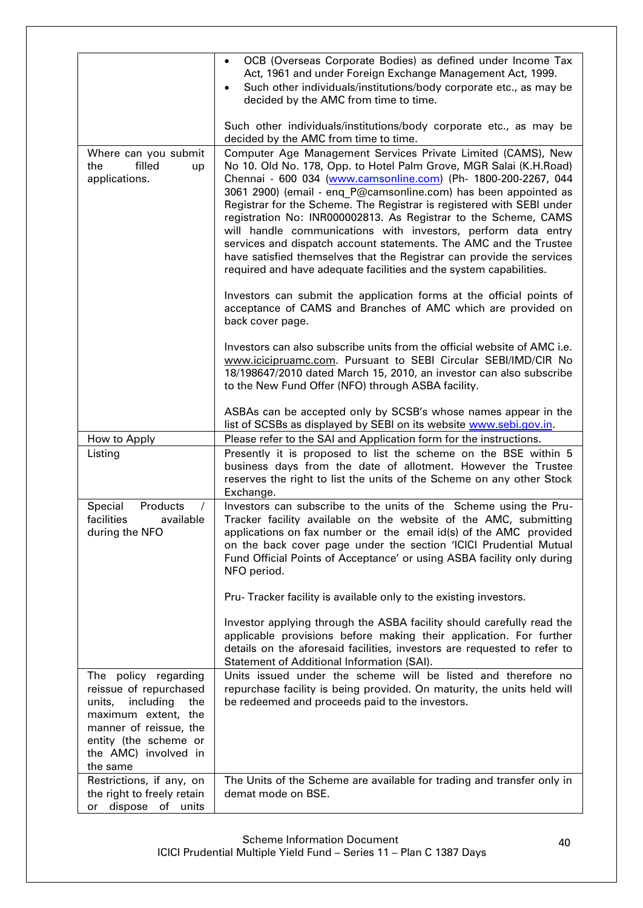| | |
|---|---|
| | • OCB (Overseas Corporate Bodies) as defined under Income Tax Act, 1961 and under Foreign Exchange Management Act, 1999.<br>• Such other individuals/institutions/body corporate etc., as may be decided by the AMC from time to time.<br><br>Such other individuals/institutions/body corporate etc., as may be decided by the AMC from time to time. |
| Where can you submit the filled up applications. | Computer Age Management Services Private Limited (CAMS), New No 10. Old No. 178, Opp. to Hotel Palm Grove, MGR Salai (K.H.Road) Chennai - 600 034 (www.camsonline.com) (Ph- 1800-200-2267, 044 3061 2900) (email - enq_P@camsonline.com) has been appointed as Registrar for the Scheme. The Registrar is registered with SEBI under registration No: INR000002813. As Registrar to the Scheme, CAMS will handle communications with investors, perform data entry services and dispatch account statements. The AMC and the Trustee have satisfied themselves that the Registrar can provide the services required and have adequate facilities and the system capabilities.<br><br>Investors can submit the application forms at the official points of acceptance of CAMS and Branches of AMC which are provided on back cover page.<br><br>Investors can also subscribe units from the official website of AMC i.e. www.icicipruamc.com. Pursuant to SEBI Circular SEBI/IMD/CIR No 18/198647/2010 dated March 15, 2010, an investor can also subscribe to the New Fund Offer (NFO) through ASBA facility.<br><br>ASBAs can be accepted only by SCSB's whose names appear in the list of SCSBs as displayed by SEBI on its website www.sebi.gov.in. |
| How to Apply | Please refer to the SAI and Application form for the instructions. |
| Listing | Presently it is proposed to list the scheme on the BSE within 5 business days from the date of allotment. However the Trustee reserves the right to list the units of the Scheme on any other Stock Exchange. |
| Special Products / facilities available during the NFO | Investors can subscribe to the units of the Scheme using the Pru-Tracker facility available on the website of the AMC, submitting applications on fax number or the email id(s) of the AMC provided on the back cover page under the section 'ICICI Prudential Mutual Fund Official Points of Acceptance' or using ASBA facility only during NFO period.<br><br>Pru- Tracker facility is available only to the existing investors.<br><br>Investor applying through the ASBA facility should carefully read the applicable provisions before making their application. For further details on the aforesaid facilities, investors are requested to refer to Statement of Additional Information (SAI). |
| The policy regarding reissue of repurchased units, including the maximum extent, the manner of reissue, the entity (the scheme or the AMC) involved in the same | Units issued under the scheme will be listed and therefore no repurchase facility is being provided. On maturity, the units held will be redeemed and proceeds paid to the investors. |
| Restrictions, if any, on the right to freely retain or dispose of units | The Units of the Scheme are available for trading and transfer only in demat mode on BSE. |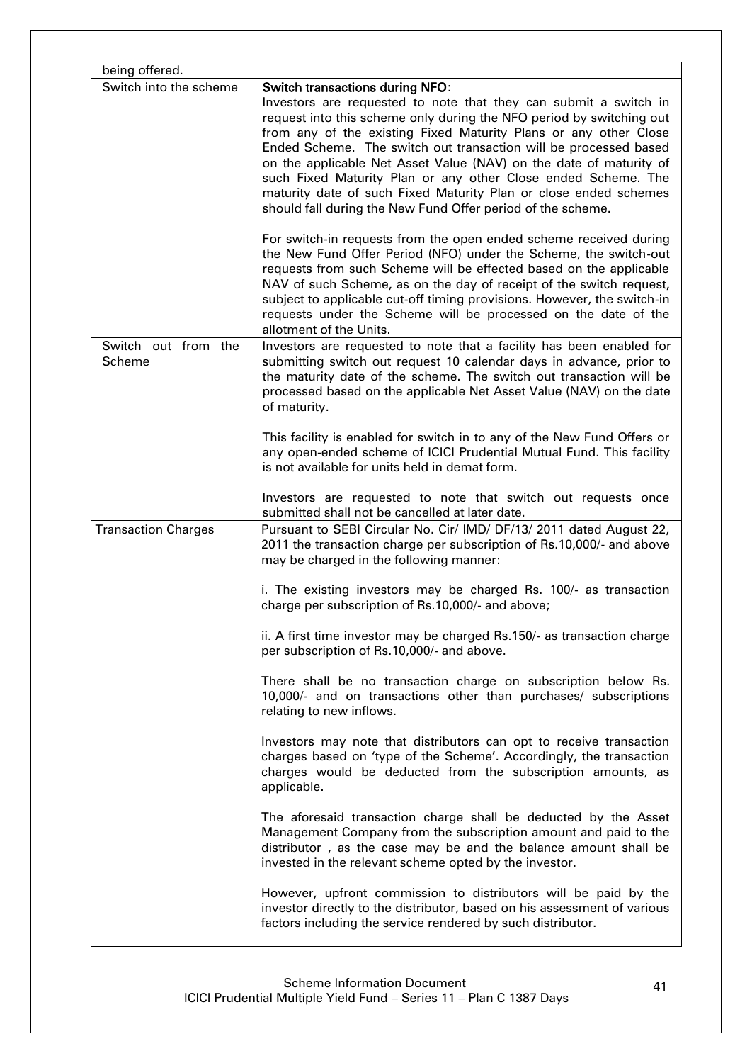| being offered. | |
|---|---|
| Switch into the scheme | **Switch transactions during NFO**:<br>Investors are requested to note that they can submit a switch in request into this scheme only during the NFO period by switching out from any of the existing Fixed Maturity Plans or any other Close Ended Scheme. The switch out transaction will be processed based on the applicable Net Asset Value (NAV) on the date of maturity of such Fixed Maturity Plan or any other Close ended Scheme. The maturity date of such Fixed Maturity Plan or close ended schemes should fall during the New Fund Offer period of the scheme.<br><br>For switch-in requests from the open ended scheme received during the New Fund Offer Period (NFO) under the Scheme, the switch-out requests from such Scheme will be effected based on the applicable NAV of such Scheme, as on the day of receipt of the switch request, subject to applicable cut-off timing provisions. However, the switch-in requests under the Scheme will be processed on the date of the allotment of the Units. |
| Switch out from the Scheme | Investors are requested to note that a facility has been enabled for submitting switch out request 10 calendar days in advance, prior to the maturity date of the scheme. The switch out transaction will be processed based on the applicable Net Asset Value (NAV) on the date of maturity.<br><br>This facility is enabled for switch in to any of the New Fund Offers or any open-ended scheme of ICICI Prudential Mutual Fund. This facility is not available for units held in demat form.<br><br>Investors are requested to note that switch out requests once submitted shall not be cancelled at later date. |
| Transaction Charges | Pursuant to SEBI Circular No. Cir/ IMD/ DF/13/ 2011 dated August 22, 2011 the transaction charge per subscription of Rs.10,000/- and above may be charged in the following manner:<br><br>i. The existing investors may be charged Rs. 100/- as transaction charge per subscription of Rs.10,000/- and above;<br><br>ii. A first time investor may be charged Rs.150/- as transaction charge per subscription of Rs.10,000/- and above.<br><br>There shall be no transaction charge on subscription below Rs. 10,000/- and on transactions other than purchases/ subscriptions relating to new inflows.<br><br>Investors may note that distributors can opt to receive transaction charges based on 'type of the Scheme'. Accordingly, the transaction charges would be deducted from the subscription amounts, as applicable.<br><br>The aforesaid transaction charge shall be deducted by the Asset Management Company from the subscription amount and paid to the distributor , as the case may be and the balance amount shall be invested in the relevant scheme opted by the investor.<br><br>However, upfront commission to distributors will be paid by the investor directly to the distributor, based on his assessment of various factors including the service rendered by such distributor. |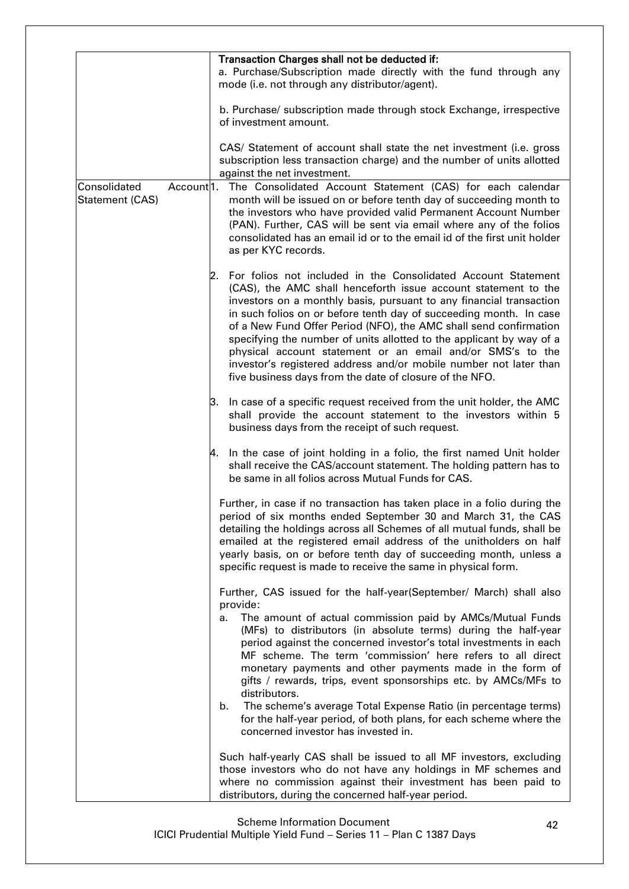| | |
|---|---|
| | **Transaction Charges shall not be deducted if:**<br>a. Purchase/Subscription made directly with the fund through any mode (i.e. not through any distributor/agent).<br><br>b. Purchase/ subscription made through stock Exchange, irrespective of investment amount.<br><br>CAS/ Statement of account shall state the net investment (i.e. gross subscription less transaction charge) and the number of units allotted against the net investment. |
| Consolidated Account Statement (CAS) | 1. The Consolidated Account Statement (CAS) for each calendar month will be issued on or before tenth day of succeeding month to the investors who have provided valid Permanent Account Number (PAN). Further, CAS will be sent via email where any of the folios consolidated has an email id or to the email id of the first unit holder as per KYC records.<br><br>2. For folios not included in the Consolidated Account Statement (CAS), the AMC shall henceforth issue account statement to the investors on a monthly basis, pursuant to any financial transaction in such folios on or before tenth day of succeeding month. In case of a New Fund Offer Period (NFO), the AMC shall send confirmation specifying the number of units allotted to the applicant by way of a physical account statement or an email and/or SMS's to the investor's registered address and/or mobile number not later than five business days from the date of closure of the NFO.<br><br>3. In case of a specific request received from the unit holder, the AMC shall provide the account statement to the investors within 5 business days from the receipt of such request.<br><br>4. In the case of joint holding in a folio, the first named Unit holder shall receive the CAS/account statement. The holding pattern has to be same in all folios across Mutual Funds for CAS.<br><br>Further, in case if no transaction has taken place in a folio during the period of six months ended September 30 and March 31, the CAS detailing the holdings across all Schemes of all mutual funds, shall be emailed at the registered email address of the unitholders on half yearly basis, on or before tenth day of succeeding month, unless a specific request is made to receive the same in physical form.<br><br>Further, CAS issued for the half-year(September/ March) shall also provide:<br>a. The amount of actual commission paid by AMCs/Mutual Funds (MFs) to distributors (in absolute terms) during the half-year period against the concerned investor's total investments in each MF scheme. The term 'commission' here refers to all direct monetary payments and other payments made in the form of gifts / rewards, trips, event sponsorships etc. by AMCs/MFs to distributors.<br>b. The scheme's average Total Expense Ratio (in percentage terms) for the half-year period, of both plans, for each scheme where the concerned investor has invested in.<br><br>Such half-yearly CAS shall be issued to all MF investors, excluding those investors who do not have any holdings in MF schemes and where no commission against their investment has been paid to distributors, during the concerned half-year period. |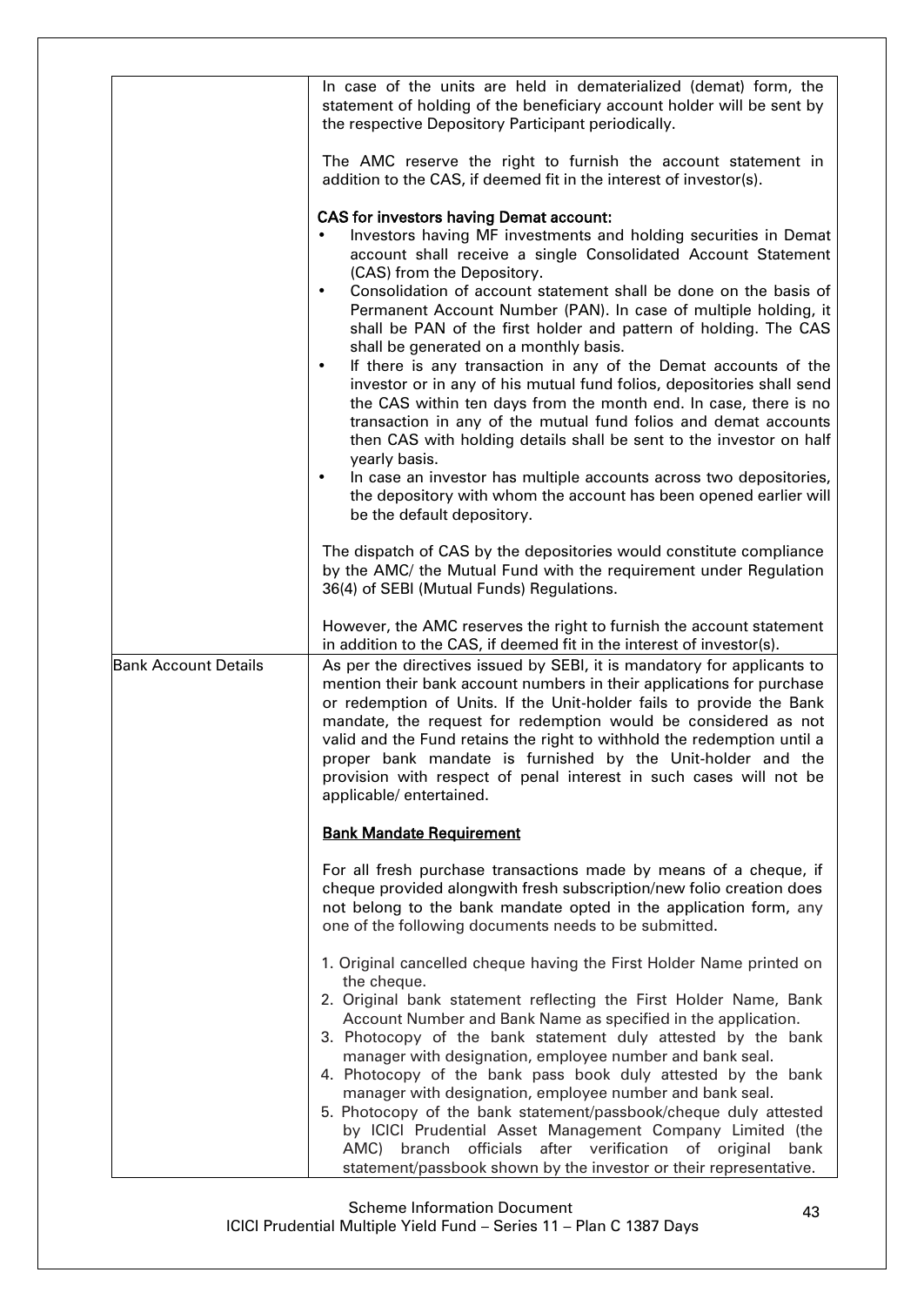| | |
|---|---|
| | In case of the units are held in dematerialized (demat) form, the statement of holding of the beneficiary account holder will be sent by the respective Depository Participant periodically.<br><br>The AMC reserve the right to furnish the account statement in addition to the CAS, if deemed fit in the interest of investor(s).<br><br>**CAS for investors having Demat account:**<br>• Investors having MF investments and holding securities in Demat account shall receive a single Consolidated Account Statement (CAS) from the Depository.<br>• Consolidation of account statement shall be done on the basis of Permanent Account Number (PAN). In case of multiple holding, it shall be PAN of the first holder and pattern of holding. The CAS shall be generated on a monthly basis.<br>• If there is any transaction in any of the Demat accounts of the investor or in any of his mutual fund folios, depositories shall send the CAS within ten days from the month end. In case, there is no transaction in any of the mutual fund folios and demat accounts then CAS with holding details shall be sent to the investor on half yearly basis.<br>• In case an investor has multiple accounts across two depositories, the depository with whom the account has been opened earlier will be the default depository.<br><br>The dispatch of CAS by the depositories would constitute compliance by the AMC/ the Mutual Fund with the requirement under Regulation 36(4) of SEBI (Mutual Funds) Regulations.<br><br>However, the AMC reserves the right to furnish the account statement in addition to the CAS, if deemed fit in the interest of investor(s). |
| Bank Account Details | As per the directives issued by SEBI, it is mandatory for applicants to mention their bank account numbers in their applications for purchase or redemption of Units. If the Unit-holder fails to provide the Bank mandate, the request for redemption would be considered as not valid and the Fund retains the right to withhold the redemption until a proper bank mandate is furnished by the Unit-holder and the provision with respect of penal interest in such cases will not be applicable/ entertained.<br><br>**Bank Mandate Requirement**<br><br>For all fresh purchase transactions made by means of a cheque, if cheque provided alongwith fresh subscription/new folio creation does not belong to the bank mandate opted in the application form, any one of the following documents needs to be submitted.<br><br>1. Original cancelled cheque having the First Holder Name printed on the cheque.<br>2. Original bank statement reflecting the First Holder Name, Bank Account Number and Bank Name as specified in the application.<br>3. Photocopy of the bank statement duly attested by the bank manager with designation, employee number and bank seal.<br>4. Photocopy of the bank pass book duly attested by the bank manager with designation, employee number and bank seal.<br>5. Photocopy of the bank statement/passbook/cheque duly attested by ICICI Prudential Asset Management Company Limited (the AMC) branch officials after verification of original bank statement/passbook shown by the investor or their representative. |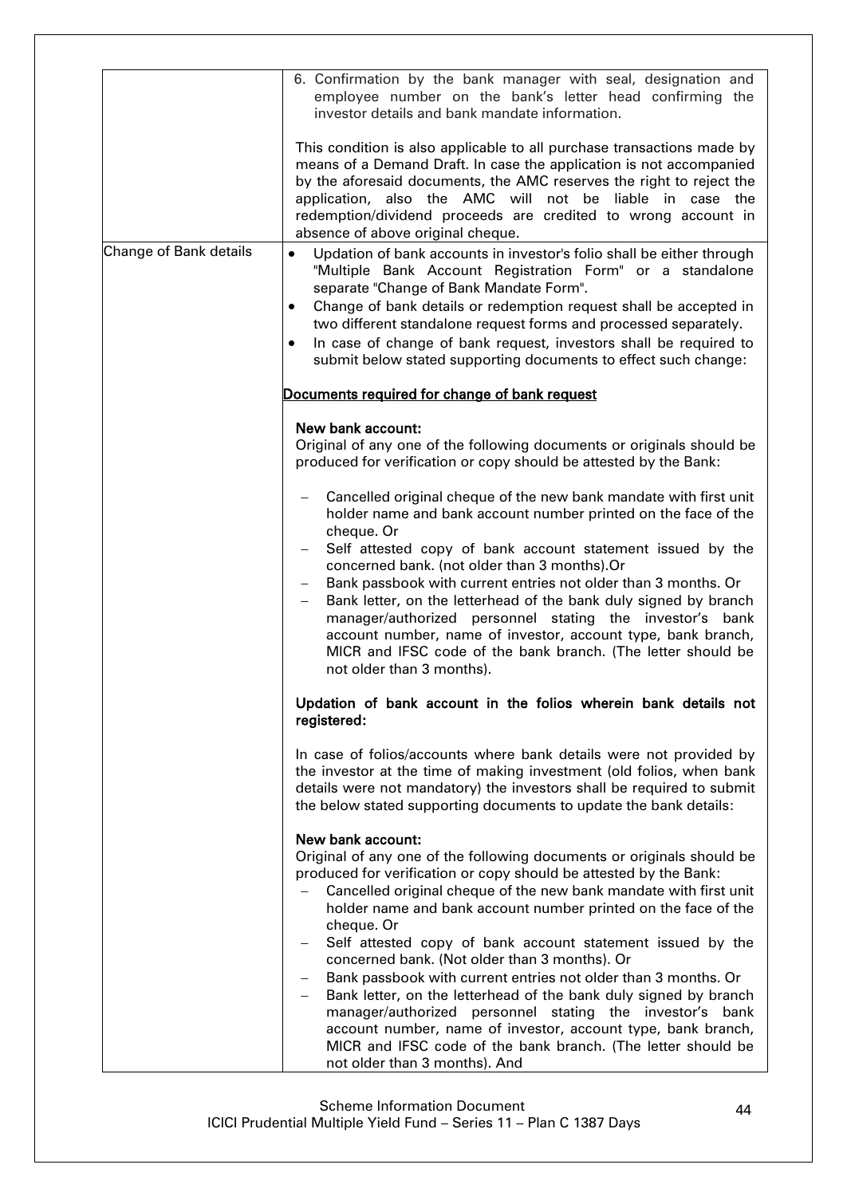| | |
|---|---|
| | 6. Confirmation by the bank manager with seal, designation and employee number on the bank's letter head confirming the investor details and bank mandate information.<br><br>This condition is also applicable to all purchase transactions made by means of a Demand Draft. In case the application is not accompanied by the aforesaid documents, the AMC reserves the right to reject the application, also the AMC will not be liable in case the redemption/dividend proceeds are credited to wrong account in absence of above original cheque. |
| Change of Bank details | • Updation of bank accounts in investor's folio shall be either through "Multiple Bank Account Registration Form" or a standalone separate "Change of Bank Mandate Form".<br>• Change of bank details or redemption request shall be accepted in two different standalone request forms and processed separately.<br>• In case of change of bank request, investors shall be required to submit below stated supporting documents to effect such change:<br><br><u>**Documents required for change of bank request**</u><br><br>**New bank account:**<br>Original of any one of the following documents or originals should be produced for verification or copy should be attested by the Bank:<br><br>– Cancelled original cheque of the new bank mandate with first unit holder name and bank account number printed on the face of the cheque. Or<br>– Self attested copy of bank account statement issued by the concerned bank. (not older than 3 months).Or<br>– Bank passbook with current entries not older than 3 months. Or<br>– Bank letter, on the letterhead of the bank duly signed by branch manager/authorized personnel stating the investor's bank account number, name of investor, account type, bank branch, MICR and IFSC code of the bank branch. (The letter should be not older than 3 months).<br><br>**Updation of bank account in the folios wherein bank details not registered:**<br><br>In case of folios/accounts where bank details were not provided by the investor at the time of making investment (old folios, when bank details were not mandatory) the investors shall be required to submit the below stated supporting documents to update the bank details:<br><br>**New bank account:**<br>Original of any one of the following documents or originals should be produced for verification or copy should be attested by the Bank:<br>– Cancelled original cheque of the new bank mandate with first unit holder name and bank account number printed on the face of the cheque. Or<br>– Self attested copy of bank account statement issued by the concerned bank. (Not older than 3 months). Or<br>– Bank passbook with current entries not older than 3 months. Or<br>– Bank letter, on the letterhead of the bank duly signed by branch manager/authorized personnel stating the investor's bank account number, name of investor, account type, bank branch, MICR and IFSC code of the bank branch. (The letter should be not older than 3 months). And |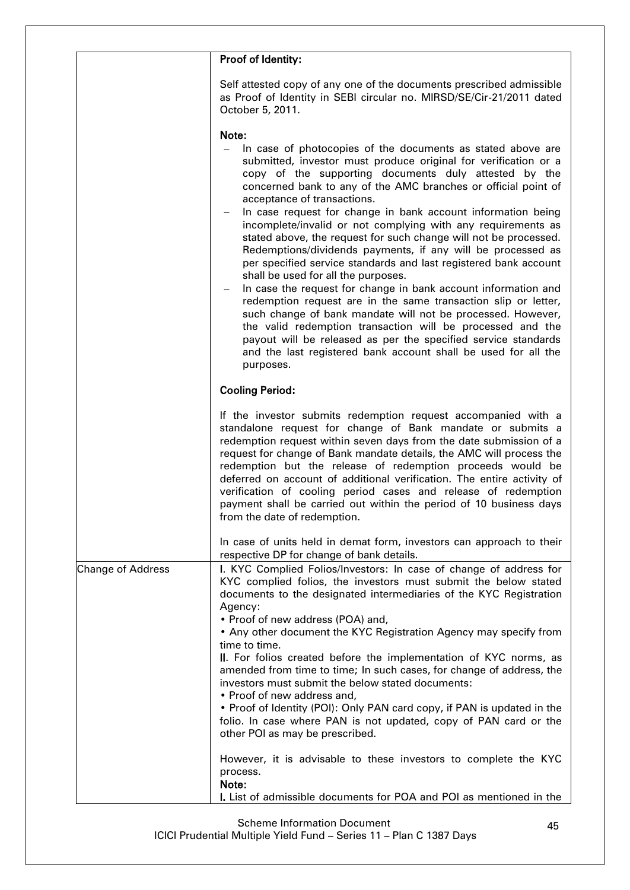|  |  |
|---|---|
|  | **Proof of Identity:**<br><br>Self attested copy of any one of the documents prescribed admissible as Proof of Identity in SEBI circular no. MIRSD/SE/Cir-21/2011 dated October 5, 2011.<br><br>**Note:**<br>– In case of photocopies of the documents as stated above are submitted, investor must produce original for verification or a copy of the supporting documents duly attested by the concerned bank to any of the AMC branches or official point of acceptance of transactions.<br>– In case request for change in bank account information being incomplete/invalid or not complying with any requirements as stated above, the request for such change will not be processed. Redemptions/dividends payments, if any will be processed as per specified service standards and last registered bank account shall be used for all the purposes.<br>– In case the request for change in bank account information and redemption request are in the same transaction slip or letter, such change of bank mandate will not be processed. However, the valid redemption transaction will be processed and the payout will be released as per the specified service standards and the last registered bank account shall be used for all the purposes.<br><br>**Cooling Period:**<br><br>If the investor submits redemption request accompanied with a standalone request for change of Bank mandate or submits a redemption request within seven days from the date submission of a request for change of Bank mandate details, the AMC will process the redemption but the release of redemption proceeds would be deferred on account of additional verification. The entire activity of verification of cooling period cases and release of redemption payment shall be carried out within the period of 10 business days from the date of redemption.<br><br>In case of units held in demat form, investors can approach to their respective DP for change of bank details. |
| Change of Address | **I.** KYC Complied Folios/Investors: In case of change of address for KYC complied folios, the investors must submit the below stated documents to the designated intermediaries of the KYC Registration Agency:<br>• Proof of new address (POA) and,<br>• Any other document the KYC Registration Agency may specify from time to time.<br>**II.** For folios created before the implementation of KYC norms, as amended from time to time; In such cases, for change of address, the investors must submit the below stated documents:<br>• Proof of new address and,<br>• Proof of Identity (POI): Only PAN card copy, if PAN is updated in the folio. In case where PAN is not updated, copy of PAN card or the other POI as may be prescribed.<br><br>However, it is advisable to these investors to complete the KYC process.<br>**Note:**<br>**I.** List of admissible documents for POA and POI as mentioned in the |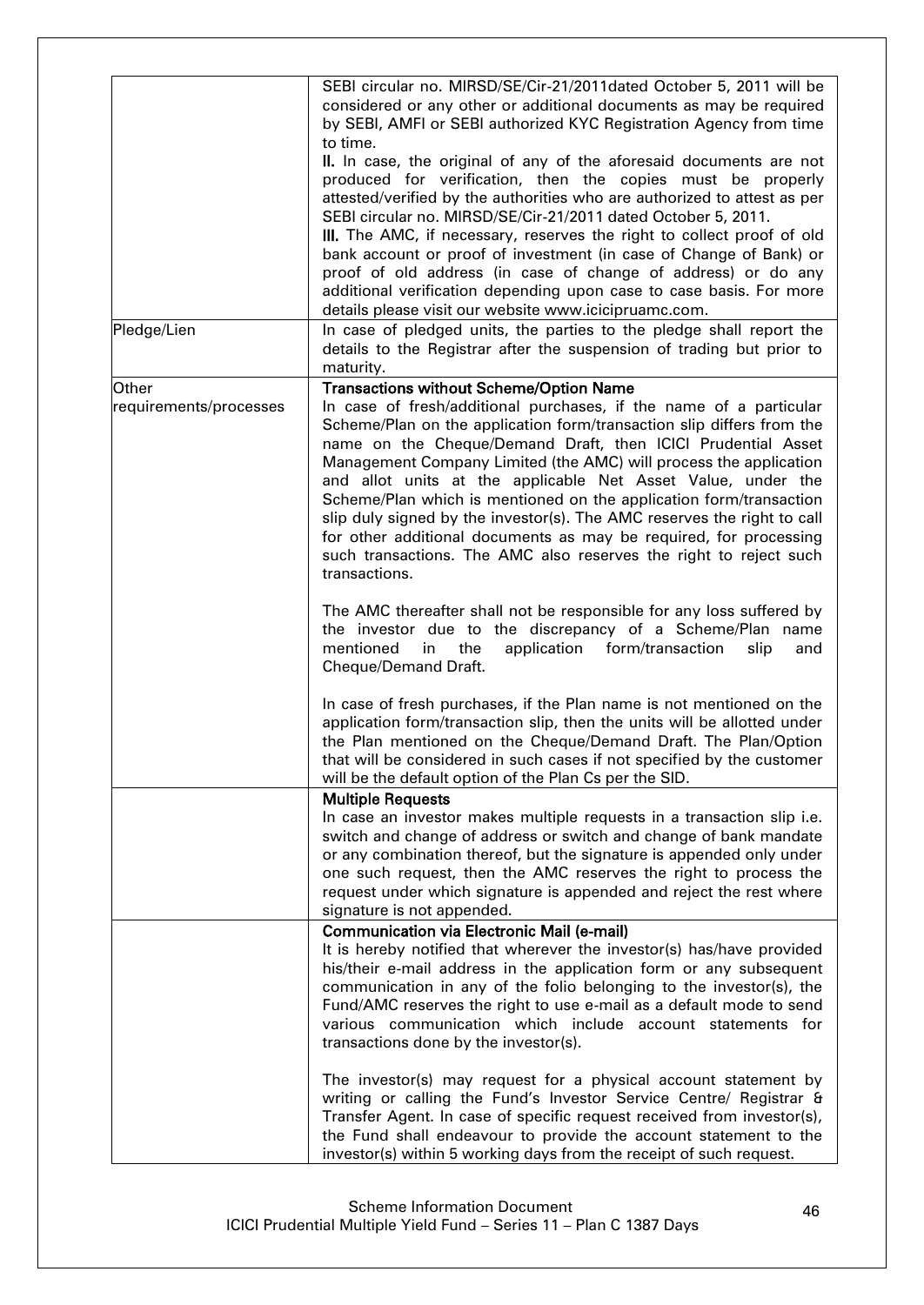| | |
|---|---|
| | SEBI circular no. MIRSD/SE/Cir-21/2011dated October 5, 2011 will be considered or any other or additional documents as may be required by SEBI, AMFI or SEBI authorized KYC Registration Agency from time to time.<br>**II.** In case, the original of any of the aforesaid documents are not produced for verification, then the copies must be properly attested/verified by the authorities who are authorized to attest as per SEBI circular no. MIRSD/SE/Cir-21/2011 dated October 5, 2011.<br>**III.** The AMC, if necessary, reserves the right to collect proof of old bank account or proof of investment (in case of Change of Bank) or proof of old address (in case of change of address) or do any additional verification depending upon case to case basis. For more details please visit our website www.icicipruamc.com. |
| Pledge/Lien | In case of pledged units, the parties to the pledge shall report the details to the Registrar after the suspension of trading but prior to maturity. |
| Other requirements/processes | **Transactions without Scheme/Option Name**<br>In case of fresh/additional purchases, if the name of a particular Scheme/Plan on the application form/transaction slip differs from the name on the Cheque/Demand Draft, then ICICI Prudential Asset Management Company Limited (the AMC) will process the application and allot units at the applicable Net Asset Value, under the Scheme/Plan which is mentioned on the application form/transaction slip duly signed by the investor(s). The AMC reserves the right to call for other additional documents as may be required, for processing such transactions. The AMC also reserves the right to reject such transactions.<br><br>The AMC thereafter shall not be responsible for any loss suffered by the investor due to the discrepancy of a Scheme/Plan name mentioned in the application form/transaction slip and Cheque/Demand Draft.<br><br>In case of fresh purchases, if the Plan name is not mentioned on the application form/transaction slip, then the units will be allotted under the Plan mentioned on the Cheque/Demand Draft. The Plan/Option that will be considered in such cases if not specified by the customer will be the default option of the Plan Cs per the SID. |
| | **Multiple Requests**<br>In case an investor makes multiple requests in a transaction slip i.e. switch and change of address or switch and change of bank mandate or any combination thereof, but the signature is appended only under one such request, then the AMC reserves the right to process the request under which signature is appended and reject the rest where signature is not appended. |
| | **Communication via Electronic Mail (e-mail)**<br>It is hereby notified that wherever the investor(s) has/have provided his/their e-mail address in the application form or any subsequent communication in any of the folio belonging to the investor(s), the Fund/AMC reserves the right to use e-mail as a default mode to send various communication which include account statements for transactions done by the investor(s).<br><br>The investor(s) may request for a physical account statement by writing or calling the Fund's Investor Service Centre/ Registrar & Transfer Agent. In case of specific request received from investor(s), the Fund shall endeavour to provide the account statement to the investor(s) within 5 working days from the receipt of such request. |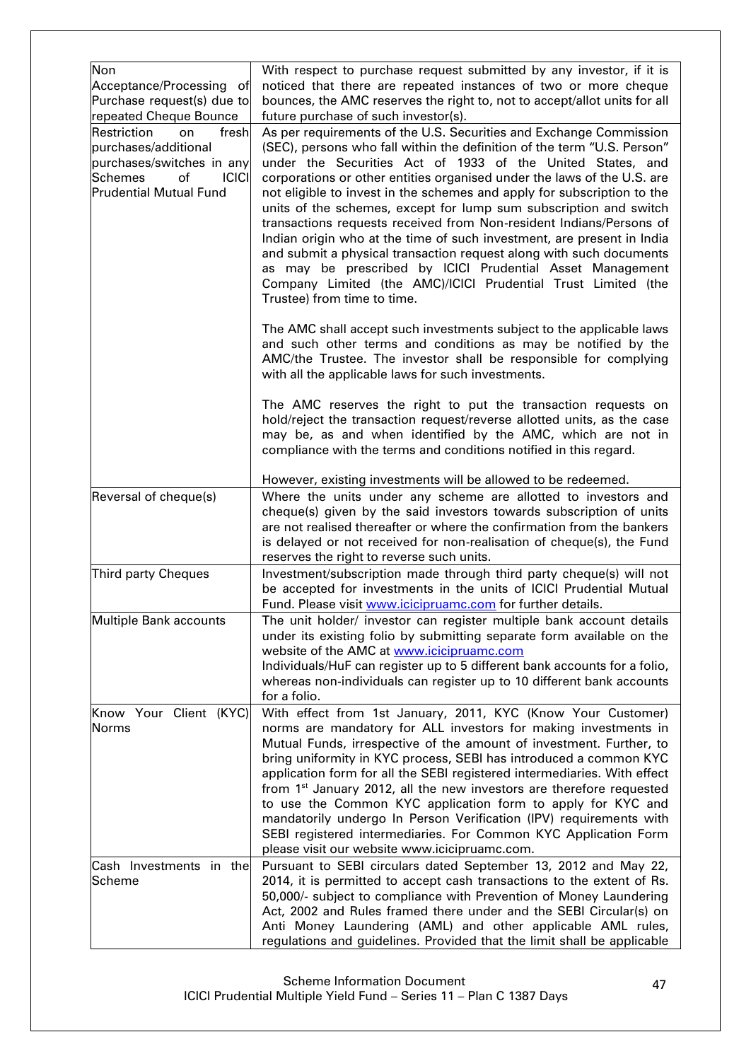| | |
|---|---|
| Non Acceptance/Processing of Purchase request(s) due to repeated Cheque Bounce | With respect to purchase request submitted by any investor, if it is noticed that there are repeated instances of two or more cheque bounces, the AMC reserves the right to, not to accept/allot units for all future purchase of such investor(s). |
| Restriction on fresh purchases/additional purchases/switches in any Schemes of ICICI Prudential Mutual Fund | As per requirements of the U.S. Securities and Exchange Commission (SEC), persons who fall within the definition of the term "U.S. Person" under the Securities Act of 1933 of the United States, and corporations or other entities organised under the laws of the U.S. are not eligible to invest in the schemes and apply for subscription to the units of the schemes, except for lump sum subscription and switch transactions requests received from Non-resident Indians/Persons of Indian origin who at the time of such investment, are present in India and submit a physical transaction request along with such documents as may be prescribed by ICICI Prudential Asset Management Company Limited (the AMC)/ICICI Prudential Trust Limited (the Trustee) from time to time.<br><br>The AMC shall accept such investments subject to the applicable laws and such other terms and conditions as may be notified by the AMC/the Trustee. The investor shall be responsible for complying with all the applicable laws for such investments.<br><br>The AMC reserves the right to put the transaction requests on hold/reject the transaction request/reverse allotted units, as the case may be, as and when identified by the AMC, which are not in compliance with the terms and conditions notified in this regard.<br><br>However, existing investments will be allowed to be redeemed. |
| Reversal of cheque(s) | Where the units under any scheme are allotted to investors and cheque(s) given by the said investors towards subscription of units are not realised thereafter or where the confirmation from the bankers is delayed or not received for non-realisation of cheque(s), the Fund reserves the right to reverse such units. |
| Third party Cheques | Investment/subscription made through third party cheque(s) will not be accepted for investments in the units of ICICI Prudential Mutual Fund. Please visit www.icicipruamc.com for further details. |
| Multiple Bank accounts | The unit holder/ investor can register multiple bank account details under its existing folio by submitting separate form available on the website of the AMC at www.icicipruamc.com<br>Individuals/HuF can register up to 5 different bank accounts for a folio, whereas non-individuals can register up to 10 different bank accounts for a folio. |
| Know Your Client (KYC) Norms | With effect from 1st January, 2011, KYC (Know Your Customer) norms are mandatory for ALL investors for making investments in Mutual Funds, irrespective of the amount of investment. Further, to bring uniformity in KYC process, SEBI has introduced a common KYC application form for all the SEBI registered intermediaries. With effect from 1st January 2012, all the new investors are therefore requested to use the Common KYC application form to apply for KYC and mandatorily undergo In Person Verification (IPV) requirements with SEBI registered intermediaries. For Common KYC Application Form please visit our website www.icicipruamc.com. |
| Cash Investments in the Scheme | Pursuant to SEBI circulars dated September 13, 2012 and May 22, 2014, it is permitted to accept cash transactions to the extent of Rs. 50,000/- subject to compliance with Prevention of Money Laundering Act, 2002 and Rules framed there under and the SEBI Circular(s) on Anti Money Laundering (AML) and other applicable AML rules, regulations and guidelines. Provided that the limit shall be applicable |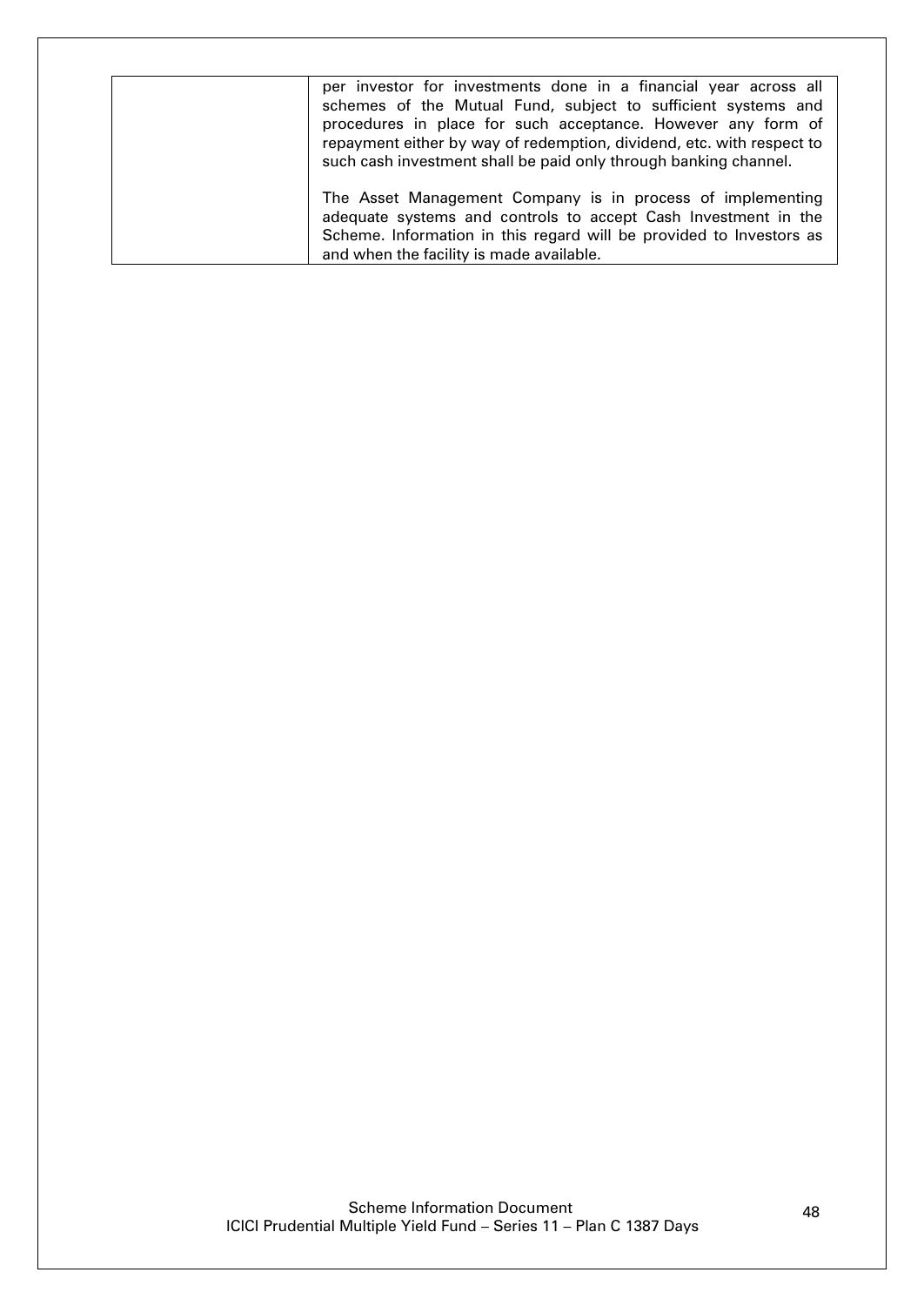| | |
|---|---|
| | per investor for investments done in a financial year across all schemes of the Mutual Fund, subject to sufficient systems and procedures in place for such acceptance. However any form of repayment either by way of redemption, dividend, etc. with respect to such cash investment shall be paid only through banking channel.<br><br>The Asset Management Company is in process of implementing adequate systems and controls to accept Cash Investment in the Scheme. Information in this regard will be provided to Investors as and when the facility is made available. |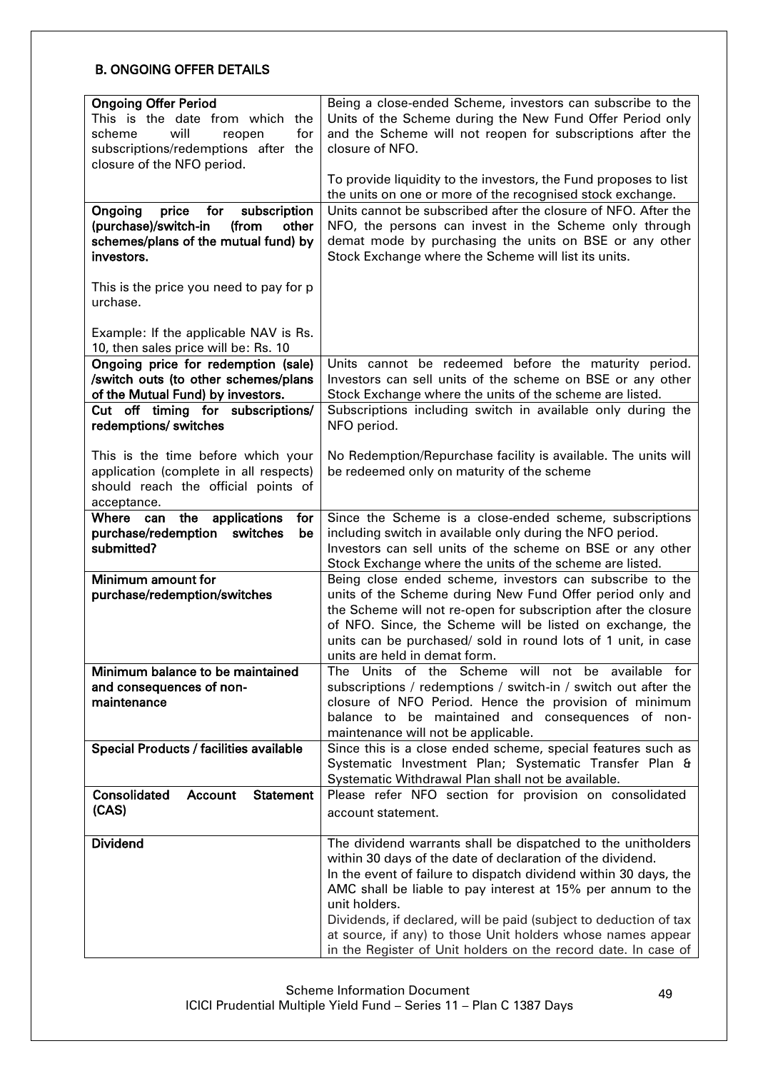## B. ONGOING OFFER DETAILS

| | |
|---|---|
| **Ongoing Offer Period**<br>This is the date from which the scheme will reopen for subscriptions/redemptions after the closure of the NFO period. | Being a close-ended Scheme, investors can subscribe to the Units of the Scheme during the New Fund Offer Period only and the Scheme will not reopen for subscriptions after the closure of NFO.<br><br>To provide liquidity to the investors, the Fund proposes to list the units on one or more of the recognised stock exchange. |
| **Ongoing price for subscription (purchase)/switch-in (from other schemes/plans of the mutual fund) by investors.**<br><br>This is the price you need to pay for p urchase.<br><br>Example: If the applicable NAV is Rs. 10, then sales price will be: Rs. 10 | Units cannot be subscribed after the closure of NFO. After the NFO, the persons can invest in the Scheme only through demat mode by purchasing the units on BSE or any other Stock Exchange where the Scheme will list its units. |
| **Ongoing price for redemption (sale) /switch outs (to other schemes/plans of the Mutual Fund) by investors.** | Units cannot be redeemed before the maturity period. Investors can sell units of the scheme on BSE or any other Stock Exchange where the units of the scheme are listed. |
| **Cut off timing for subscriptions/ redemptions/ switches**<br><br>This is the time before which your application (complete in all respects) should reach the official points of acceptance. | Subscriptions including switch in available only during the NFO period.<br><br>No Redemption/Repurchase facility is available. The units will be redeemed only on maturity of the scheme |
| **Where can the applications for purchase/redemption switches be submitted?** | Since the Scheme is a close-ended scheme, subscriptions including switch in available only during the NFO period.<br>Investors can sell units of the scheme on BSE or any other Stock Exchange where the units of the scheme are listed. |
| **Minimum amount for purchase/redemption/switches** | Being close ended scheme, investors can subscribe to the units of the Scheme during New Fund Offer period only and the Scheme will not re-open for subscription after the closure of NFO. Since, the Scheme will be listed on exchange, the units can be purchased/ sold in round lots of 1 unit, in case units are held in demat form. |
| **Minimum balance to be maintained and consequences of non-maintenance** | The Units of the Scheme will not be available for subscriptions / redemptions / switch-in / switch out after the closure of NFO Period. Hence the provision of minimum balance to be maintained and consequences of non-maintenance will not be applicable. |
| **Special Products / facilities available** | Since this is a close ended scheme, special features such as Systematic Investment Plan; Systematic Transfer Plan & Systematic Withdrawal Plan shall not be available. |
| **Consolidated Account Statement (CAS)** | Please refer NFO section for provision on consolidated account statement. |
| **Dividend** | The dividend warrants shall be dispatched to the unitholders within 30 days of the date of declaration of the dividend.<br>In the event of failure to dispatch dividend within 30 days, the AMC shall be liable to pay interest at 15% per annum to the unit holders.<br>Dividends, if declared, will be paid (subject to deduction of tax at source, if any) to those Unit holders whose names appear in the Register of Unit holders on the record date. In case of |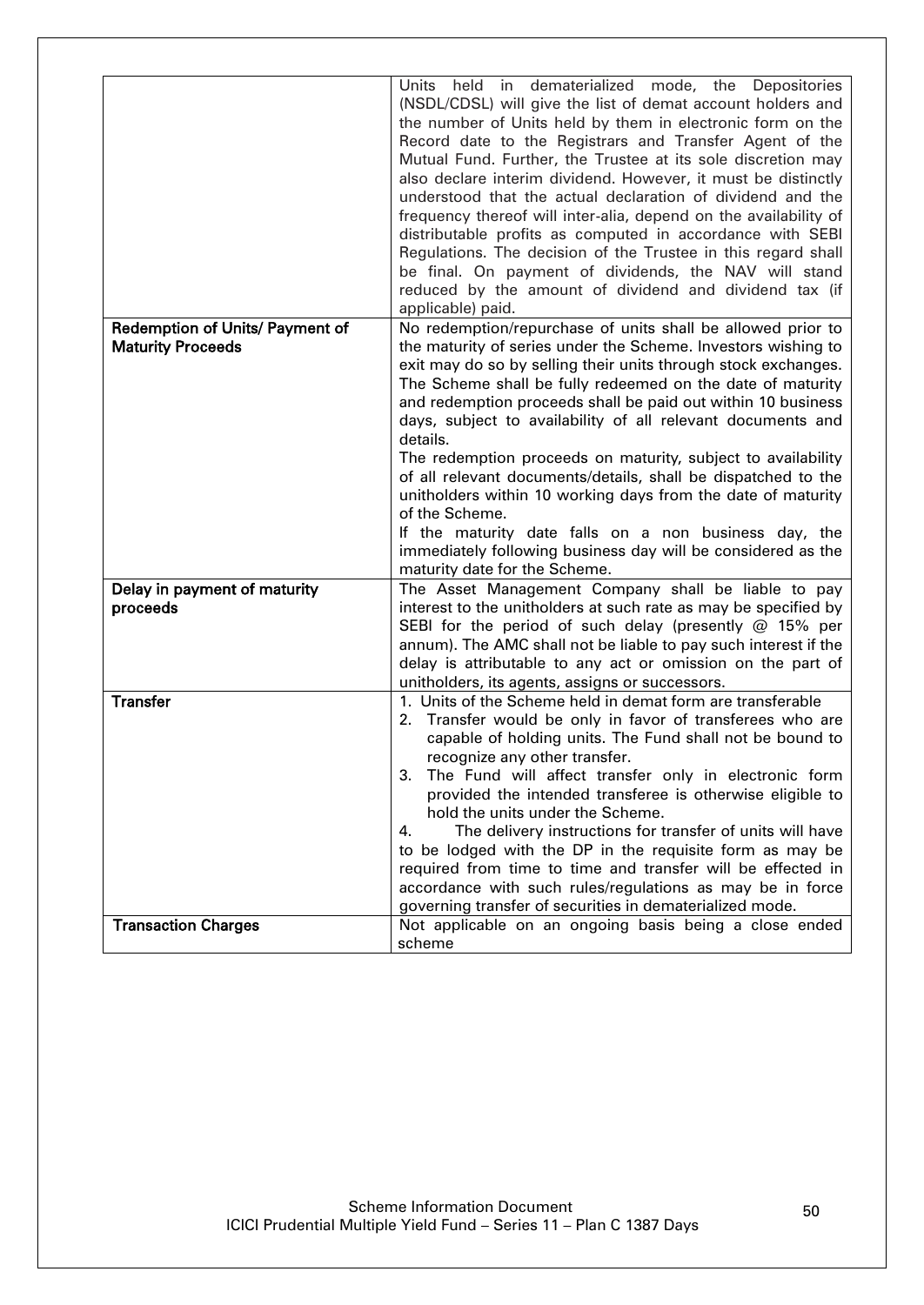| | |
|---|---|
| | Units held in dematerialized mode, the Depositories (NSDL/CDSL) will give the list of demat account holders and the number of Units held by them in electronic form on the Record date to the Registrars and Transfer Agent of the Mutual Fund. Further, the Trustee at its sole discretion may also declare interim dividend. However, it must be distinctly understood that the actual declaration of dividend and the frequency thereof will inter-alia, depend on the availability of distributable profits as computed in accordance with SEBI Regulations. The decision of the Trustee in this regard shall be final. On payment of dividends, the NAV will stand reduced by the amount of dividend and dividend tax (if applicable) paid. |
| **Redemption of Units/ Payment of Maturity Proceeds** | No redemption/repurchase of units shall be allowed prior to the maturity of series under the Scheme. Investors wishing to exit may do so by selling their units through stock exchanges. The Scheme shall be fully redeemed on the date of maturity and redemption proceeds shall be paid out within 10 business days, subject to availability of all relevant documents and details.<br>The redemption proceeds on maturity, subject to availability of all relevant documents/details, shall be dispatched to the unitholders within 10 working days from the date of maturity of the Scheme.<br>If the maturity date falls on a non business day, the immediately following business day will be considered as the maturity date for the Scheme. |
| **Delay in payment of maturity proceeds** | The Asset Management Company shall be liable to pay interest to the unitholders at such rate as may be specified by SEBI for the period of such delay (presently @ 15% per annum). The AMC shall not be liable to pay such interest if the delay is attributable to any act or omission on the part of unitholders, its agents, assigns or successors. |
| **Transfer** | 1. Units of the Scheme held in demat form are transferable<br>2. Transfer would be only in favor of transferees who are capable of holding units. The Fund shall not be bound to recognize any other transfer.<br>3. The Fund will affect transfer only in electronic form provided the intended transferee is otherwise eligible to hold the units under the Scheme.<br>4. The delivery instructions for transfer of units will have to be lodged with the DP in the requisite form as may be required from time to time and transfer will be effected in accordance with such rules/regulations as may be in force governing transfer of securities in dematerialized mode. |
| **Transaction Charges** | Not applicable on an ongoing basis being a close ended scheme |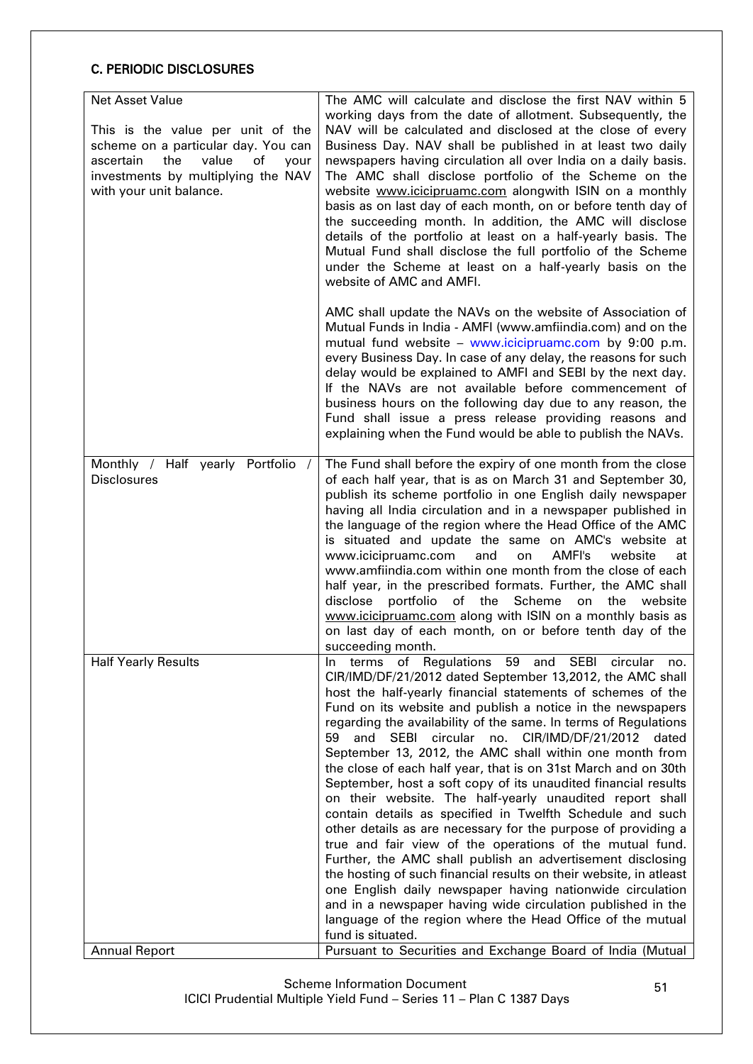## C. PERIODIC DISCLOSURES

| | |
|---|---|
| Net Asset Value<br><br>This is the value per unit of the scheme on a particular day. You can ascertain the value of your investments by multiplying the NAV with your unit balance. | The AMC will calculate and disclose the first NAV within 5 working days from the date of allotment. Subsequently, the NAV will be calculated and disclosed at the close of every Business Day. NAV shall be published in at least two daily newspapers having circulation all over India on a daily basis. The AMC shall disclose portfolio of the Scheme on the website www.icicipruamc.com alongwith ISIN on a monthly basis as on last day of each month, on or before tenth day of the succeeding month. In addition, the AMC will disclose details of the portfolio at least on a half-yearly basis. The Mutual Fund shall disclose the full portfolio of the Scheme under the Scheme at least on a half-yearly basis on the website of AMC and AMFI.<br><br>AMC shall update the NAVs on the website of Association of Mutual Funds in India - AMFI (www.amfiindia.com) and on the mutual fund website – www.icicipruamc.com by 9:00 p.m. every Business Day. In case of any delay, the reasons for such delay would be explained to AMFI and SEBI by the next day. If the NAVs are not available before commencement of business hours on the following day due to any reason, the Fund shall issue a press release providing reasons and explaining when the Fund would be able to publish the NAVs. |
| Monthly / Half yearly Portfolio / Disclosures | The Fund shall before the expiry of one month from the close of each half year, that is as on March 31 and September 30, publish its scheme portfolio in one English daily newspaper having all India circulation and in a newspaper published in the language of the region where the Head Office of the AMC is situated and update the same on AMC's website at www.icicipruamc.com and on AMFI's website at www.amfiindia.com within one month from the close of each half year, in the prescribed formats. Further, the AMC shall disclose portfolio of the Scheme on the website www.icicipruamc.com along with ISIN on a monthly basis as on last day of each month, on or before tenth day of the succeeding month. |
| Half Yearly Results | In terms of Regulations 59 and SEBI circular no. CIR/IMD/DF/21/2012 dated September 13,2012, the AMC shall host the half-yearly financial statements of schemes of the Fund on its website and publish a notice in the newspapers regarding the availability of the same. In terms of Regulations 59 and SEBI circular no. CIR/IMD/DF/21/2012 dated September 13, 2012, the AMC shall within one month from the close of each half year, that is on 31st March and on 30th September, host a soft copy of its unaudited financial results on their website. The half-yearly unaudited report shall contain details as specified in Twelfth Schedule and such other details as are necessary for the purpose of providing a true and fair view of the operations of the mutual fund. Further, the AMC shall publish an advertisement disclosing the hosting of such financial results on their website, in atleast one English daily newspaper having nationwide circulation and in a newspaper having wide circulation published in the language of the region where the Head Office of the mutual fund is situated. |
| Annual Report | Pursuant to Securities and Exchange Board of India (Mutual |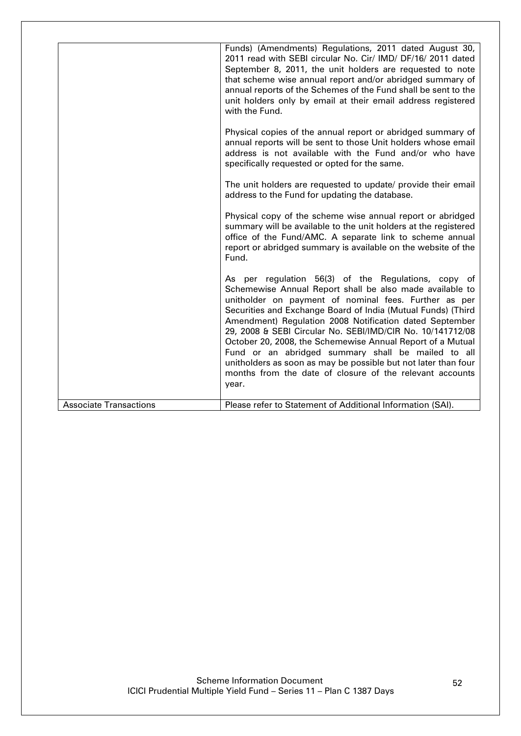| | |
|---|---|
| | Funds) (Amendments) Regulations, 2011 dated August 30, 2011 read with SEBI circular No. Cir/ IMD/ DF/16/ 2011 dated September 8, 2011, the unit holders are requested to note that scheme wise annual report and/or abridged summary of annual reports of the Schemes of the Fund shall be sent to the unit holders only by email at their email address registered with the Fund.<br><br>Physical copies of the annual report or abridged summary of annual reports will be sent to those Unit holders whose email address is not available with the Fund and/or who have specifically requested or opted for the same.<br><br>The unit holders are requested to update/ provide their email address to the Fund for updating the database.<br><br>Physical copy of the scheme wise annual report or abridged summary will be available to the unit holders at the registered office of the Fund/AMC. A separate link to scheme annual report or abridged summary is available on the website of the Fund.<br><br>As per regulation 56(3) of the Regulations, copy of Schemewise Annual Report shall be also made available to unitholder on payment of nominal fees. Further as per Securities and Exchange Board of India (Mutual Funds) (Third Amendment) Regulation 2008 Notification dated September 29, 2008 & SEBI Circular No. SEBI/IMD/CIR No. 10/141712/08 October 20, 2008, the Schemewise Annual Report of a Mutual Fund or an abridged summary shall be mailed to all unitholders as soon as may be possible but not later than four months from the date of closure of the relevant accounts year. |
| Associate Transactions | Please refer to Statement of Additional Information (SAI). |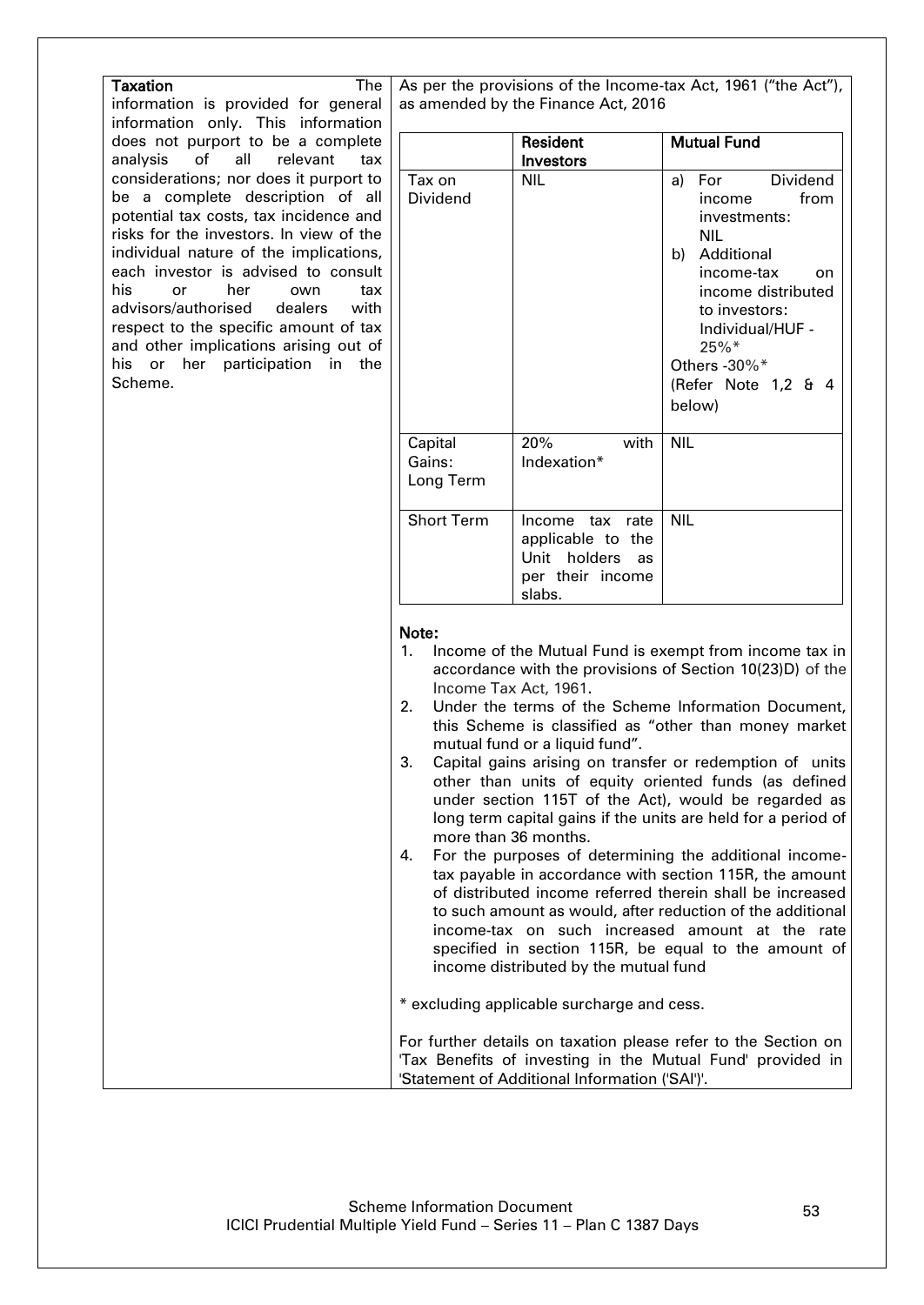**Taxation** The information is provided for general information only. This information does not purport to be a complete analysis of all relevant tax considerations; nor does it purport to be a complete description of all potential tax costs, tax incidence and risks for the investors. In view of the individual nature of the implications, each investor is advised to consult his or her own tax advisors/authorised dealers with respect to the specific amount of tax and other implications arising out of his or her participation in the Scheme.

As per the provisions of the Income-tax Act, 1961 ("the Act"), as amended by the Finance Act, 2016

| | **Resident Investors** | **Mutual Fund** |
|---|---|---|
| Tax on Dividend | NIL | a) For Dividend income from investments: NIL<br>b) Additional income-tax on income distributed to investors: Individual/HUF - 25%*<br>Others -30%*<br>(Refer Note 1,2 & 4 below) |
| Capital Gains: Long Term | 20% with Indexation* | NIL |
| Short Term | Income tax rate applicable to the Unit holders as per their income slabs. | NIL |

**Note:**

1. Income of the Mutual Fund is exempt from income tax in accordance with the provisions of Section 10(23D) of the Income Tax Act, 1961.
2. Under the terms of the Scheme Information Document, this Scheme is classified as "other than money market mutual fund or a liquid fund".
3. Capital gains arising on transfer or redemption of units other than units of equity oriented funds (as defined under section 115T of the Act), would be regarded as long term capital gains if the units are held for a period of more than 36 months.
4. For the purposes of determining the additional income-tax payable in accordance with section 115R, the amount of distributed income referred therein shall be increased to such amount as would, after reduction of the additional income-tax on such increased amount at the rate specified in section 115R, be equal to the amount of income distributed by the mutual fund

* excluding applicable surcharge and cess.

For further details on taxation please refer to the Section on 'Tax Benefits of investing in the Mutual Fund' provided in 'Statement of Additional Information ('SAI')'.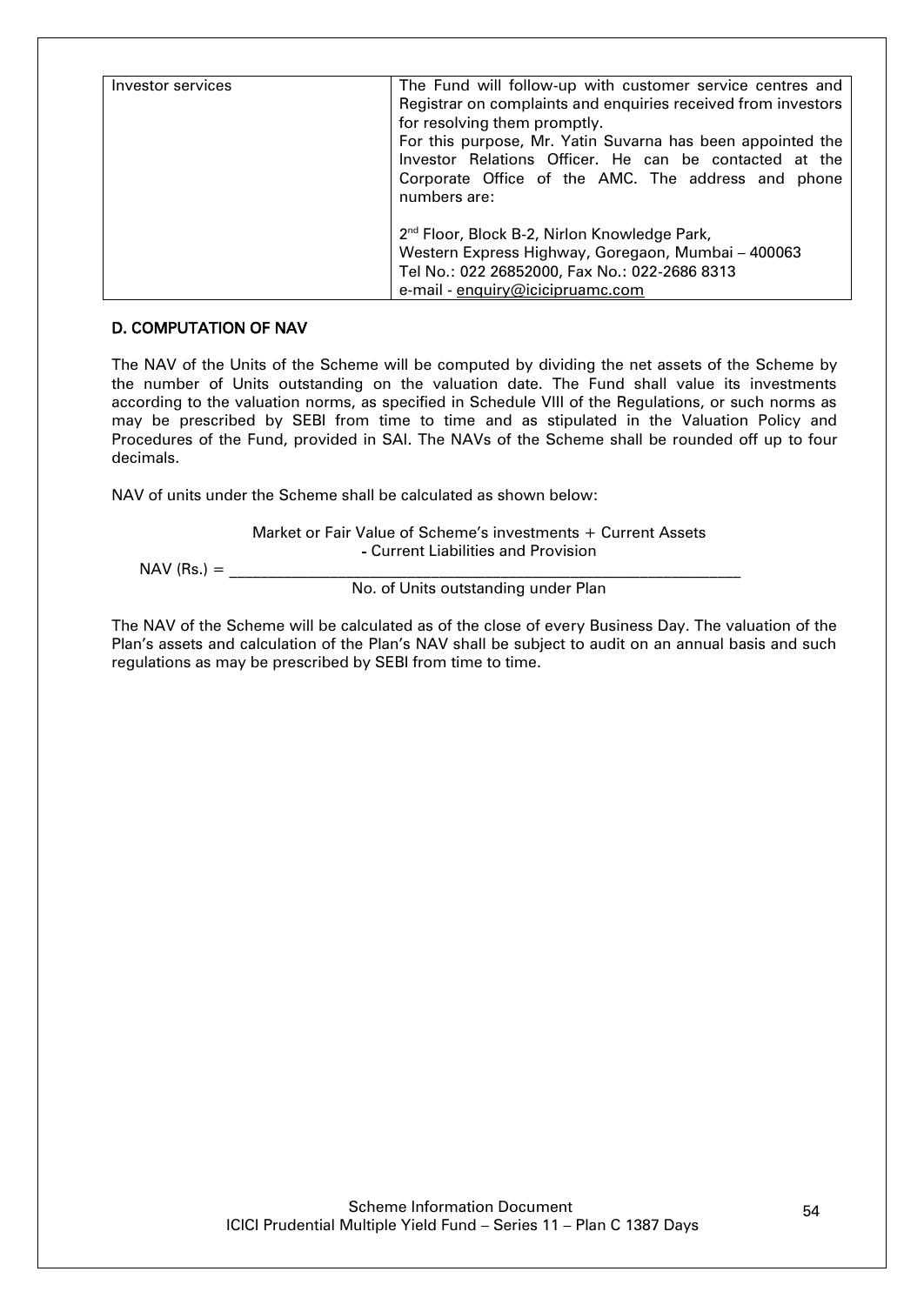| Investor services | The Fund will follow-up with customer service centres and Registrar on complaints and enquiries received from investors for resolving them promptly.<br>For this purpose, Mr. Yatin Suvarna has been appointed the Investor Relations Officer. He can be contacted at the Corporate Office of the AMC. The address and phone numbers are:<br><br>2nd Floor, Block B-2, Nirlon Knowledge Park,<br>Western Express Highway, Goregaon, Mumbai – 400063<br>Tel No.: 022 26852000, Fax No.: 022-2686 8313<br>e-mail - enquiry@icicipruamc.com |
|---|---|

## D. COMPUTATION OF NAV

The NAV of the Units of the Scheme will be computed by dividing the net assets of the Scheme by the number of Units outstanding on the valuation date. The Fund shall value its investments according to the valuation norms, as specified in Schedule VIII of the Regulations, or such norms as may be prescribed by SEBI from time to time and as stipulated in the Valuation Policy and Procedures of the Fund, provided in SAI. The NAVs of the Scheme shall be rounded off up to four decimals.

NAV of units under the Scheme shall be calculated as shown below:

$$\text{NAV (Rs.)} = \frac{\text{Market or Fair Value of Scheme's investments} + \text{Current Assets} - \text{Current Liabilities and Provision}}{\text{No. of Units outstanding under Plan}}$$

The NAV of the Scheme will be calculated as of the close of every Business Day. The valuation of the Plan's assets and calculation of the Plan's NAV shall be subject to audit on an annual basis and such regulations as may be prescribed by SEBI from time to time.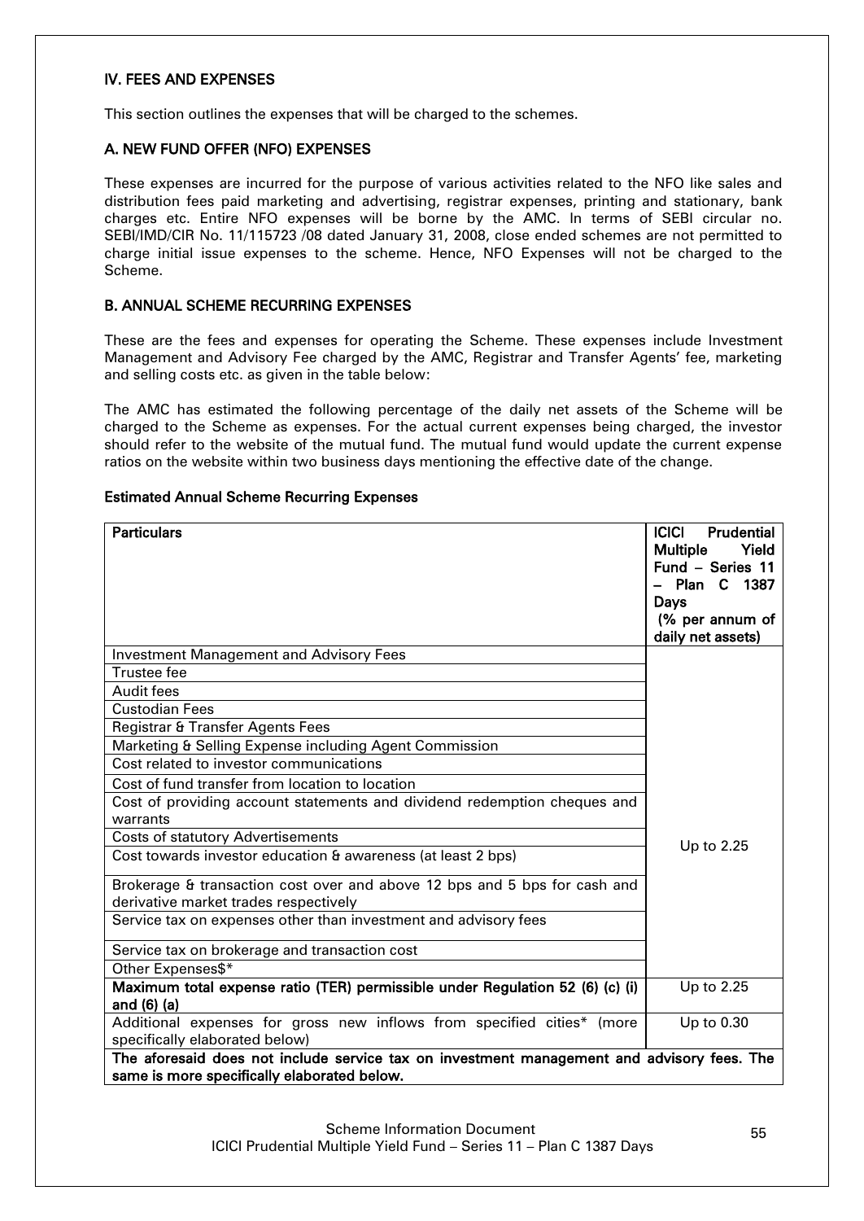## IV. FEES AND EXPENSES

This section outlines the expenses that will be charged to the schemes.

### A. NEW FUND OFFER (NFO) EXPENSES

These expenses are incurred for the purpose of various activities related to the NFO like sales and distribution fees paid marketing and advertising, registrar expenses, printing and stationary, bank charges etc. Entire NFO expenses will be borne by the AMC. In terms of SEBI circular no. SEBI/IMD/CIR No. 11/115723 /08 dated January 31, 2008, close ended schemes are not permitted to charge initial issue expenses to the scheme. Hence, NFO Expenses will not be charged to the Scheme.

### B. ANNUAL SCHEME RECURRING EXPENSES

These are the fees and expenses for operating the Scheme. These expenses include Investment Management and Advisory Fee charged by the AMC, Registrar and Transfer Agents' fee, marketing and selling costs etc. as given in the table below:

The AMC has estimated the following percentage of the daily net assets of the Scheme will be charged to the Scheme as expenses. For the actual current expenses being charged, the investor should refer to the website of the mutual fund. The mutual fund would update the current expense ratios on the website within two business days mentioning the effective date of the change.

**Estimated Annual Scheme Recurring Expenses**

| Particulars | ICICI Prudential Multiple Yield Fund – Series 11 – Plan C 1387 Days (% per annum of daily net assets) |
|---|---|
| Investment Management and Advisory Fees | Up to 2.25 |
| Trustee fee | |
| Audit fees | |
| Custodian Fees | |
| Registrar & Transfer Agents Fees | |
| Marketing & Selling Expense including Agent Commission | |
| Cost related to investor communications | |
| Cost of fund transfer from location to location | |
| Cost of providing account statements and dividend redemption cheques and warrants | |
| Costs of statutory Advertisements | |
| Cost towards investor education & awareness (at least 2 bps) | |
| Brokerage & transaction cost over and above 12 bps and 5 bps for cash and derivative market trades respectively | |
| Service tax on expenses other than investment and advisory fees | |
| Service tax on brokerage and transaction cost | |
| Other Expenses$* | |
| **Maximum total expense ratio (TER) permissible under Regulation 52 (6) (c) (i) and (6) (a)** | Up to 2.25 |
| Additional expenses for gross new inflows from specified cities* (more specifically elaborated below) | Up to 0.30 |
| **The aforesaid does not include service tax on investment management and advisory fees. The same is more specifically elaborated below.** | |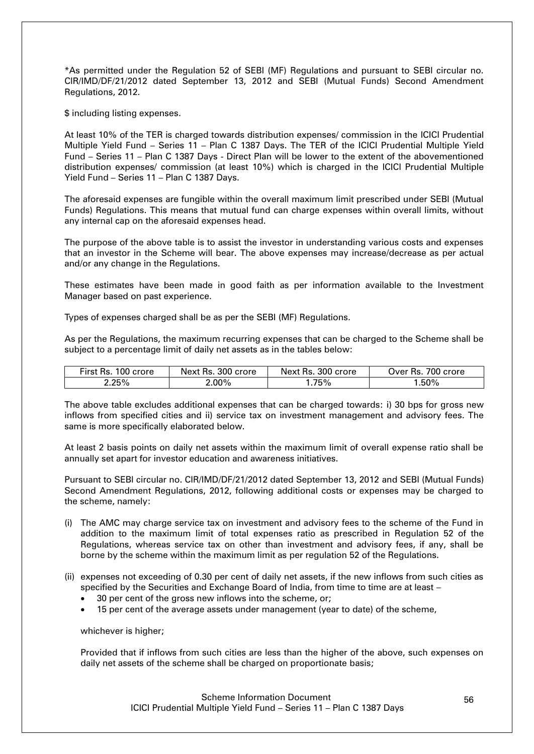*As permitted under the Regulation 52 of SEBI (MF) Regulations and pursuant to SEBI circular no. CIR/IMD/DF/21/2012 dated September 13, 2012 and SEBI (Mutual Funds) Second Amendment Regulations, 2012.

$ including listing expenses.

At least 10% of the TER is charged towards distribution expenses/ commission in the ICICI Prudential Multiple Yield Fund – Series 11 – Plan C 1387 Days. The TER of the ICICI Prudential Multiple Yield Fund – Series 11 – Plan C 1387 Days - Direct Plan will be lower to the extent of the abovementioned distribution expenses/ commission (at least 10%) which is charged in the ICICI Prudential Multiple Yield Fund – Series 11 – Plan C 1387 Days.

The aforesaid expenses are fungible within the overall maximum limit prescribed under SEBI (Mutual Funds) Regulations. This means that mutual fund can charge expenses within overall limits, without any internal cap on the aforesaid expenses head.

The purpose of the above table is to assist the investor in understanding various costs and expenses that an investor in the Scheme will bear. The above expenses may increase/decrease as per actual and/or any change in the Regulations.

These estimates have been made in good faith as per information available to the Investment Manager based on past experience.

Types of expenses charged shall be as per the SEBI (MF) Regulations.

As per the Regulations, the maximum recurring expenses that can be charged to the Scheme shall be subject to a percentage limit of daily net assets as in the tables below:

| First Rs. 100 crore | Next Rs. 300 crore | Next Rs. 300 crore | Over Rs. 700 crore |
|---|---|---|---|
| 2.25% | 2.00% | 1.75% | 1.50% |

The above table excludes additional expenses that can be charged towards: i) 30 bps for gross new inflows from specified cities and ii) service tax on investment management and advisory fees. The same is more specifically elaborated below.

At least 2 basis points on daily net assets within the maximum limit of overall expense ratio shall be annually set apart for investor education and awareness initiatives.

Pursuant to SEBI circular no. CIR/IMD/DF/21/2012 dated September 13, 2012 and SEBI (Mutual Funds) Second Amendment Regulations, 2012, following additional costs or expenses may be charged to the scheme, namely:

(i) The AMC may charge service tax on investment and advisory fees to the scheme of the Fund in addition to the maximum limit of total expenses ratio as prescribed in Regulation 52 of the Regulations, whereas service tax on other than investment and advisory fees, if any, shall be borne by the scheme within the maximum limit as per regulation 52 of the Regulations.

(ii) expenses not exceeding of 0.30 per cent of daily net assets, if the new inflows from such cities as specified by the Securities and Exchange Board of India, from time to time are at least –
   - 30 per cent of the gross new inflows into the scheme, or;
   - 15 per cent of the average assets under management (year to date) of the scheme,

   whichever is higher;

   Provided that if inflows from such cities are less than the higher of the above, such expenses on daily net assets of the scheme shall be charged on proportionate basis;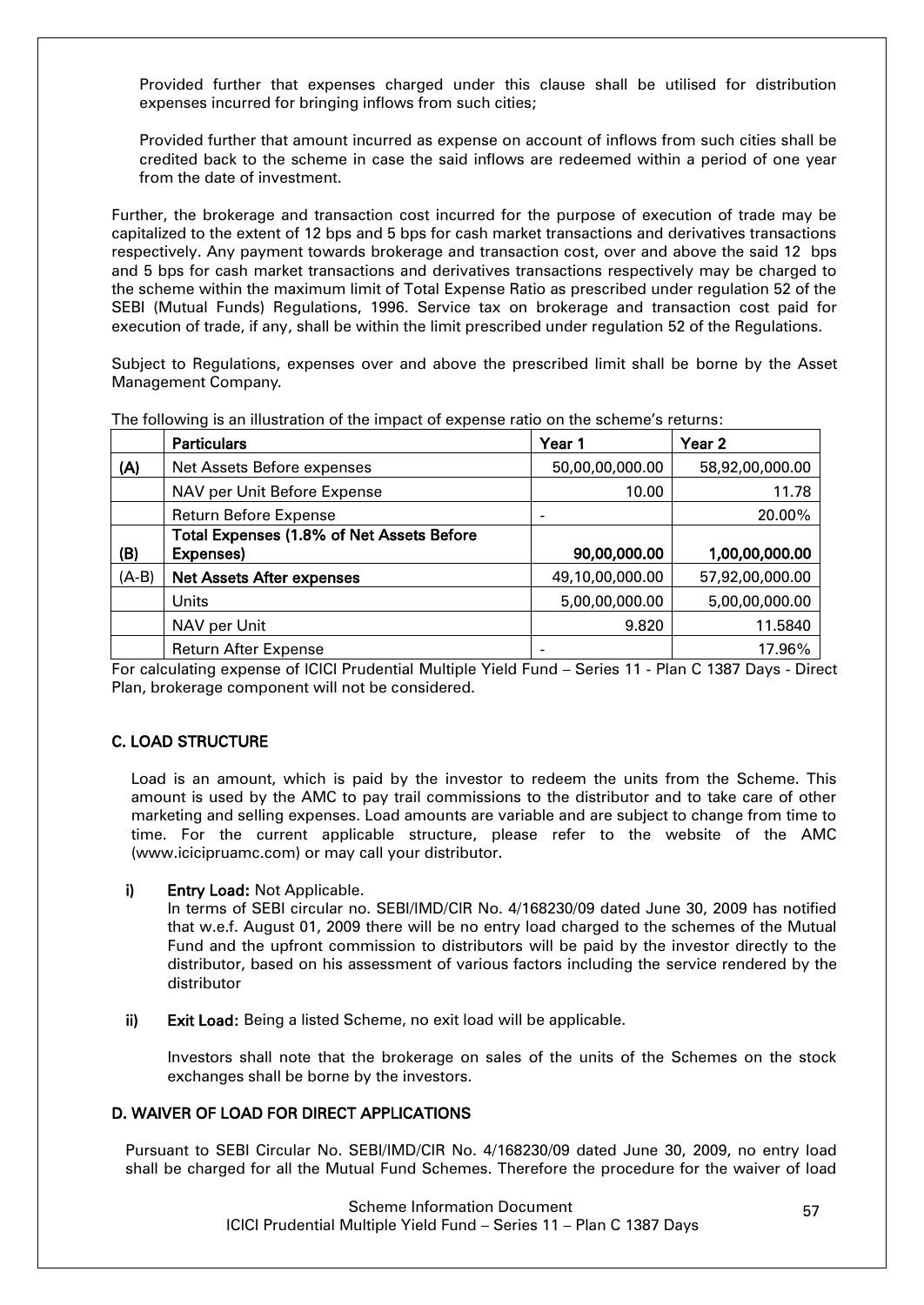Provided further that expenses charged under this clause shall be utilised for distribution expenses incurred for bringing inflows from such cities;

Provided further that amount incurred as expense on account of inflows from such cities shall be credited back to the scheme in case the said inflows are redeemed within a period of one year from the date of investment.

Further, the brokerage and transaction cost incurred for the purpose of execution of trade may be capitalized to the extent of 12 bps and 5 bps for cash market transactions and derivatives transactions respectively. Any payment towards brokerage and transaction cost, over and above the said 12 bps and 5 bps for cash market transactions and derivatives transactions respectively may be charged to the scheme within the maximum limit of Total Expense Ratio as prescribed under regulation 52 of the SEBI (Mutual Funds) Regulations, 1996. Service tax on brokerage and transaction cost paid for execution of trade, if any, shall be within the limit prescribed under regulation 52 of the Regulations.

Subject to Regulations, expenses over and above the prescribed limit shall be borne by the Asset Management Company.

The following is an illustration of the impact of expense ratio on the scheme's returns:

| | **Particulars** | **Year 1** | **Year 2** |
|---|---|---|---|
| **(A)** | Net Assets Before expenses | 50,00,00,000.00 | 58,92,00,000.00 |
| | NAV per Unit Before Expense | 10.00 | 11.78 |
| | Return Before Expense | - | 20.00% |
| **(B)** | **Total Expenses (1.8% of Net Assets Before Expenses)** | **90,00,000.00** | **1,00,00,000.00** |
| (A-B) | **Net Assets After expenses** | 49,10,00,000.00 | 57,92,00,000.00 |
| | Units | 5,00,00,000.00 | 5,00,00,000.00 |
| | NAV per Unit | 9.820 | 11.5840 |
| | Return After Expense | - | 17.96% |

For calculating expense of ICICI Prudential Multiple Yield Fund – Series 11 - Plan C 1387 Days - Direct Plan, brokerage component will not be considered.

## C. LOAD STRUCTURE

Load is an amount, which is paid by the investor to redeem the units from the Scheme. This amount is used by the AMC to pay trail commissions to the distributor and to take care of other marketing and selling expenses. Load amounts are variable and are subject to change from time to time. For the current applicable structure, please refer to the website of the AMC (www.icicipruamc.com) or may call your distributor.

**i) Entry Load:** Not Applicable.
In terms of SEBI circular no. SEBI/IMD/CIR No. 4/168230/09 dated June 30, 2009 has notified that w.e.f. August 01, 2009 there will be no entry load charged to the schemes of the Mutual Fund and the upfront commission to distributors will be paid by the investor directly to the distributor, based on his assessment of various factors including the service rendered by the distributor

**ii) Exit Load:** Being a listed Scheme, no exit load will be applicable.

Investors shall note that the brokerage on sales of the units of the Schemes on the stock exchanges shall be borne by the investors.

## D. WAIVER OF LOAD FOR DIRECT APPLICATIONS

Pursuant to SEBI Circular No. SEBI/IMD/CIR No. 4/168230/09 dated June 30, 2009, no entry load shall be charged for all the Mutual Fund Schemes. Therefore the procedure for the waiver of load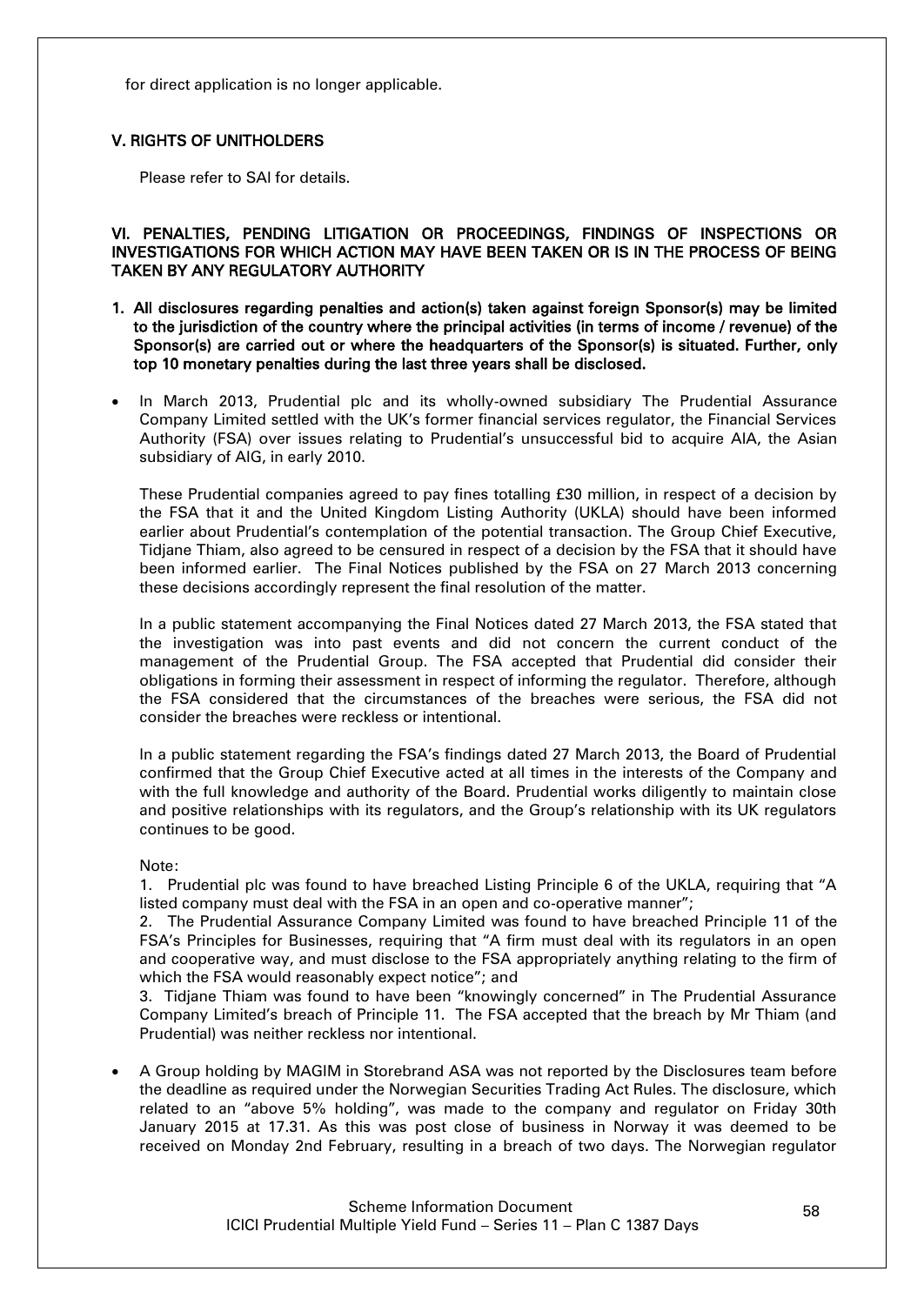for direct application is no longer applicable.

## V. RIGHTS OF UNITHOLDERS

Please refer to SAI for details.

## VI. PENALTIES, PENDING LITIGATION OR PROCEEDINGS, FINDINGS OF INSPECTIONS OR INVESTIGATIONS FOR WHICH ACTION MAY HAVE BEEN TAKEN OR IS IN THE PROCESS OF BEING TAKEN BY ANY REGULATORY AUTHORITY

**1. All disclosures regarding penalties and action(s) taken against foreign Sponsor(s) may be limited to the jurisdiction of the country where the principal activities (in terms of income / revenue) of the Sponsor(s) are carried out or where the headquarters of the Sponsor(s) is situated. Further, only top 10 monetary penalties during the last three years shall be disclosed.**

- In March 2013, Prudential plc and its wholly-owned subsidiary The Prudential Assurance Company Limited settled with the UK's former financial services regulator, the Financial Services Authority (FSA) over issues relating to Prudential's unsuccessful bid to acquire AIA, the Asian subsidiary of AIG, in early 2010.

  These Prudential companies agreed to pay fines totalling £30 million, in respect of a decision by the FSA that it and the United Kingdom Listing Authority (UKLA) should have been informed earlier about Prudential's contemplation of the potential transaction. The Group Chief Executive, Tidjane Thiam, also agreed to be censured in respect of a decision by the FSA that it should have been informed earlier. The Final Notices published by the FSA on 27 March 2013 concerning these decisions accordingly represent the final resolution of the matter.

  In a public statement accompanying the Final Notices dated 27 March 2013, the FSA stated that the investigation was into past events and did not concern the current conduct of the management of the Prudential Group. The FSA accepted that Prudential did consider their obligations in forming their assessment in respect of informing the regulator. Therefore, although the FSA considered that the circumstances of the breaches were serious, the FSA did not consider the breaches were reckless or intentional.

  In a public statement regarding the FSA's findings dated 27 March 2013, the Board of Prudential confirmed that the Group Chief Executive acted at all times in the interests of the Company and with the full knowledge and authority of the Board. Prudential works diligently to maintain close and positive relationships with its regulators, and the Group's relationship with its UK regulators continues to be good.

  Note:
  1. Prudential plc was found to have breached Listing Principle 6 of the UKLA, requiring that "A listed company must deal with the FSA in an open and co-operative manner";
  2. The Prudential Assurance Company Limited was found to have breached Principle 11 of the FSA's Principles for Businesses, requiring that "A firm must deal with its regulators in an open and cooperative way, and must disclose to the FSA appropriately anything relating to the firm of which the FSA would reasonably expect notice"; and
  3. Tidjane Thiam was found to have been "knowingly concerned" in The Prudential Assurance Company Limited's breach of Principle 11. The FSA accepted that the breach by Mr Thiam (and Prudential) was neither reckless nor intentional.

- A Group holding by MAGIM in Storebrand ASA was not reported by the Disclosures team before the deadline as required under the Norwegian Securities Trading Act Rules. The disclosure, which related to an "above 5% holding", was made to the company and regulator on Friday 30th January 2015 at 17.31. As this was post close of business in Norway it was deemed to be received on Monday 2nd February, resulting in a breach of two days. The Norwegian regulator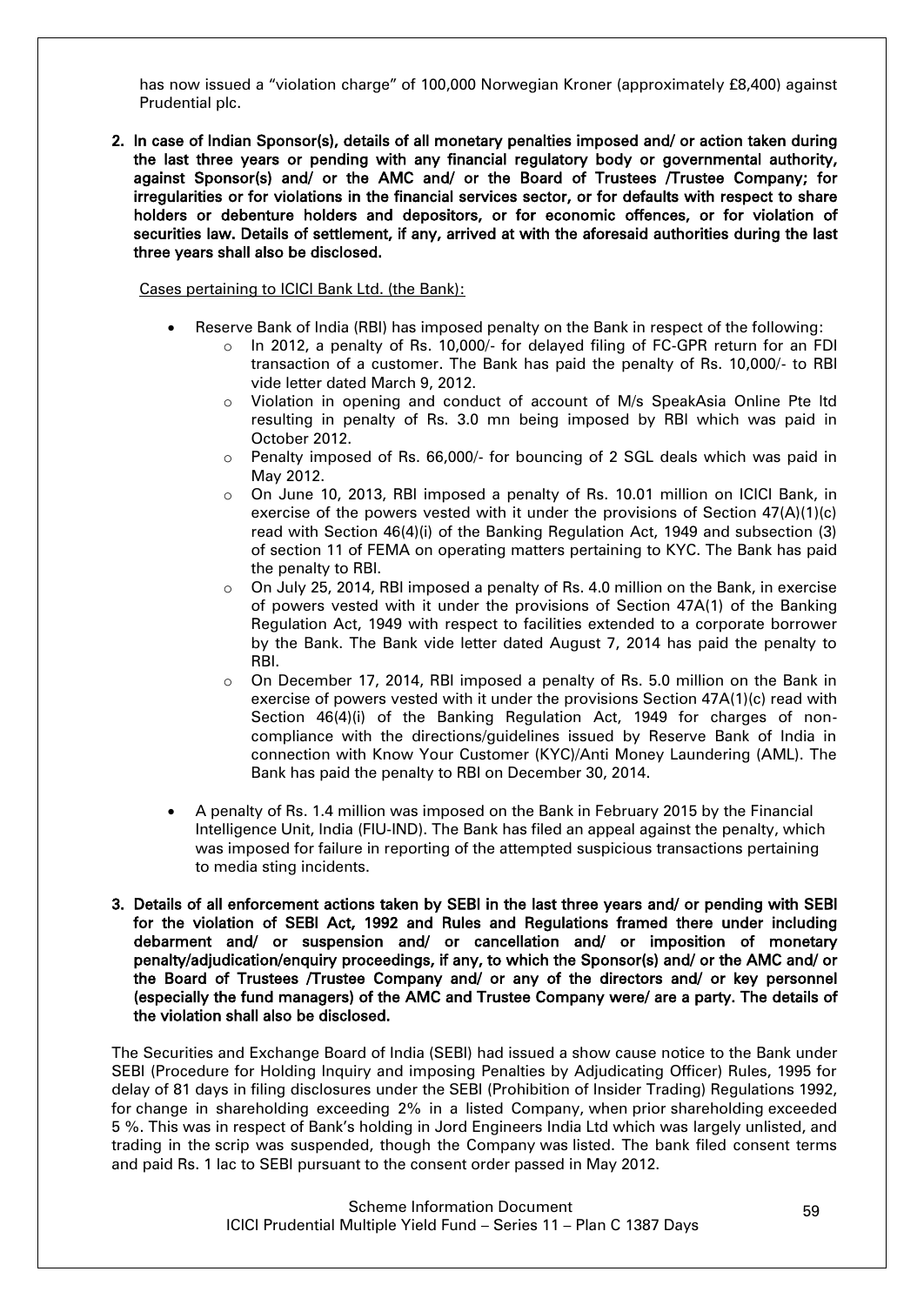has now issued a "violation charge" of 100,000 Norwegian Kroner (approximately £8,400) against Prudential plc.

2. **In case of Indian Sponsor(s), details of all monetary penalties imposed and/ or action taken during the last three years or pending with any financial regulatory body or governmental authority, against Sponsor(s) and/ or the AMC and/ or the Board of Trustees /Trustee Company; for irregularities or for violations in the financial services sector, or for defaults with respect to share holders or debenture holders and depositors, or for economic offences, or for violation of securities law. Details of settlement, if any, arrived at with the aforesaid authorities during the last three years shall also be disclosed.**

   Cases pertaining to ICICI Bank Ltd. (the Bank):

   - Reserve Bank of India (RBI) has imposed penalty on the Bank in respect of the following:
     - In 2012, a penalty of Rs. 10,000/- for delayed filing of FC-GPR return for an FDI transaction of a customer. The Bank has paid the penalty of Rs. 10,000/- to RBI vide letter dated March 9, 2012.
     - Violation in opening and conduct of account of M/s SpeakAsia Online Pte ltd resulting in penalty of Rs. 3.0 mn being imposed by RBI which was paid in October 2012.
     - Penalty imposed of Rs. 66,000/- for bouncing of 2 SGL deals which was paid in May 2012.
     - On June 10, 2013, RBI imposed a penalty of Rs. 10.01 million on ICICI Bank, in exercise of the powers vested with it under the provisions of Section 47(A)(1)(c) read with Section 46(4)(i) of the Banking Regulation Act, 1949 and subsection (3) of section 11 of FEMA on operating matters pertaining to KYC. The Bank has paid the penalty to RBI.
     - On July 25, 2014, RBI imposed a penalty of Rs. 4.0 million on the Bank, in exercise of powers vested with it under the provisions of Section 47A(1) of the Banking Regulation Act, 1949 with respect to facilities extended to a corporate borrower by the Bank. The Bank vide letter dated August 7, 2014 has paid the penalty to RBI.
     - On December 17, 2014, RBI imposed a penalty of Rs. 5.0 million on the Bank in exercise of powers vested with it under the provisions Section 47A(1)(c) read with Section 46(4)(i) of the Banking Regulation Act, 1949 for charges of non-compliance with the directions/guidelines issued by Reserve Bank of India in connection with Know Your Customer (KYC)/Anti Money Laundering (AML). The Bank has paid the penalty to RBI on December 30, 2014.
   - A penalty of Rs. 1.4 million was imposed on the Bank in February 2015 by the Financial Intelligence Unit, India (FIU-IND). The Bank has filed an appeal against the penalty, which was imposed for failure in reporting of the attempted suspicious transactions pertaining to media sting incidents.

3. **Details of all enforcement actions taken by SEBI in the last three years and/ or pending with SEBI for the violation of SEBI Act, 1992 and Rules and Regulations framed there under including debarment and/ or suspension and/ or cancellation and/ or imposition of monetary penalty/adjudication/enquiry proceedings, if any, to which the Sponsor(s) and/ or the AMC and/ or the Board of Trustees /Trustee Company and/ or any of the directors and/ or key personnel (especially the fund managers) of the AMC and Trustee Company were/ are a party. The details of the violation shall also be disclosed.**

The Securities and Exchange Board of India (SEBI) had issued a show cause notice to the Bank under SEBI (Procedure for Holding Inquiry and imposing Penalties by Adjudicating Officer) Rules, 1995 for delay of 81 days in filing disclosures under the SEBI (Prohibition of Insider Trading) Regulations 1992, for change in shareholding exceeding 2% in a listed Company, when prior shareholding exceeded 5 %. This was in respect of Bank's holding in Jord Engineers India Ltd which was largely unlisted, and trading in the scrip was suspended, though the Company was listed. The bank filed consent terms and paid Rs. 1 lac to SEBI pursuant to the consent order passed in May 2012.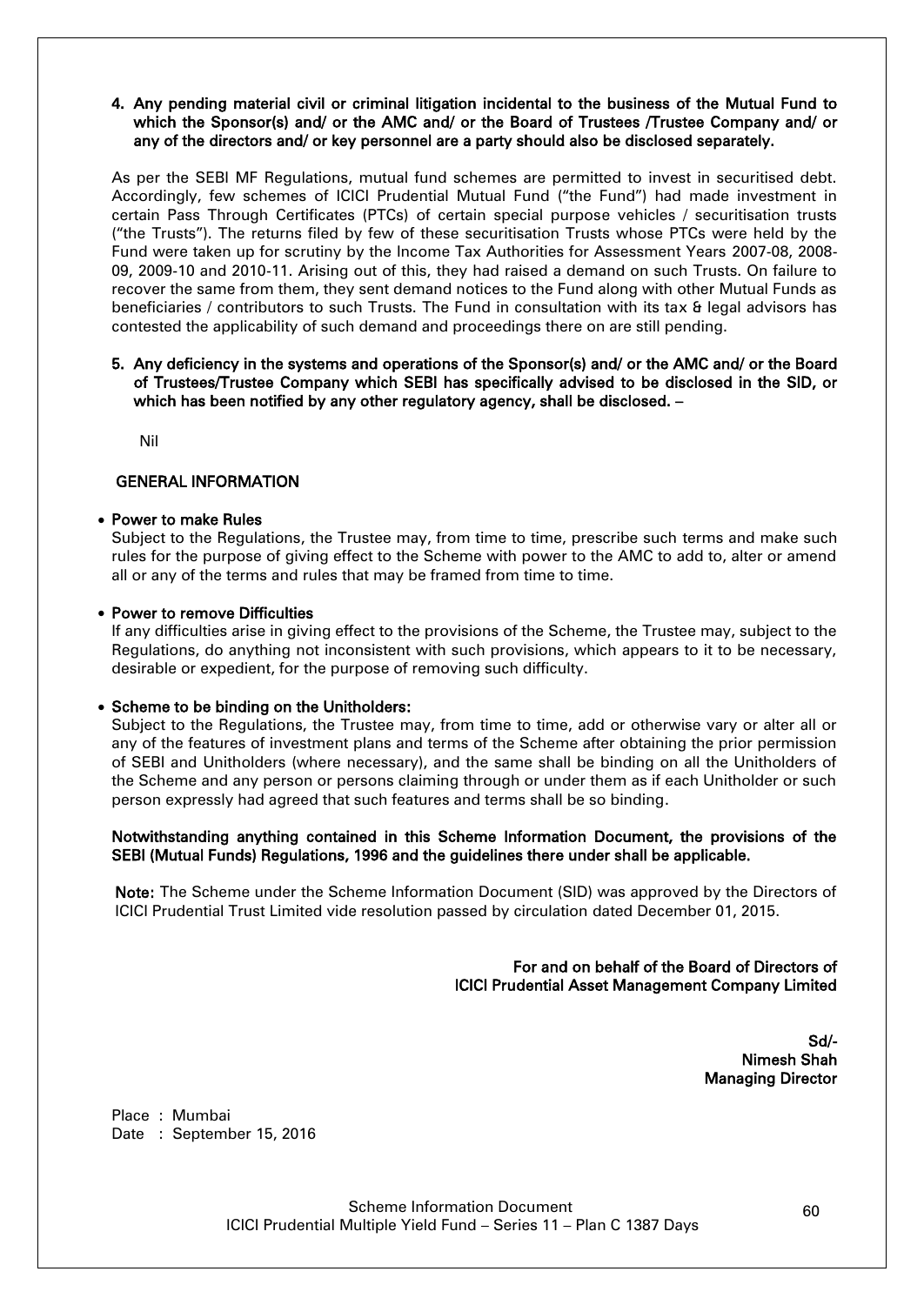**4. Any pending material civil or criminal litigation incidental to the business of the Mutual Fund to which the Sponsor(s) and/ or the AMC and/ or the Board of Trustees /Trustee Company and/ or any of the directors and/ or key personnel are a party should also be disclosed separately.**

As per the SEBI MF Regulations, mutual fund schemes are permitted to invest in securitised debt. Accordingly, few schemes of ICICI Prudential Mutual Fund ("the Fund") had made investment in certain Pass Through Certificates (PTCs) of certain special purpose vehicles / securitisation trusts ("the Trusts"). The returns filed by few of these securitisation Trusts whose PTCs were held by the Fund were taken up for scrutiny by the Income Tax Authorities for Assessment Years 2007-08, 2008-09, 2009-10 and 2010-11. Arising out of this, they had raised a demand on such Trusts. On failure to recover the same from them, they sent demand notices to the Fund along with other Mutual Funds as beneficiaries / contributors to such Trusts. The Fund in consultation with its tax & legal advisors has contested the applicability of such demand and proceedings there on are still pending.

**5. Any deficiency in the systems and operations of the Sponsor(s) and/ or the AMC and/ or the Board of Trustees/Trustee Company which SEBI has specifically advised to be disclosed in the SID, or which has been notified by any other regulatory agency, shall be disclosed. –**

Nil

## GENERAL INFORMATION

- **Power to make Rules**
  Subject to the Regulations, the Trustee may, from time to time, prescribe such terms and make such rules for the purpose of giving effect to the Scheme with power to the AMC to add to, alter or amend all or any of the terms and rules that may be framed from time to time.

- **Power to remove Difficulties**
  If any difficulties arise in giving effect to the provisions of the Scheme, the Trustee may, subject to the Regulations, do anything not inconsistent with such provisions, which appears to it to be necessary, desirable or expedient, for the purpose of removing such difficulty.

- **Scheme to be binding on the Unitholders:**
  Subject to the Regulations, the Trustee may, from time to time, add or otherwise vary or alter all or any of the features of investment plans and terms of the Scheme after obtaining the prior permission of SEBI and Unitholders (where necessary), and the same shall be binding on all the Unitholders of the Scheme and any person or persons claiming through or under them as if each Unitholder or such person expressly had agreed that such features and terms shall be so binding.

**Notwithstanding anything contained in this Scheme Information Document, the provisions of the SEBI (Mutual Funds) Regulations, 1996 and the guidelines there under shall be applicable.**

**Note:** The Scheme under the Scheme Information Document (SID) was approved by the Directors of ICICI Prudential Trust Limited vide resolution passed by circulation dated December 01, 2015.

**For and on behalf of the Board of Directors of**
**ICICI Prudential Asset Management Company Limited**

**Sd/-**
**Nimesh Shah**
**Managing Director**

Place : Mumbai
Date : September 15, 2016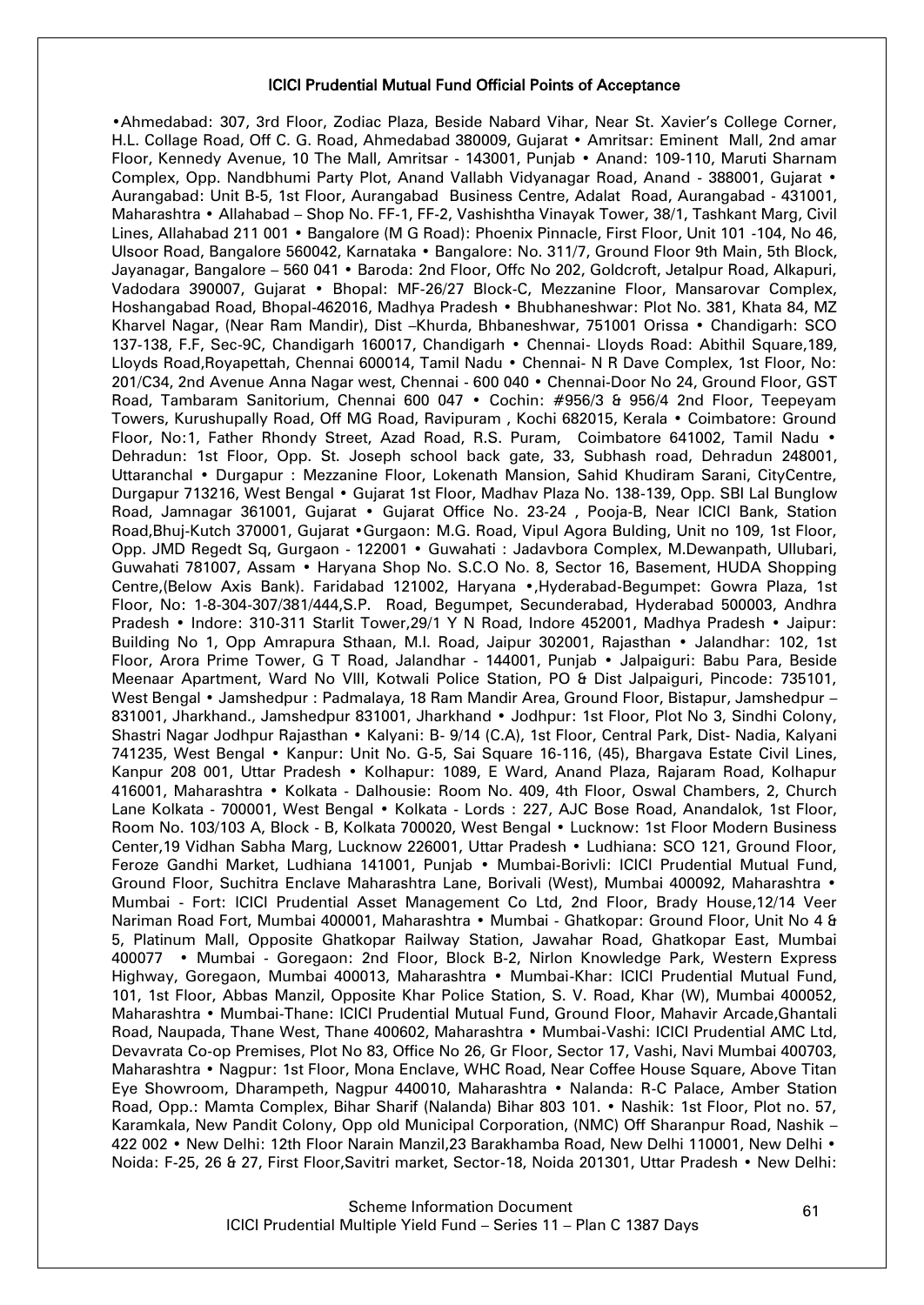### ICICI Prudential Mutual Fund Official Points of Acceptance

•Ahmedabad: 307, 3rd Floor, Zodiac Plaza, Beside Nabard Vihar, Near St. Xavier's College Corner, H.L. Collage Road, Off C. G. Road, Ahmedabad 380009, Gujarat • Amritsar: Eminent Mall, 2nd amar Floor, Kennedy Avenue, 10 The Mall, Amritsar - 143001, Punjab • Anand: 109-110, Maruti Sharnam Complex, Opp. Nandbhumi Party Plot, Anand Vallabh Vidyanagar Road, Anand - 388001, Gujarat • Aurangabad: Unit B-5, 1st Floor, Aurangabad Business Centre, Adalat Road, Aurangabad - 431001, Maharashtra • Allahabad – Shop No. FF-1, FF-2, Vashishtha Vinayak Tower, 38/1, Tashkant Marg, Civil Lines, Allahabad 211 001 • Bangalore (M G Road): Phoenix Pinnacle, First Floor, Unit 101 -104, No 46, Ulsoor Road, Bangalore 560042, Karnataka • Bangalore: No. 311/7, Ground Floor 9th Main, 5th Block, Jayanagar, Bangalore – 560 041 • Baroda: 2nd Floor, Offc No 202, Goldcroft, Jetalpur Road, Alkapuri, Vadodara 390007, Gujarat • Bhopal: MF-26/27 Block-C, Mezzanine Floor, Mansarovar Complex, Hoshangabad Road, Bhopal-462016, Madhya Pradesh • Bhubhaneshwar: Plot No. 381, Khata 84, MZ Kharvel Nagar, (Near Ram Mandir), Dist –Khurda, Bhbaneshwar, 751001 Orissa • Chandigarh: SCO 137-138, F.F, Sec-9C, Chandigarh 160017, Chandigarh • Chennai- Lloyds Road: Abithil Square,189, Lloyds Road,Royapettah, Chennai 600014, Tamil Nadu • Chennai- N R Dave Complex, 1st Floor, No: 201/C34, 2nd Avenue Anna Nagar west, Chennai - 600 040 • Chennai-Door No 24, Ground Floor, GST Road, Tambaram Sanitorium, Chennai 600 047 • Cochin: #956/3 & 956/4 2nd Floor, Teepeyam Towers, Kurushupally Road, Off MG Road, Ravipuram , Kochi 682015, Kerala • Coimbatore: Ground Floor, No:1, Father Rhondy Street, Azad Road, R.S. Puram, Coimbatore 641002, Tamil Nadu • Dehradun: 1st Floor, Opp. St. Joseph school back gate, 33, Subhash road, Dehradun 248001, Uttaranchal • Durgapur : Mezzanine Floor, Lokenath Mansion, Sahid Khudiram Sarani, CityCentre, Durgapur 713216, West Bengal • Gujarat 1st Floor, Madhav Plaza No. 138-139, Opp. SBI Lal Bunglow Road, Jamnagar 361001, Gujarat • Gujarat Office No. 23-24 , Pooja-B, Near ICICI Bank, Station Road,Bhuj-Kutch 370001, Gujarat •Gurgaon: M.G. Road, Vipul Agora Bulding, Unit no 109, 1st Floor, Opp. JMD Regedt Sq, Gurgaon - 122001 • Guwahati : Jadavbora Complex, M.Dewanpath, Ullubari, Guwahati 781007, Assam • Haryana Shop No. S.C.O No. 8, Sector 16, Basement, HUDA Shopping Centre,(Below Axis Bank). Faridabad 121002, Haryana •,Hyderabad-Begumpet: Gowra Plaza, 1st Floor, No: 1-8-304-307/381/444,S.P. Road, Begumpet, Secunderabad, Hyderabad 500003, Andhra Pradesh • Indore: 310-311 Starlit Tower,29/1 Y N Road, Indore 452001, Madhya Pradesh • Jaipur: Building No 1, Opp Amrapura Sthaan, M.I. Road, Jaipur 302001, Rajasthan • Jalandhar: 102, 1st Floor, Arora Prime Tower, G T Road, Jalandhar - 144001, Punjab • Jalpaiguri: Babu Para, Beside Meenaar Apartment, Ward No VIII, Kotwali Police Station, PO & Dist Jalpaiguri, Pincode: 735101, West Bengal • Jamshedpur : Padmalaya, 18 Ram Mandir Area, Ground Floor, Bistapur, Jamshedpur – 831001, Jharkhand., Jamshedpur 831001, Jharkhand • Jodhpur: 1st Floor, Plot No 3, Sindhi Colony, Shastri Nagar Jodhpur Rajasthan • Kalyani: B- 9/14 (C.A), 1st Floor, Central Park, Dist- Nadia, Kalyani 741235, West Bengal • Kanpur: Unit No. G-5, Sai Square 16-116, (45), Bhargava Estate Civil Lines, Kanpur 208 001, Uttar Pradesh • Kolhapur: 1089, E Ward, Anand Plaza, Rajaram Road, Kolhapur 416001, Maharashtra • Kolkata - Dalhousie: Room No. 409, 4th Floor, Oswal Chambers, 2, Church Lane Kolkata - 700001, West Bengal • Kolkata - Lords : 227, AJC Bose Road, Anandalok, 1st Floor, Room No. 103/103 A, Block - B, Kolkata 700020, West Bengal • Lucknow: 1st Floor Modern Business Center,19 Vidhan Sabha Marg, Lucknow 226001, Uttar Pradesh • Ludhiana: SCO 121, Ground Floor, Feroze Gandhi Market, Ludhiana 141001, Punjab • Mumbai-Borivli: ICICI Prudential Mutual Fund, Ground Floor, Suchitra Enclave Maharashtra Lane, Borivali (West), Mumbai 400092, Maharashtra • Mumbai - Fort: ICICI Prudential Asset Management Co Ltd, 2nd Floor, Brady House,12/14 Veer Nariman Road Fort, Mumbai 400001, Maharashtra • Mumbai - Ghatkopar: Ground Floor, Unit No 4 & 5, Platinum Mall, Opposite Ghatkopar Railway Station, Jawahar Road, Ghatkopar East, Mumbai 400077 • Mumbai - Goregaon: 2nd Floor, Block B-2, Nirlon Knowledge Park, Western Express Highway, Goregaon, Mumbai 400013, Maharashtra • Mumbai-Khar: ICICI Prudential Mutual Fund, 101, 1st Floor, Abbas Manzil, Opposite Khar Police Station, S. V. Road, Khar (W), Mumbai 400052, Maharashtra • Mumbai-Thane: ICICI Prudential Mutual Fund, Ground Floor, Mahavir Arcade,Ghantali Road, Naupada, Thane West, Thane 400602, Maharashtra • Mumbai-Vashi: ICICI Prudential AMC Ltd, Devavrata Co-op Premises, Plot No 83, Office No 26, Gr Floor, Sector 17, Vashi, Navi Mumbai 400703, Maharashtra • Nagpur: 1st Floor, Mona Enclave, WHC Road, Near Coffee House Square, Above Titan Eye Showroom, Dharampeth, Nagpur 440010, Maharashtra • Nalanda: R-C Palace, Amber Station Road, Opp.: Mamta Complex, Bihar Sharif (Nalanda) Bihar 803 101. • Nashik: 1st Floor, Plot no. 57, Karamkala, New Pandit Colony, Opp old Municipal Corporation, (NMC) Off Sharanpur Road, Nashik – 422 002 • New Delhi: 12th Floor Narain Manzil,23 Barakhamba Road, New Delhi 110001, New Delhi • Noida: F-25, 26 & 27, First Floor,Savitri market, Sector-18, Noida 201301, Uttar Pradesh • New Delhi: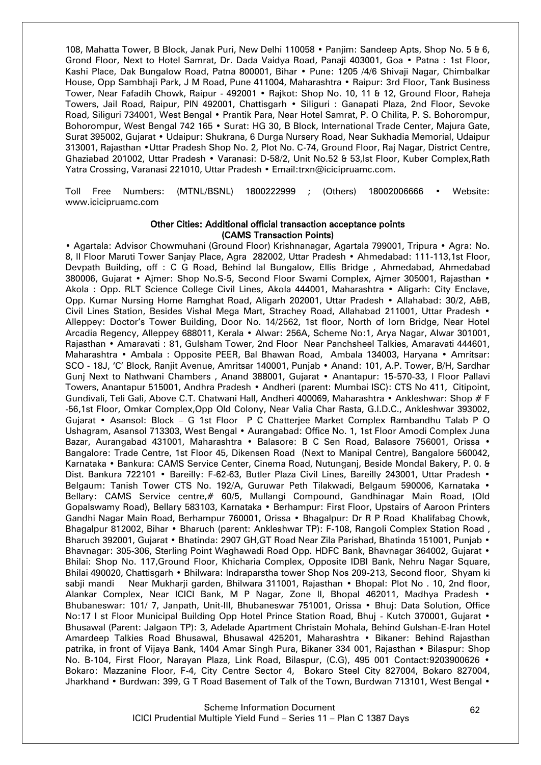108, Mahatta Tower, B Block, Janak Puri, New Delhi 110058 • Panjim: Sandeep Apts, Shop No. 5 & 6, Grond Floor, Next to Hotel Samrat, Dr. Dada Vaidya Road, Panaji 403001, Goa • Patna : 1st Floor, Kashi Place, Dak Bungalow Road, Patna 800001, Bihar • Pune: 1205 /4/6 Shivaji Nagar, Chimbalkar House, Opp Sambhaji Park, J M Road, Pune 411004, Maharashtra • Raipur: 3rd Floor, Tank Business Tower, Near Fafadih Chowk, Raipur - 492001 • Rajkot: Shop No. 10, 11 & 12, Ground Floor, Raheja Towers, Jail Road, Raipur, PIN 492001, Chattisgarh • Siliguri : Ganapati Plaza, 2nd Floor, Sevoke Road, Siliguri 734001, West Bengal • Prantik Para, Near Hotel Samrat, P. O Chilita, P. S. Bohorompur, Bohorompur, West Bengal 742 165 • Surat: HG 30, B Block, International Trade Center, Majura Gate, Surat 395002, Gujarat • Udaipur: Shukrana, 6 Durga Nursery Road, Near Sukhadia Memorial, Udaipur 313001, Rajasthan •Uttar Pradesh Shop No. 2, Plot No. C-74, Ground Floor, Raj Nagar, District Centre, Ghaziabad 201002, Uttar Pradesh • Varanasi: D-58/2, Unit No.52 & 53,Ist Floor, Kuber Complex,Rath Yatra Crossing, Varanasi 221010, Uttar Pradesh • Email:trxn@icicipruamc.com.

Toll Free Numbers: (MTNL/BSNL) 1800222999 ; (Others) 18002006666 • Website: www.icicipruamc.com

**Other Cities: Additional official transaction acceptance points (CAMS Transaction Points)**

• Agartala: Advisor Chowmuhani (Ground Floor) Krishnanagar, Agartala 799001, Tripura • Agra: No. 8, II Floor Maruti Tower Sanjay Place, Agra 282002, Uttar Pradesh • Ahmedabad: 111-113,1st Floor, Devpath Building, off : C G Road, Behind lal Bungalow, Ellis Bridge , Ahmedabad, Ahmedabad 380006, Gujarat • Ajmer: Shop No.S-5, Second Floor Swami Complex, Ajmer 305001, Rajasthan • Akola : Opp. RLT Science College Civil Lines, Akola 444001, Maharashtra • Aligarh: City Enclave, Opp. Kumar Nursing Home Ramghat Road, Aligarh 202001, Uttar Pradesh • Allahabad: 30/2, A&B, Civil Lines Station, Besides Vishal Mega Mart, Strachey Road, Allahabad 211001, Uttar Pradesh • Alleppey: Doctor's Tower Building, Door No. 14/2562, 1st floor, North of Iorn Bridge, Near Hotel Arcadia Regency, Alleppey 688011, Kerala • Alwar: 256A, Scheme No:1, Arya Nagar, Alwar 301001, Rajasthan • Amaravati : 81, Gulsham Tower, 2nd Floor Near Panchsheel Talkies, Amaravati 444601, Maharashtra • Ambala : Opposite PEER, Bal Bhawan Road, Ambala 134003, Haryana • Amritsar: SCO - 18J, 'C' Block, Ranjit Avenue, Amritsar 140001, Punjab • Anand: 101, A.P. Tower, B/H, Sardhar Gunj Next to Nathwani Chambers , Anand 388001, Gujarat • Anantapur: 15-570-33, I Floor Pallavi Towers, Anantapur 515001, Andhra Pradesh • Andheri (parent: Mumbai ISC): CTS No 411, Citipoint, Gundivali, Teli Gali, Above C.T. Chatwani Hall, Andheri 400069, Maharashtra • Ankleshwar: Shop # F -56,1st Floor, Omkar Complex,Opp Old Colony, Near Valia Char Rasta, G.I.D.C., Ankleshwar 393002, Gujarat • Asansol: Block – G 1st Floor P C Chatterjee Market Complex Rambandhu Talab P O Ushagram, Asansol 713303, West Bengal • Aurangabad: Office No. 1, 1st Floor Amodi Complex Juna Bazar, Aurangabad 431001, Maharashtra • Balasore: B C Sen Road, Balasore 756001, Orissa • Bangalore: Trade Centre, 1st Floor 45, Dikensen Road (Next to Manipal Centre), Bangalore 560042, Karnataka • Bankura: CAMS Service Center, Cinema Road, Nutunganj, Beside Mondal Bakery, P. 0. & Dist. Bankura 722101 • Bareilly: F-62-63, Butler Plaza Civil Lines, Bareilly 243001, Uttar Pradesh • Belgaum: Tanish Tower CTS No. 192/A, Guruwar Peth Tilakwadi, Belgaum 590006, Karnataka • Bellary: CAMS Service centre,# 60/5, Mullangi Compound, Gandhinagar Main Road, (Old Gopalswamy Road), Bellary 583103, Karnataka • Berhampur: First Floor, Upstairs of Aaroon Printers Gandhi Nagar Main Road, Berhampur 760001, Orissa • Bhagalpur: Dr R P Road Khalifabag Chowk, Bhagalpur 812002, Bihar • Bharuch (parent: Ankleshwar TP): F-108, Rangoli Complex Station Road , Bharuch 392001, Gujarat • Bhatinda: 2907 GH,GT Road Near Zila Parishad, Bhatinda 151001, Punjab • Bhavnagar: 305-306, Sterling Point Waghawadi Road Opp. HDFC Bank, Bhavnagar 364002, Gujarat • Bhilai: Shop No. 117,Ground Floor, Khicharia Complex, Opposite IDBI Bank, Nehru Nagar Square, Bhilai 490020, Chattisgarh • Bhilwara: Indraparstha tower Shop Nos 209-213, Second floor, Shyam ki sabji mandi Near Mukharji garden, Bhilwara 311001, Rajasthan • Bhopal: Plot No . 10, 2nd floor, Alankar Complex, Near ICICI Bank, M P Nagar, Zone II, Bhopal 462011, Madhya Pradesh • Bhubaneswar: 101/ 7, Janpath, Unit-III, Bhubaneswar 751001, Orissa • Bhuj: Data Solution, Office No:17 I st Floor Municipal Building Opp Hotel Prince Station Road, Bhuj - Kutch 370001, Gujarat • Bhusawal (Parent: Jalgaon TP): 3, Adelade Apartment Christain Mohala, Behind Gulshan-E-Iran Hotel Amardeep Talkies Road Bhusawal, Bhusawal 425201, Maharashtra • Bikaner: Behind Rajasthan patrika, in front of Vijaya Bank, 1404 Amar Singh Pura, Bikaner 334 001, Rajasthan • Bilaspur: Shop No. B-104, First Floor, Narayan Plaza, Link Road, Bilaspur, (C.G), 495 001 Contact:9203900626 • Bokaro: Mazzanine Floor, F-4, City Centre Sector 4, Bokaro Steel City 827004, Bokaro 827004, Jharkhand • Burdwan: 399, G T Road Basement of Talk of the Town, Burdwan 713101, West Bengal •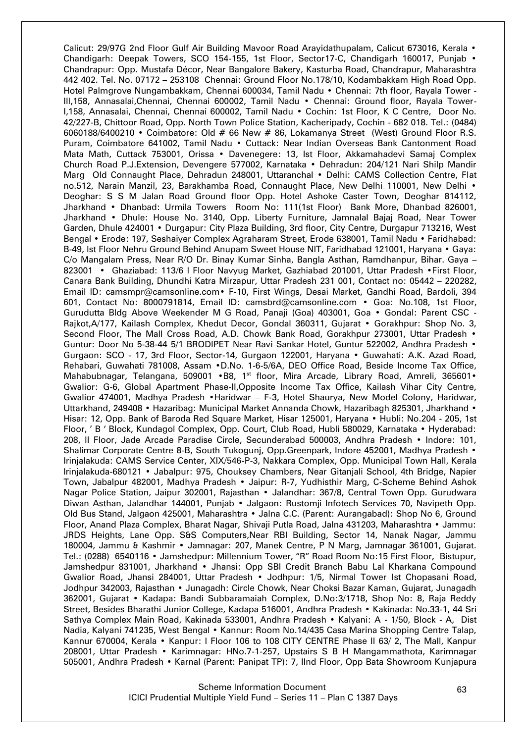Calicut: 29/97G 2nd Floor Gulf Air Building Mavoor Road Arayidathupalam, Calicut 673016, Kerala • Chandigarh: Deepak Towers, SCO 154-155, 1st Floor, Sector17-C, Chandigarh 160017, Punjab • Chandrapur: Opp. Mustafa Décor, Near Bangalore Bakery, Kasturba Road, Chandrapur, Maharashtra 442 402. Tel. No. 07172 – 253108 Chennai: Ground Floor No.178/10, Kodambakkam High Road Opp. Hotel Palmgrove Nungambakkam, Chennai 600034, Tamil Nadu • Chennai: 7th floor, Rayala Tower - III,158, Annasalai,Chennai, Chennai 600002, Tamil Nadu • Chennai: Ground floor, Rayala Tower-I,158, Annasalai, Chennai, Chennai 600002, Tamil Nadu • Cochin: 1st Floor, K C Centre, Door No. 42/227-B, Chittoor Road, Opp. North Town Police Station, Kacheripady, Cochin - 682 018. Tel.: (0484) 6060188/6400210 • Coimbatore: Old # 66 New # 86, Lokamanya Street (West) Ground Floor R.S. Puram, Coimbatore 641002, Tamil Nadu • Cuttack: Near Indian Overseas Bank Cantonment Road Mata Math, Cuttack 753001, Orissa • Davenegere: 13, Ist Floor, Akkamahadevi Samaj Complex Church Road P.J.Extension, Devengere 577002, Karnataka • Dehradun: 204/121 Nari Shilp Mandir Marg Old Connaught Place, Dehradun 248001, Uttaranchal • Delhi: CAMS Collection Centre, Flat no.512, Narain Manzil, 23, Barakhamba Road, Connaught Place, New Delhi 110001, New Delhi • Deoghar: S S M Jalan Road Ground floor Opp. Hotel Ashoke Caster Town, Deoghar 814112, Jharkhand • Dhanbad: Urmila Towers Room No: 111(1st Floor) Bank More, Dhanbad 826001, Jharkhand • Dhule: House No. 3140, Opp. Liberty Furniture, Jamnalal Bajaj Road, Near Tower Garden, Dhule 424001 • Durgapur: City Plaza Building, 3rd floor, City Centre, Durgapur 713216, West Bengal • Erode: 197, Seshaiyer Complex Agraharam Street, Erode 638001, Tamil Nadu • Faridhabad: B-49, Ist Floor Nehru Ground Behind Anupam Sweet House NIT, Faridhabad 121001, Haryana • Gaya: C/o Mangalam Press, Near R/O Dr. Binay Kumar Sinha, Bangla Asthan, Ramdhanpur, Bihar. Gaya – 823001 • Ghaziabad: 113/6 I Floor Navyug Market, Gazhiabad 201001, Uttar Pradesh •First Floor, Canara Bank Building, Dhundhi Katra Mirzapur, Uttar Pradesh 231 001, Contact no: 05442 – 220282, Email ID: camsmpr@camsonline.com• F-10, First Wings, Desai Market, Gandhi Road, Bardoli, 394 601, Contact No: 8000791814, Email ID: camsbrd@camsonline.com • Goa: No.108, 1st Floor, Gurudutta Bldg Above Weekender M G Road, Panaji (Goa) 403001, Goa • Gondal: Parent CSC - Rajkot,A/177, Kailash Complex, Khedut Decor, Gondal 360311, Gujarat • Gorakhpur: Shop No. 3, Second Floor, The Mall Cross Road, A.D. Chowk Bank Road, Gorakhpur 273001, Uttar Pradesh • Guntur: Door No 5-38-44 5/1 BRODIPET Near Ravi Sankar Hotel, Guntur 522002, Andhra Pradesh • Gurgaon: SCO - 17, 3rd Floor, Sector-14, Gurgaon 122001, Haryana • Guwahati: A.K. Azad Road, Rehabari, Guwahati 781008, Assam •D.No. 1-6-5/6A, DEO Office Road, Beside Income Tax Office, Mahabubnagar, Telangana, 509001 •B8, 1st floor, Mira Arcade, Library Road, Amreli, 365601• Gwalior: G-6, Global Apartment Phase-II,Opposite Income Tax Office, Kailash Vihar City Centre, Gwalior 474001, Madhya Pradesh •Haridwar – F-3, Hotel Shaurya, New Model Colony, Haridwar, Uttarkhand, 249408 • Hazaribag: Municipal Market Annanda Chowk, Hazaribagh 825301, Jharkhand • Hisar: 12, Opp. Bank of Baroda Red Square Market, Hisar 125001, Haryana • Hubli: No.204 - 205, 1st Floor, ' B ' Block, Kundagol Complex, Opp. Court, Club Road, Hubli 580029, Karnataka • Hyderabad: 208, II Floor, Jade Arcade Paradise Circle, Secunderabad 500003, Andhra Pradesh • Indore: 101, Shalimar Corporate Centre 8-B, South Tukogunj, Opp.Greenpark, Indore 452001, Madhya Pradesh • Irinjalakuda: CAMS Service Center, XIX/546-P-3, Nakkara Complex, Opp. Municipal Town Hall, Kerala Irinjalakuda-680121 • Jabalpur: 975, Chouksey Chambers, Near Gitanjali School, 4th Bridge, Napier Town, Jabalpur 482001, Madhya Pradesh • Jaipur: R-7, Yudhisthir Marg, C-Scheme Behind Ashok Nagar Police Station, Jaipur 302001, Rajasthan • Jalandhar: 367/8, Central Town Opp. Gurudwara Diwan Asthan, Jalandhar 144001, Punjab • Jalgaon: Rustomji Infotech Services 70, Navipeth Opp. Old Bus Stand, Jalgaon 425001, Maharashtra • Jalna C.C. (Parent: Aurangabad): Shop No 6, Ground Floor, Anand Plaza Complex, Bharat Nagar, Shivaji Putla Road, Jalna 431203, Maharashtra • Jammu: JRDS Heights, Lane Opp. S&S Computers,Near RBI Building, Sector 14, Nanak Nagar, Jammu 180004, Jammu & Kashmir • Jamnagar: 207, Manek Centre, P N Marg, Jamnagar 361001, Gujarat. Tel.: (0288) 6540116 • Jamshedpur: Millennium Tower, "R" Road Room No:15 First Floor, Bistupur, Jamshedpur 831001, Jharkhand • Jhansi: Opp SBI Credit Branch Babu Lal Kharkana Compound Gwalior Road, Jhansi 284001, Uttar Pradesh • Jodhpur: 1/5, Nirmal Tower Ist Chopasani Road, Jodhpur 342003, Rajasthan • Junagadh: Circle Chowk, Near Choksi Bazar Kaman, Gujarat, Junagadh 362001, Gujarat • Kadapa: Bandi Subbaramaiah Complex, D.No:3/1718, Shop No: 8, Raja Reddy Street, Besides Bharathi Junior College, Kadapa 516001, Andhra Pradesh • Kakinada: No.33-1, 44 Sri Sathya Complex Main Road, Kakinada 533001, Andhra Pradesh • Kalyani: A - 1/50, Block - A, Dist Nadia, Kalyani 741235, West Bengal • Kannur: Room No.14/435 Casa Marina Shopping Centre Talap, Kannur 670004, Kerala • Kanpur: I Floor 106 to 108 CITY CENTRE Phase II 63/ 2, The Mall, Kanpur 208001, Uttar Pradesh • Karimnagar: HNo.7-1-257, Upstairs S B H Mangammathota, Karimnagar 505001, Andhra Pradesh • Karnal (Parent: Panipat TP): 7, IInd Floor, Opp Bata Showroom Kunjapura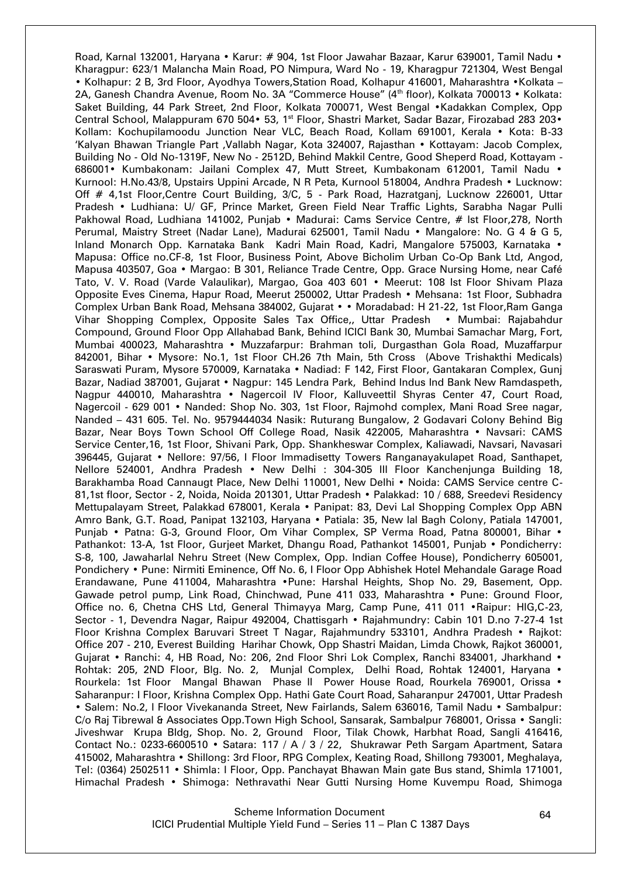Road, Karnal 132001, Haryana • Karur: # 904, 1st Floor Jawahar Bazaar, Karur 639001, Tamil Nadu • Kharagpur: 623/1 Malancha Main Road, PO Nimpura, Ward No - 19, Kharagpur 721304, West Bengal • Kolhapur: 2 B, 3rd Floor, Ayodhya Towers,Station Road, Kolhapur 416001, Maharashtra •Kolkata – 2A, Ganesh Chandra Avenue, Room No. 3A "Commerce House" (4th floor), Kolkata 700013 • Kolkata: Saket Building, 44 Park Street, 2nd Floor, Kolkata 700071, West Bengal •Kadakkan Complex, Opp Central School, Malappuram 670 504• 53, 1st Floor, Shastri Market, Sadar Bazar, Firozabad 283 203• Kollam: Kochupilamoodu Junction Near VLC, Beach Road, Kollam 691001, Kerala • Kota: B-33 'Kalyan Bhawan Triangle Part ,Vallabh Nagar, Kota 324007, Rajasthan • Kottayam: Jacob Complex, Building No - Old No-1319F, New No - 2512D, Behind Makkil Centre, Good Sheperd Road, Kottayam - 686001• Kumbakonam: Jailani Complex 47, Mutt Street, Kumbakonam 612001, Tamil Nadu • Kurnool: H.No.43/8, Upstairs Uppini Arcade, N R Peta, Kurnool 518004, Andhra Pradesh • Lucknow: Off # 4,1st Floor,Centre Court Building, 3/C, 5 - Park Road, Hazratganj, Lucknow 226001, Uttar Pradesh • Ludhiana: U/ GF, Prince Market, Green Field Near Traffic Lights, Sarabha Nagar Pulli Pakhowal Road, Ludhiana 141002, Punjab • Madurai: Cams Service Centre, # Ist Floor,278, North Perumal, Maistry Street (Nadar Lane), Madurai 625001, Tamil Nadu • Mangalore: No. G 4 & G 5, Inland Monarch Opp. Karnataka Bank Kadri Main Road, Kadri, Mangalore 575003, Karnataka • Mapusa: Office no.CF-8, 1st Floor, Business Point, Above Bicholim Urban Co-Op Bank Ltd, Angod, Mapusa 403507, Goa • Margao: B 301, Reliance Trade Centre, Opp. Grace Nursing Home, near Café Tato, V. V. Road (Varde Valaulikar), Margao, Goa 403 601 • Meerut: 108 Ist Floor Shivam Plaza Opposite Eves Cinema, Hapur Road, Meerut 250002, Uttar Pradesh • Mehsana: 1st Floor, Subhadra Complex Urban Bank Road, Mehsana 384002, Gujarat • • Moradabad: H 21-22, 1st Floor,Ram Ganga Vihar Shopping Complex, Opposite Sales Tax Office,, Uttar Pradesh • Mumbai: Rajabahdur Compound, Ground Floor Opp Allahabad Bank, Behind ICICI Bank 30, Mumbai Samachar Marg, Fort, Mumbai 400023, Maharashtra • Muzzafarpur: Brahman toli, Durgasthan Gola Road, Muzaffarpur 842001, Bihar • Mysore: No.1, 1st Floor CH.26 7th Main, 5th Cross (Above Trishakthi Medicals) Saraswati Puram, Mysore 570009, Karnataka • Nadiad: F 142, First Floor, Gantakaran Complex, Gunj Bazar, Nadiad 387001, Gujarat • Nagpur: 145 Lendra Park, Behind Indus Ind Bank New Ramdaspeth, Nagpur 440010, Maharashtra • Nagercoil IV Floor, Kalluveettil Shyras Center 47, Court Road, Nagercoil - 629 001 • Nanded: Shop No. 303, 1st Floor, Rajmohd complex, Mani Road Sree nagar, Nanded – 431 605. Tel. No. 9579444034 Nasik: Ruturang Bungalow, 2 Godavari Colony Behind Big Bazar, Near Boys Town School Off College Road, Nasik 422005, Maharashtra • Navsari: CAMS Service Center,16, 1st Floor, Shivani Park, Opp. Shankheswar Complex, Kaliawadi, Navsari, Navasari 396445, Gujarat • Nellore: 97/56, I Floor Immadisetty Towers Ranganayakulapet Road, Santhapet, Nellore 524001, Andhra Pradesh • New Delhi : 304-305 III Floor Kanchenjunga Building 18, Barakhamba Road Cannaugt Place, New Delhi 110001, New Delhi • Noida: CAMS Service centre C-81,1st floor, Sector - 2, Noida, Noida 201301, Uttar Pradesh • Palakkad: 10 / 688, Sreedevi Residency Mettupalayam Street, Palakkad 678001, Kerala • Panipat: 83, Devi Lal Shopping Complex Opp ABN Amro Bank, G.T. Road, Panipat 132103, Haryana • Patiala: 35, New lal Bagh Colony, Patiala 147001, Punjab • Patna: G-3, Ground Floor, Om Vihar Complex, SP Verma Road, Patna 800001, Bihar • Pathankot: 13-A, 1st Floor, Gurjeet Market, Dhangu Road, Pathankot 145001, Punjab • Pondicherry: S-8, 100, Jawaharlal Nehru Street (New Complex, Opp. Indian Coffee House), Pondicherry 605001, Pondichery • Pune: Nirmiti Eminence, Off No. 6, I Floor Opp Abhishek Hotel Mehandale Garage Road Erandawane, Pune 411004, Maharashtra •Pune: Harshal Heights, Shop No. 29, Basement, Opp. Gawade petrol pump, Link Road, Chinchwad, Pune 411 033, Maharashtra • Pune: Ground Floor, Office no. 6, Chetna CHS Ltd, General Thimayya Marg, Camp Pune, 411 011 •Raipur: HIG,C-23, Sector - 1, Devendra Nagar, Raipur 492004, Chattisgarh • Rajahmundry: Cabin 101 D.no 7-27-4 1st Floor Krishna Complex Baruvari Street T Nagar, Rajahmundry 533101, Andhra Pradesh • Rajkot: Office 207 - 210, Everest Building Harihar Chowk, Opp Shastri Maidan, Limda Chowk, Rajkot 360001, Gujarat • Ranchi: 4, HB Road, No: 206, 2nd Floor Shri Lok Complex, Ranchi 834001, Jharkhand • Rohtak: 205, 2ND Floor, Blg. No. 2, Munjal Complex, Delhi Road, Rohtak 124001, Haryana • Rourkela: 1st Floor Mangal Bhawan Phase II Power House Road, Rourkela 769001, Orissa • Saharanpur: I Floor, Krishna Complex Opp. Hathi Gate Court Road, Saharanpur 247001, Uttar Pradesh • Salem: No.2, I Floor Vivekananda Street, New Fairlands, Salem 636016, Tamil Nadu • Sambalpur: C/o Raj Tibrewal & Associates Opp.Town High School, Sansarak, Sambalpur 768001, Orissa • Sangli: Jiveshwar Krupa Bldg, Shop. No. 2, Ground Floor, Tilak Chowk, Harbhat Road, Sangli 416416, Contact No.: 0233-6600510 • Satara: 117 / A / 3 / 22, Shukrawar Peth Sargam Apartment, Satara 415002, Maharashtra • Shillong: 3rd Floor, RPG Complex, Keating Road, Shillong 793001, Meghalaya, Tel: (0364) 2502511 • Shimla: I Floor, Opp. Panchayat Bhawan Main gate Bus stand, Shimla 171001, Himachal Pradesh • Shimoga: Nethravathi Near Gutti Nursing Home Kuvempu Road, Shimoga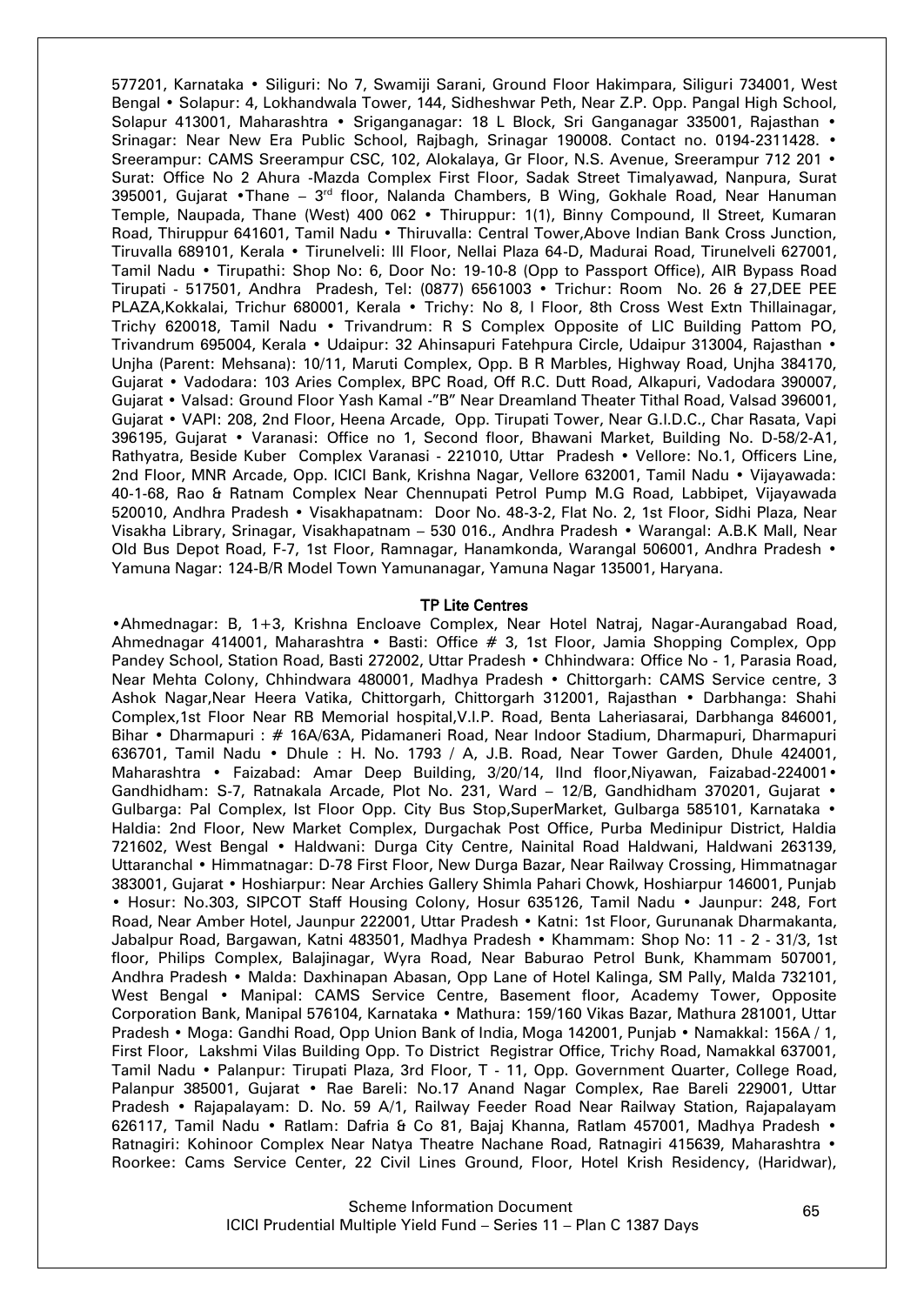577201, Karnataka • Siliguri: No 7, Swamiji Sarani, Ground Floor Hakimpara, Siliguri 734001, West Bengal • Solapur: 4, Lokhandwala Tower, 144, Sidheshwar Peth, Near Z.P. Opp. Pangal High School, Solapur 413001, Maharashtra • Sriganganagar: 18 L Block, Sri Ganganagar 335001, Rajasthan • Srinagar: Near New Era Public School, Rajbagh, Srinagar 190008. Contact no. 0194-2311428. • Sreerampur: CAMS Sreerampur CSC, 102, Alokalaya, Gr Floor, N.S. Avenue, Sreerampur 712 201 • Surat: Office No 2 Ahura -Mazda Complex First Floor, Sadak Street Timalyawad, Nanpura, Surat 395001, Gujarat •Thane – 3rd floor, Nalanda Chambers, B Wing, Gokhale Road, Near Hanuman Temple, Naupada, Thane (West) 400 062 • Thiruppur: 1(1), Binny Compound, II Street, Kumaran Road, Thiruppur 641601, Tamil Nadu • Thiruvalla: Central Tower,Above Indian Bank Cross Junction, Tiruvalla 689101, Kerala • Tirunelveli: III Floor, Nellai Plaza 64-D, Madurai Road, Tirunelveli 627001, Tamil Nadu • Tirupathi: Shop No: 6, Door No: 19-10-8 (Opp to Passport Office), AIR Bypass Road Tirupati - 517501, Andhra Pradesh, Tel: (0877) 6561003 • Trichur: Room No. 26 & 27,DEE PEE PLAZA,Kokkalai, Trichur 680001, Kerala • Trichy: No 8, I Floor, 8th Cross West Extn Thillainagar, Trichy 620018, Tamil Nadu • Trivandrum: R S Complex Opposite of LIC Building Pattom PO, Trivandrum 695004, Kerala • Udaipur: 32 Ahinsapuri Fatehpura Circle, Udaipur 313004, Rajasthan • Unjha (Parent: Mehsana): 10/11, Maruti Complex, Opp. B R Marbles, Highway Road, Unjha 384170, Gujarat • Vadodara: 103 Aries Complex, BPC Road, Off R.C. Dutt Road, Alkapuri, Vadodara 390007, Gujarat • Valsad: Ground Floor Yash Kamal -"B" Near Dreamland Theater Tithal Road, Valsad 396001, Gujarat • VAPI: 208, 2nd Floor, Heena Arcade, Opp. Tirupati Tower, Near G.I.D.C., Char Rasata, Vapi 396195, Gujarat • Varanasi: Office no 1, Second floor, Bhawani Market, Building No. D-58/2-A1, Rathyatra, Beside Kuber Complex Varanasi - 221010, Uttar Pradesh • Vellore: No.1, Officers Line, 2nd Floor, MNR Arcade, Opp. ICICI Bank, Krishna Nagar, Vellore 632001, Tamil Nadu • Vijayawada: 40-1-68, Rao & Ratnam Complex Near Chennupati Petrol Pump M.G Road, Labbipet, Vijayawada 520010, Andhra Pradesh • Visakhapatnam: Door No. 48-3-2, Flat No. 2, 1st Floor, Sidhi Plaza, Near Visakha Library, Srinagar, Visakhapatnam – 530 016., Andhra Pradesh • Warangal: A.B.K Mall, Near Old Bus Depot Road, F-7, 1st Floor, Ramnagar, Hanamkonda, Warangal 506001, Andhra Pradesh • Yamuna Nagar: 124-B/R Model Town Yamunanagar, Yamuna Nagar 135001, Haryana.

## TP Lite Centres

•Ahmednagar: B, 1+3, Krishna Encloave Complex, Near Hotel Natraj, Nagar-Aurangabad Road, Ahmednagar 414001, Maharashtra • Basti: Office # 3, 1st Floor, Jamia Shopping Complex, Opp Pandey School, Station Road, Basti 272002, Uttar Pradesh • Chhindwara: Office No - 1, Parasia Road, Near Mehta Colony, Chhindwara 480001, Madhya Pradesh • Chittorgarh: CAMS Service centre, 3 Ashok Nagar,Near Heera Vatika, Chittorgarh, Chittorgarh 312001, Rajasthan • Darbhanga: Shahi Complex,1st Floor Near RB Memorial hospital,V.I.P. Road, Benta Laheriasarai, Darbhanga 846001, Bihar • Dharmapuri : # 16A/63A, Pidamaneri Road, Near Indoor Stadium, Dharmapuri, Dharmapuri 636701, Tamil Nadu • Dhule : H. No. 1793 / A, J.B. Road, Near Tower Garden, Dhule 424001, Maharashtra • Faizabad: Amar Deep Building, 3/20/14, IInd floor,Niyawan, Faizabad-224001• Gandhidham: S-7, Ratnakala Arcade, Plot No. 231, Ward – 12/B, Gandhidham 370201, Gujarat • Gulbarga: Pal Complex, Ist Floor Opp. City Bus Stop,SuperMarket, Gulbarga 585101, Karnataka • Haldia: 2nd Floor, New Market Complex, Durgachak Post Office, Purba Medinipur District, Haldia 721602, West Bengal • Haldwani: Durga City Centre, Nainital Road Haldwani, Haldwani 263139, Uttaranchal • Himmatnagar: D-78 First Floor, New Durga Bazar, Near Railway Crossing, Himmatnagar 383001, Gujarat • Hoshiarpur: Near Archies Gallery Shimla Pahari Chowk, Hoshiarpur 146001, Punjab • Hosur: No.303, SIPCOT Staff Housing Colony, Hosur 635126, Tamil Nadu • Jaunpur: 248, Fort Road, Near Amber Hotel, Jaunpur 222001, Uttar Pradesh • Katni: 1st Floor, Gurunanak Dharmakanta, Jabalpur Road, Bargawan, Katni 483501, Madhya Pradesh • Khammam: Shop No: 11 - 2 - 31/3, 1st floor, Philips Complex, Balajinagar, Wyra Road, Near Baburao Petrol Bunk, Khammam 507001, Andhra Pradesh • Malda: Daxhinapan Abasan, Opp Lane of Hotel Kalinga, SM Pally, Malda 732101, West Bengal • Manipal: CAMS Service Centre, Basement floor, Academy Tower, Opposite Corporation Bank, Manipal 576104, Karnataka • Mathura: 159/160 Vikas Bazar, Mathura 281001, Uttar Pradesh • Moga: Gandhi Road, Opp Union Bank of India, Moga 142001, Punjab • Namakkal: 156A / 1, First Floor, Lakshmi Vilas Building Opp. To District Registrar Office, Trichy Road, Namakkal 637001, Tamil Nadu • Palanpur: Tirupati Plaza, 3rd Floor, T - 11, Opp. Government Quarter, College Road, Palanpur 385001, Gujarat • Rae Bareli: No.17 Anand Nagar Complex, Rae Bareli 229001, Uttar Pradesh • Rajapalayam: D. No. 59 A/1, Railway Feeder Road Near Railway Station, Rajapalayam 626117, Tamil Nadu • Ratlam: Dafria & Co 81, Bajaj Khanna, Ratlam 457001, Madhya Pradesh • Ratnagiri: Kohinoor Complex Near Natya Theatre Nachane Road, Ratnagiri 415639, Maharashtra • Roorkee: Cams Service Center, 22 Civil Lines Ground, Floor, Hotel Krish Residency, (Haridwar),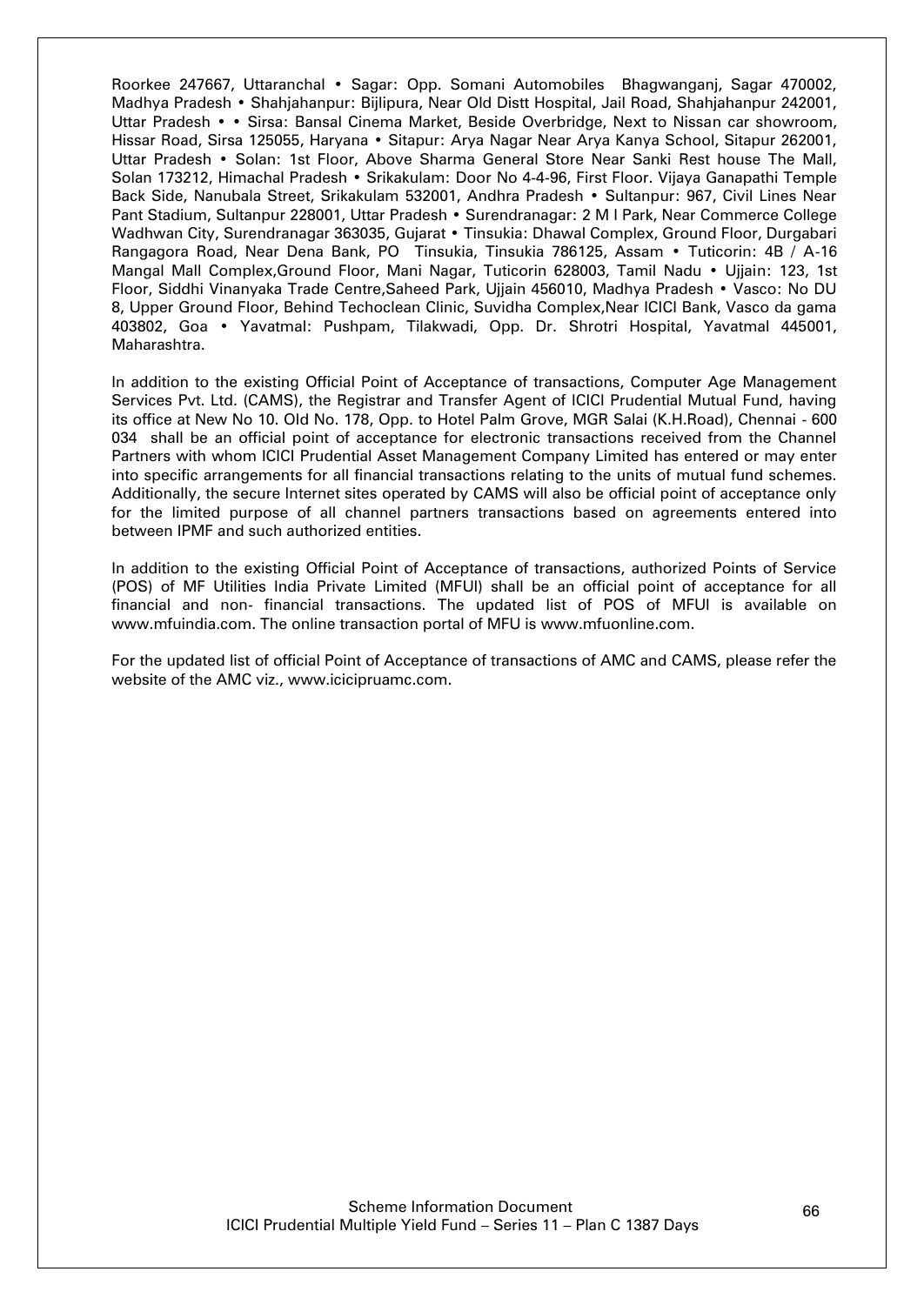Roorkee 247667, Uttaranchal • Sagar: Opp. Somani Automobiles Bhagwanganj, Sagar 470002, Madhya Pradesh • Shahjahanpur: Bijlipura, Near Old Distt Hospital, Jail Road, Shahjahanpur 242001, Uttar Pradesh • • Sirsa: Bansal Cinema Market, Beside Overbridge, Next to Nissan car showroom, Hissar Road, Sirsa 125055, Haryana • Sitapur: Arya Nagar Near Arya Kanya School, Sitapur 262001, Uttar Pradesh • Solan: 1st Floor, Above Sharma General Store Near Sanki Rest house The Mall, Solan 173212, Himachal Pradesh • Srikakulam: Door No 4-4-96, First Floor. Vijaya Ganapathi Temple Back Side, Nanubala Street, Srikakulam 532001, Andhra Pradesh • Sultanpur: 967, Civil Lines Near Pant Stadium, Sultanpur 228001, Uttar Pradesh • Surendranagar: 2 M I Park, Near Commerce College Wadhwan City, Surendranagar 363035, Gujarat • Tinsukia: Dhawal Complex, Ground Floor, Durgabari Rangagora Road, Near Dena Bank, PO Tinsukia, Tinsukia 786125, Assam • Tuticorin: 4B / A-16 Mangal Mall Complex,Ground Floor, Mani Nagar, Tuticorin 628003, Tamil Nadu • Ujjain: 123, 1st Floor, Siddhi Vinanyaka Trade Centre,Saheed Park, Ujjain 456010, Madhya Pradesh • Vasco: No DU 8, Upper Ground Floor, Behind Techoclean Clinic, Suvidha Complex,Near ICICI Bank, Vasco da gama 403802, Goa • Yavatmal: Pushpam, Tilakwadi, Opp. Dr. Shrotri Hospital, Yavatmal 445001, Maharashtra.

In addition to the existing Official Point of Acceptance of transactions, Computer Age Management Services Pvt. Ltd. (CAMS), the Registrar and Transfer Agent of ICICI Prudential Mutual Fund, having its office at New No 10. Old No. 178, Opp. to Hotel Palm Grove, MGR Salai (K.H.Road), Chennai - 600 034 shall be an official point of acceptance for electronic transactions received from the Channel Partners with whom ICICI Prudential Asset Management Company Limited has entered or may enter into specific arrangements for all financial transactions relating to the units of mutual fund schemes. Additionally, the secure Internet sites operated by CAMS will also be official point of acceptance only for the limited purpose of all channel partners transactions based on agreements entered into between IPMF and such authorized entities.

In addition to the existing Official Point of Acceptance of transactions, authorized Points of Service (POS) of MF Utilities India Private Limited (MFUI) shall be an official point of acceptance for all financial and non- financial transactions. The updated list of POS of MFUI is available on www.mfuindia.com. The online transaction portal of MFU is www.mfuonline.com.

For the updated list of official Point of Acceptance of transactions of AMC and CAMS, please refer the website of the AMC viz., www.icicipruamc.com.